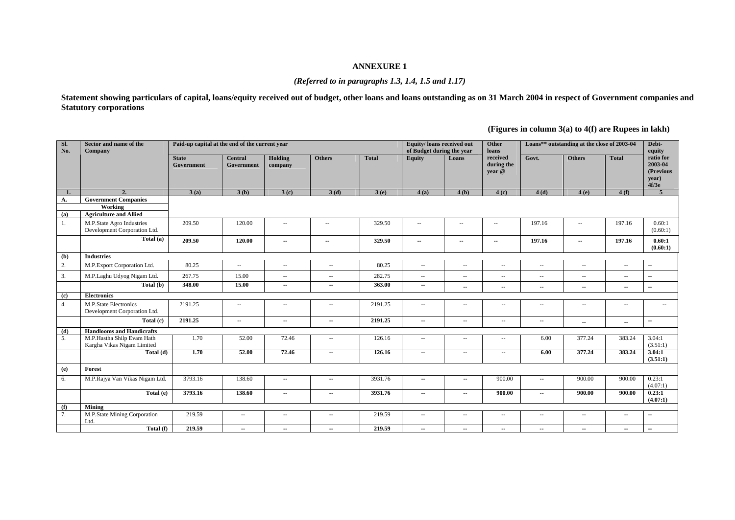# ANNEXURE 1

*(Referred to in paragraphs 1.3, 1.4, 1.5 and 1.17)*

**Statement showing particulars of capital, loans/equity received out of budget, other loans and loans outstanding as on 31 March 2004 in respect of Government companies and Statutory corporations**

**(Figures in column 3(a) to 4(f) are Rupees in lakh)**

| Sl. No. | Sector and name of the Company | Paid-up capital at the end of the current year | | | | | Equity/ loans received out of Budget during the year | | Other loans received during the year @ | Loans** outstanding at the close of 2003-04 | | | Debt-equity ratio for 2003-04 (Previous year) 4f/3e |
|---|---|---|---|---|---|---|---|---|---|---|---|---|---|
| | | State Government | Central Government | Holding company | Others | Total | Equity | Loans | | Govt. | Others | Total | |
| **1.** | **2.** | **3 (a)** | **3 (b)** | **3 (c)** | **3 (d)** | **3 (e)** | **4 (a)** | **4 (b)** | **4 (c)** | **4 (d)** | **4 (e)** | **4 (f)** | **5** |
| **A.** | **Government Companies** | | | | | | | | | | | | |
| | **Working** | | | | | | | | | | | | |
| **(a)** | **Agriculture and Allied** | | | | | | | | | | | | |
| 1. | M.P.State Agro Industries Development Corporation Ltd. | 209.50 | 120.00 | -- | -- | 329.50 | -- | -- | -- | 197.16 | -- | 197.16 | 0.60:1 (0.60:1) |
| | **Total (a)** | **209.50** | **120.00** | **--** | **--** | **329.50** | **--** | **--** | **--** | **197.16** | **--** | **197.16** | **0.60:1 (0.60:1)** |
| **(b)** | **Industries** | | | | | | | | | | | | |
| 2. | M.P.Export Corporation Ltd. | 80.25 | -- | -- | -- | 80.25 | -- | -- | -- | -- | -- | -- | -- |
| 3. | M.P.Laghu Udyog Nigam Ltd. | 267.75 | 15.00 | -- | -- | 282.75 | -- | -- | -- | -- | -- | -- | -- |
| | **Total (b)** | **348.00** | **15.00** | **--** | **--** | **363.00** | **--** | -- | -- | -- | -- | -- | -- |
| **(c)** | **Electronics** | | | | | | | | | | | | |
| 4. | M.P.State Electronics Development Corporation Ltd. | 2191.25 | -- | -- | -- | 2191.25 | -- | -- | -- | -- | -- | -- | -- |
| | **Total (c)** | **2191.25** | **--** | **--** | **--** | **2191.25** | **--** | **--** | **--** | **--** | **--** | **--** | **--** |
| **(d)** | **Handlooms and Handicrafts** | | | | | | | | | | | | |
| 5. | M.P.Hastha Shilp Evam Hath Kargha Vikas Nigam Limited | 1.70 | 52.00 | 72.46 | -- | 126.16 | -- | -- | -- | 6.00 | 377.24 | 383.24 | 3.04:1 (3.51:1) |
| | **Total (d)** | **1.70** | **52.00** | **72.46** | **--** | **126.16** | **--** | **--** | **--** | **6.00** | **377.24** | **383.24** | **3.04:1 (3.51:1)** |
| **(e)** | **Forest** | | | | | | | | | | | | |
| 6. | M.P.Rajya Van Vikas Nigam Ltd. | 3793.16 | 138.60 | -- | -- | 3931.76 | -- | -- | 900.00 | -- | 900.00 | 900.00 | 0.23:1 (4.07:1) |
| | **Total (e)** | **3793.16** | **138.60** | **--** | **--** | **3931.76** | **--** | **--** | **900.00** | **--** | **900.00** | **900.00** | **0.23:1 (4.07:1)** |
| **(f)** | **Mining** | | | | | | | | | | | | |
| 7. | M.P.State Mining Corporation Ltd. | 219.59 | -- | -- | -- | 219.59 | -- | -- | -- | -- | -- | -- | -- |
| | **Total (f)** | **219.59** | **--** | **--** | **--** | **219.59** | **--** | **--** | **--** | **--** | **--** | **--** | **--** |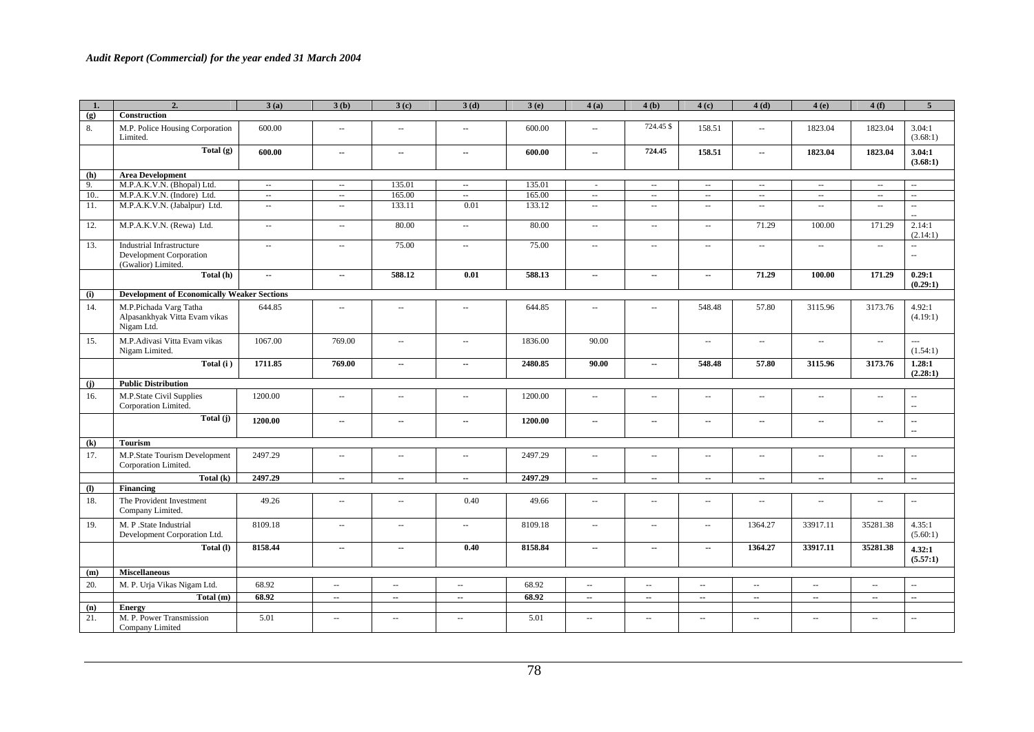| 1. | 2. | 3 (a) | 3 (b) | 3 (c) | 3 (d) | 3 (e) | 4 (a) | 4 (b) | 4 (c) | 4 (d) | 4 (e) | 4 (f) | 5 |
|---|---|---|---|---|---|---|---|---|---|---|---|---|---|
| (g) | **Construction** | | | | | | | | | | | | |
| 8. | M.P. Police Housing Corporation Limited. | 600.00 | -- | -- | -- | 600.00 | -- | 724.45 $ | 158.51 | -- | 1823.04 | 1823.04 | 3.04:1 (3.68:1) |
| | **Total (g)** | **600.00** | **--** | **--** | **--** | **600.00** | **--** | **724.45** | **158.51** | **--** | **1823.04** | **1823.04** | **3.04:1 (3.68:1)** |
| (h) | **Area Development** | | | | | | | | | | | | |
| 9. | M.P.A.K.V.N. (Bhopal) Ltd. | -- | -- | 135.01 | -- | 135.01 | - | -- | -- | -- | -- | -- | -- |
| 10.. | M.P.A.K.V.N. (Indore) Ltd. | -- | -- | 165.00 | -- | 165.00 | -- | -- | -- | -- | -- | -- | -- |
| 11. | M.P.A.K.V.N. (Jabalpur) Ltd. | -- | -- | 133.11 | 0.01 | 133.12 | -- | -- | -- | -- | -- | -- | -- -- |
| 12. | M.P.A.K.V.N. (Rewa) Ltd. | -- | -- | 80.00 | -- | 80.00 | -- | -- | -- | 71.29 | 100.00 | 171.29 | 2.14:1 (2.14:1) |
| 13. | Industrial Infrastructure Development Corporation (Gwalior) Limited. | -- | -- | 75.00 | -- | 75.00 | -- | -- | -- | -- | -- | -- | -- -- |
| | **Total (h)** | **--** | **--** | **588.12** | **0.01** | **588.13** | **--** | **--** | **--** | **71.29** | **100.00** | **171.29** | **0.29:1 (0.29:1)** |
| (i) | **Development of Economically Weaker Sections** | | | | | | | | | | | | |
| 14. | M.P.Pichada Varg Tatha Alpasankhyak Vitta Evam vikas Nigam Ltd. | 644.85 | -- | -- | -- | 644.85 | -- | -- | 548.48 | 57.80 | 3115.96 | 3173.76 | 4.92:1 (4.19:1) |
| 15. | M.P.Adivasi Vitta Evam vikas Nigam Limited. | 1067.00 | 769.00 | -- | -- | 1836.00 | 90.00 | | -- | -- | -- | -- | --- (1.54:1) |
| | **Total (i )** | **1711.85** | **769.00** | **--** | **--** | **2480.85** | **90.00** | **--** | **548.48** | **57.80** | **3115.96** | **3173.76** | **1.28:1 (2.28:1)** |
| (j) | **Public Distribution** | | | | | | | | | | | | |
| 16. | M.P.State Civil Supplies Corporation Limited. | 1200.00 | -- | -- | -- | 1200.00 | -- | -- | -- | -- | -- | -- | -- -- |
| | **Total (j)** | **1200.00** | **--** | **--** | **--** | **1200.00** | **--** | **--** | **--** | **--** | **--** | **--** | **-- --** |
| (k) | **Tourism** | | | | | | | | | | | | |
| 17. | M.P.State Tourism Development Corporation Limited. | 2497.29 | -- | -- | -- | 2497.29 | -- | -- | -- | -- | -- | -- | -- |
| | **Total (k)** | **2497.29** | **--** | **--** | **--** | **2497.29** | **--** | **--** | **--** | **--** | **--** | **--** | **--** |
| (l) | **Financing** | | | | | | | | | | | | |
| 18. | The Provident Investment Company Limited. | 49.26 | -- | -- | 0.40 | 49.66 | -- | -- | -- | -- | -- | -- | -- |
| 19. | M. P .State Industrial Development Corporation Ltd. | 8109.18 | -- | -- | -- | 8109.18 | -- | -- | -- | 1364.27 | 33917.11 | 35281.38 | 4.35:1 (5.60:1) |
| | **Total (l)** | **8158.44** | **--** | **--** | **0.40** | **8158.84** | **--** | **--** | **--** | **1364.27** | **33917.11** | **35281.38** | **4.32:1 (5.57:1)** |
| (m) | **Miscellaneous** | | | | | | | | | | | | |
| 20. | M. P. Urja Vikas Nigam Ltd. | 68.92 | -- | -- | -- | 68.92 | -- | -- | -- | -- | -- | -- | -- |
| | **Total (m)** | **68.92** | **--** | **--** | **--** | **68.92** | **--** | **--** | **--** | **--** | **--** | **--** | **--** |
| (n) | **Energy** | | | | | | | | | | | | |
| 21. | M. P. Power Transmission Company Limited | 5.01 | -- | -- | -- | 5.01 | -- | -- | -- | -- | -- | -- | -- |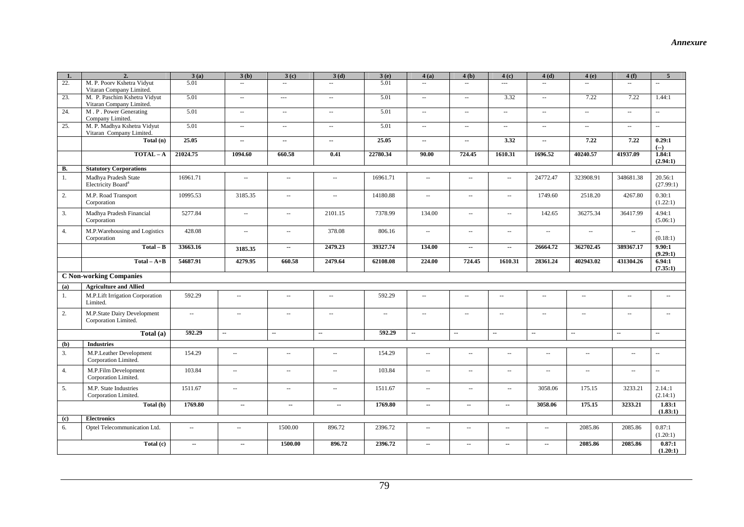*Annexure*

| 1. | 2. | 3 (a) | 3 (b) | 3 (c) | 3 (d) | 3 (e) | 4 (a) | 4 (b) | 4 (c) | 4 (d) | 4 (e) | 4 (f) | 5 |
|---|---|---|---|---|---|---|---|---|---|---|---|---|---|
| 22. | M. P. Poorv Kshetra Vidyut Vitaran Company Limited. | 5.01 | -- | -- | -- | 5.01 | -- | -- | --- | -- | -- | -- | -- |
| 23. | M. P. Paschim Kshetra Vidyut Vitaran Company Limited. | 5.01 | -- | --- | -- | 5.01 | -- | -- | 3.32 | -- | 7.22 | 7.22 | 1.44:1 |
| 24. | M . P . Power Generating Company Limited. | 5.01 | -- | -- | -- | 5.01 | -- | -- | -- | -- | -- | -- | -- |
| 25. | M. P. Madhya Kshetra Vidyut Vitaran Company Limited. | 5.01 | -- | -- | -- | 5.01 | -- | -- | -- | -- | -- | -- | -- |
| | **Total (n)** | **25.05** | **--** | **--** | **--** | **25.05** | **--** | **--** | **3.32** | **--** | **7.22** | **7.22** | **0.29:1 (--)** |
| | **TOTAL – A** | **21024.75** | **1094.60** | **660.58** | **0.41** | **22780.34** | **90.00** | **724.45** | **1610.31** | **1696.52** | **40240.57** | **41937.09** | **1.84:1 (2.94:1)** |
| **B.** | **Statutory Corporations** | | | | | | | | | | | | |
| 1. | Madhya Pradesh State Electricity Board[#] | 16961.71 | -- | -- | -- | 16961.71 | -- | -- | -- | 24772.47 | 323908.91 | 348681.38 | 20.56:1 (27.99:1) |
| 2. | M.P. Road Transport Corporation | 10995.53 | 3185.35 | -- | -- | 14180.88 | -- | -- | -- | 1749.60 | 2518.20 | 4267.80 | 0.30:1 (1.22:1) |
| 3. | Madhya Pradesh Financial Corporation | 5277.84 | -- | -- | 2101.15 | 7378.99 | 134.00 | -- | -- | 142.65 | 36275.34 | 36417.99 | 4.94:1 (5.06:1) |
| 4. | M.P.Warehousing and Logistics Corporation | 428.08 | -- | -- | 378.08 | 806.16 | -- | -- | -- | -- | -- | -- | -- (0.18:1) |
| | **Total – B** | **33663.16** | **3185.35** | **--** | **2479.23** | **39327.74** | **134.00** | **--** | **--** | **26664.72** | **362702.45** | **389367.17** | **9.90:1 (9.29:1)** |
| | **Total – A+B** | **54687.91** | **4279.95** | **660.58** | **2479.64** | **62108.08** | **224.00** | **724.45** | **1610.31** | **28361.24** | **402943.02** | **431304.26** | **6.94:1 (7.35:1)** |
| | **C Non-working Companies** | | | | | | | | | | | | |
| **(a)** | **Agriculture and Allied** | | | | | | | | | | | | |
| 1. | M.P.Lift Irrigation Corporation Limited. | 592.29 | -- | -- | -- | 592.29 | -- | -- | -- | -- | -- | -- | -- |
| 2. | M.P.State Dairy Development Corporation Limited. | -- | -- | -- | -- | -- | -- | -- | -- | -- | -- | -- | -- |
| | **Total (a)** | **592.29** | **--** | **--** | **--** | **592.29** | **--** | **--** | **--** | **--** | **--** | **--** | **--** |
| **(b)** | **Industries** | | | | | | | | | | | | |
| 3. | M.P.Leather Development Corporation Limited. | 154.29 | -- | -- | -- | 154.29 | -- | -- | -- | -- | -- | -- | -- |
| 4. | M.P.Film Development Corporation Limited. | 103.84 | -- | -- | -- | 103.84 | -- | -- | -- | -- | -- | -- | -- |
| 5. | M.P. State Industries Corporation Limited. | 1511.67 | -- | -- | -- | 1511.67 | -- | -- | -- | 3058.06 | 175.15 | 3233.21 | 2.14.:1 (2.14:1) |
| | **Total (b)** | **1769.80** | **--** | **--** | **--** | **1769.80** | **--** | **--** | **--** | **3058.06** | **175.15** | **3233.21** | **1.83:1 (1.83:1)** |
| **(c)** | **Electronics** | | | | | | | | | | | | |
| 6. | Optel Telecommunication Ltd. | -- | -- | 1500.00 | 896.72 | 2396.72 | -- | -- | -- | -- | 2085.86 | 2085.86 | 0.87:1 (1.20:1) |
| | **Total (c)** | **--** | **--** | **1500.00** | **896.72** | **2396.72** | **--** | **--** | **--** | **--** | **2085.86** | **2085.86** | **0.87:1 (1.20:1)** |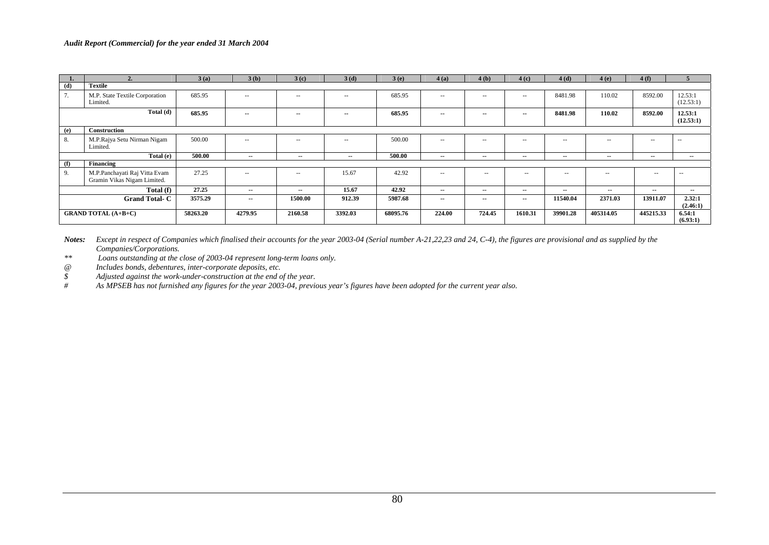| 1. | 2. | 3 (a) | 3 (b) | 3 (c) | 3 (d) | 3 (e) | 4 (a) | 4 (b) | 4 (c) | 4 (d) | 4 (e) | 4 (f) | 5 |
|---|---|---|---|---|---|---|---|---|---|---|---|---|---|
| **(d)** | **Textile** | | | | | | | | | | | | |
| 7. | M.P. State Textile Corporation Limited. | 685.95 | -- | -- | -- | 685.95 | -- | -- | -- | 8481.98 | 110.02 | 8592.00 | 12.53:1 (12.53:1) |
| | **Total (d)** | **685.95** | **--** | **--** | **--** | **685.95** | **--** | **--** | **--** | **8481.98** | **110.02** | **8592.00** | **12.53:1 (12.53:1)** |
| **(e)** | **Construction** | | | | | | | | | | | | |
| 8. | M.P.Rajya Setu Nirman Nigam Limited. | 500.00 | -- | -- | -- | 500.00 | -- | -- | -- | -- | -- | -- | -- |
| | **Total (e)** | **500.00** | **--** | **--** | **--** | **500.00** | **--** | **--** | **--** | **--** | **--** | **--** | **--** |
| **(f)** | **Financing** | | | | | | | | | | | | |
| 9. | M.P.Panchayati Raj Vitta Evam Gramin Vikas Nigam Limited. | 27.25 | -- | -- | 15.67 | 42.92 | -- | -- | -- | -- | -- | -- | -- |
| | **Total (f)** | **27.25** | **--** | **--** | **15.67** | **42.92** | **--** | **--** | **--** | **--** | **--** | **--** | **--** |
| | **Grand Total- C** | **3575.29** | **--** | **1500.00** | **912.39** | **5987.68** | **--** | **--** | **--** | **11540.04** | **2371.03** | **13911.07** | **2.32:1 (2.46:1)** |
| | **GRAND TOTAL (A+B+C)** | **58263.20** | **4279.95** | **2160.58** | **3392.03** | **68095.76** | **224.00** | **724.45** | **1610.31** | **39901.28** | **405314.05** | **445215.33** | **6.54:1 (6.93:1)** |

***Notes:*** *Except in respect of Companies which finalised their accounts for the year 2003-04 (Serial number A-21,22,23 and 24, C-4), the figures are provisional and as supplied by the Companies/Corporations.*

*\*\* Loans outstanding at the close of 2003-04 represent long-term loans only.*

*@ Includes bonds, debentures, inter-corporate deposits, etc.*

*$ Adjusted against the work-under-construction at the end of the year.*

*# As MPSEB has not furnished any figures for the year 2003-04, previous year's figures have been adopted for the current year also.*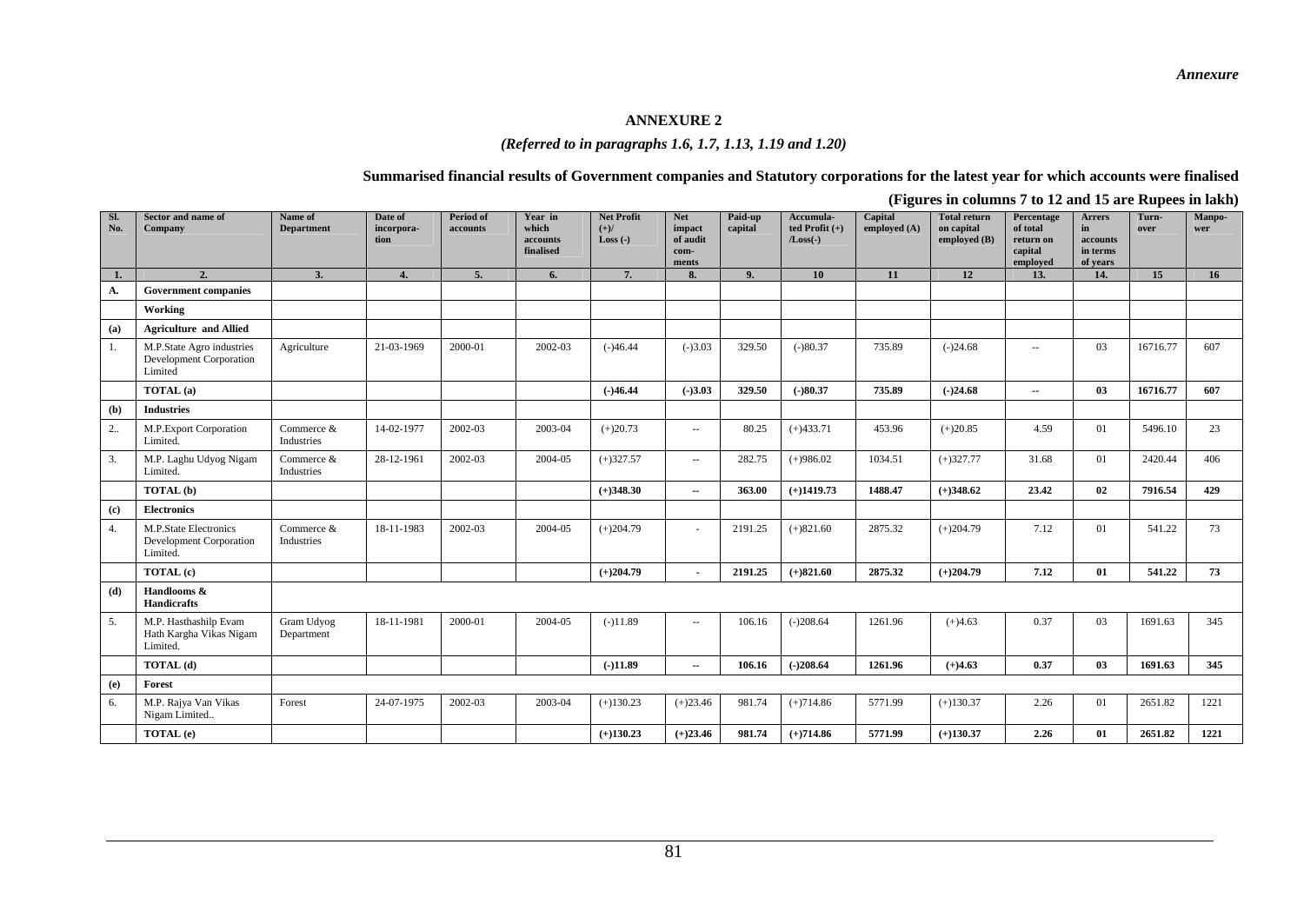## ANNEXURE 2

### *(Referred to in paragraphs 1.6, 1.7, 1.13, 1.19 and 1.20)*

### Summarised financial results of Government companies and Statutory corporations for the latest year for which accounts were finalised

**(Figures in columns 7 to 12 and 15 are Rupees in lakh)**

| Sl. No. | Sector and name of Company | Name of Department | Date of incorporation | Period of accounts | Year in which accounts finalised | Net Profit (+)/ Loss (-) | Net impact of audit comments | Paid-up capital | Accumulated Profit (+) /Loss(-) | Capital employed (A) | Total return on capital employed (B) | Percentage of total return on capital employed | Arrers in accounts in terms of years | Turn-over | Manpower |
|---|---|---|---|---|---|---|---|---|---|---|---|---|---|---|---|
| 1. | 2. | 3. | 4. | 5. | 6. | 7. | 8. | 9. | 10 | 11 | 12 | 13. | 14. | 15 | 16 |
| A. | **Government companies** | | | | | | | | | | | | | | |
| | **Working** | | | | | | | | | | | | | | |
| (a) | **Agriculture and Allied** | | | | | | | | | | | | | | |
| 1. | M.P.State Agro industries Development Corporation Limited | Agriculture | 21-03-1969 | 2000-01 | 2002-03 | (-)46.44 | (-)3.03 | 329.50 | (-)80.37 | 735.89 | (-)24.68 | -- | 03 | 16716.77 | 607 |
| | **TOTAL (a)** | | | | | **(-)46.44** | **(-)3.03** | **329.50** | **(-)80.37** | **735.89** | **(-)24.68** | **--** | **03** | **16716.77** | **607** |
| (b) | **Industries** | | | | | | | | | | | | | | |
| 2.. | M.P.Export Corporation Limited. | Commerce & Industries | 14-02-1977 | 2002-03 | 2003-04 | (+)20.73 | -- | 80.25 | (+)433.71 | 453.96 | (+)20.85 | 4.59 | 01 | 5496.10 | 23 |
| 3. | M.P. Laghu Udyog Nigam Limited. | Commerce & Industries | 28-12-1961 | 2002-03 | 2004-05 | (+)327.57 | -- | 282.75 | (+)986.02 | 1034.51 | (+)327.77 | 31.68 | 01 | 2420.44 | 406 |
| | **TOTAL (b)** | | | | | **(+)348.30** | **--** | **363.00** | **(+)1419.73** | **1488.47** | **(+)348.62** | **23.42** | **02** | **7916.54** | **429** |
| (c) | **Electronics** | | | | | | | | | | | | | | |
| 4. | M.P.State Electronics Development Corporation Limited. | Commerce & Industries | 18-11-1983 | 2002-03 | 2004-05 | (+)204.79 | - | 2191.25 | (+)821.60 | 2875.32 | (+)204.79 | 7.12 | 01 | 541.22 | 73 |
| | **TOTAL (c)** | | | | | **(+)204.79** | **-** | **2191.25** | **(+)821.60** | **2875.32** | **(+)204.79** | **7.12** | **01** | **541.22** | **73** |
| (d) | **Handlooms & Handicrafts** | | | | | | | | | | | | | | |
| 5. | M.P. Hasthashilp Evam Hath Kargha Vikas Nigam Limited. | Gram Udyog Department | 18-11-1981 | 2000-01 | 2004-05 | (-)11.89 | -- | 106.16 | (-)208.64 | 1261.96 | (+)4.63 | 0.37 | 03 | 1691.63 | 345 |
| | **TOTAL (d)** | | | | | **(-)11.89** | **--** | **106.16** | **(-)208.64** | **1261.96** | **(+)4.63** | **0.37** | **03** | **1691.63** | **345** |
| (e) | **Forest** | | | | | | | | | | | | | | |
| 6. | M.P. Rajya Van Vikas Nigam Limited.. | Forest | 24-07-1975 | 2002-03 | 2003-04 | (+)130.23 | (+)23.46 | 981.74 | (+)714.86 | 5771.99 | (+)130.37 | 2.26 | 01 | 2651.82 | 1221 |
| | **TOTAL (e)** | | | | | **(+)130.23** | **(+)23.46** | **981.74** | **(+)714.86** | **5771.99** | **(+)130.37** | **2.26** | **01** | **2651.82** | **1221** |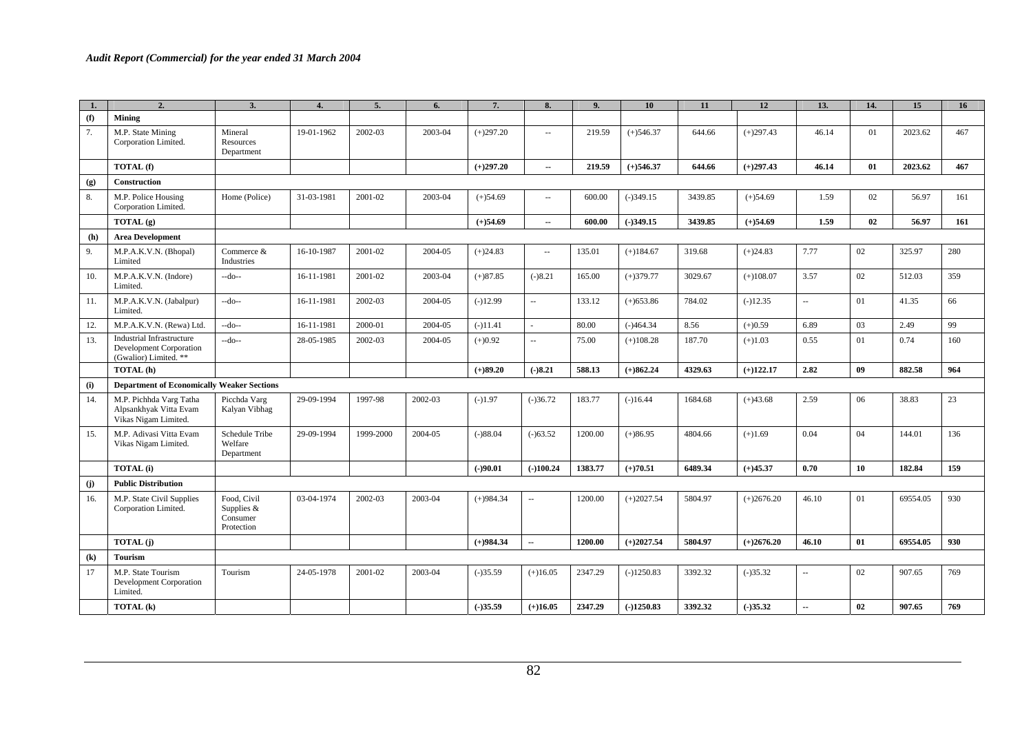| 1. | 2. | 3. | 4. | 5. | 6. | 7. | 8. | 9. | 10 | 11 | 12 | 13. | 14. | 15 | 16 |
|---|---|---|---|---|---|---|---|---|---|---|---|---|---|---|---|
| **(f)** | **Mining** | | | | | | | | | | | | | | |
| 7. | M.P. State Mining Corporation Limited. | Mineral Resources Department | 19-01-1962 | 2002-03 | 2003-04 | (+)297.20 | -- | 219.59 | (+)546.37 | 644.66 | (+)297.43 | 46.14 | 01 | 2023.62 | 467 |
| | **TOTAL (f)** | | | | | **(+)297.20** | **--** | **219.59** | **(+)546.37** | **644.66** | **(+)297.43** | **46.14** | **01** | **2023.62** | **467** |
| **(g)** | **Construction** | | | | | | | | | | | | | | |
| 8. | M.P. Police Housing Corporation Limited. | Home (Police) | 31-03-1981 | 2001-02 | 2003-04 | (+)54.69 | -- | 600.00 | (-)349.15 | 3439.85 | (+)54.69 | 1.59 | 02 | 56.97 | 161 |
| | **TOTAL (g)** | | | | | **(+)54.69** | **--** | **600.00** | **(-)349.15** | **3439.85** | **(+)54.69** | **1.59** | **02** | **56.97** | **161** |
| **(h)** | **Area Development** | | | | | | | | | | | | | | |
| 9. | M.P.A.K.V.N. (Bhopal) Limited | Commerce & Industries | 16-10-1987 | 2001-02 | 2004-05 | (+)24.83 | -- | 135.01 | (+)184.67 | 319.68 | (+)24.83 | 7.77 | 02 | 325.97 | 280 |
| 10. | M.P.A.K.V.N. (Indore) Limited. | --do-- | 16-11-1981 | 2001-02 | 2003-04 | (+)87.85 | (-)8.21 | 165.00 | (+)379.77 | 3029.67 | (+)108.07 | 3.57 | 02 | 512.03 | 359 |
| 11. | M.P.A.K.V.N. (Jabalpur) Limited. | --do-- | 16-11-1981 | 2002-03 | 2004-05 | (-)12.99 | -- | 133.12 | (+)653.86 | 784.02 | (-)12.35 | -- | 01 | 41.35 | 66 |
| 12. | M.P.A.K.V.N. (Rewa) Ltd. | --do-- | 16-11-1981 | 2000-01 | 2004-05 | (-)11.41 | - | 80.00 | (-)464.34 | 8.56 | (+)0.59 | 6.89 | 03 | 2.49 | 99 |
| 13. | Industrial Infrastructure Development Corporation (Gwalior) Limited. ** | --do-- | 28-05-1985 | 2002-03 | 2004-05 | (+)0.92 | -- | 75.00 | (+)108.28 | 187.70 | (+)1.03 | 0.55 | 01 | 0.74 | 160 |
| | **TOTAL (h)** | | | | | **(+)89.20** | **(-)8.21** | **588.13** | **(+)862.24** | **4329.63** | **(+)122.17** | **2.82** | **09** | **882.58** | **964** |
| **(i)** | **Department of Economically Weaker Sections** | | | | | | | | | | | | | | |
| 14. | M.P. Pichhda Varg Tatha Alpsankhyak Vitta Evam Vikas Nigam Limited. | Picchda Varg Kalyan Vibhag | 29-09-1994 | 1997-98 | 2002-03 | (-)1.97 | (-)36.72 | 183.77 | (-)16.44 | 1684.68 | (+)43.68 | 2.59 | 06 | 38.83 | 23 |
| 15. | M.P. Adivasi Vitta Evam Vikas Nigam Limited. | Schedule Tribe Welfare Department | 29-09-1994 | 1999-2000 | 2004-05 | (-)88.04 | (-)63.52 | 1200.00 | (+)86.95 | 4804.66 | (+)1.69 | 0.04 | 04 | 144.01 | 136 |
| | **TOTAL (i)** | | | | | **(-)90.01** | **(-)100.24** | **1383.77** | **(+)70.51** | **6489.34** | **(+)45.37** | **0.70** | **10** | **182.84** | **159** |
| **(j)** | **Public Distribution** | | | | | | | | | | | | | | |
| 16. | M.P. State Civil Supplies Corporation Limited. | Food, Civil Supplies & Consumer Protection | 03-04-1974 | 2002-03 | 2003-04 | (+)984.34 | -- | 1200.00 | (+)2027.54 | 5804.97 | (+)2676.20 | 46.10 | 01 | 69554.05 | 930 |
| | **TOTAL (j)** | | | | | **(+)984.34** | **--** | **1200.00** | **(+)2027.54** | **5804.97** | **(+)2676.20** | **46.10** | **01** | **69554.05** | **930** |
| **(k)** | **Tourism** | | | | | | | | | | | | | | |
| 17 | M.P. State Tourism Development Corporation Limited. | Tourism | 24-05-1978 | 2001-02 | 2003-04 | (-)35.59 | (+)16.05 | 2347.29 | (-)1250.83 | 3392.32 | (-)35.32 | -- | 02 | 907.65 | 769 |
| | **TOTAL (k)** | | | | | **(-)35.59** | **(+)16.05** | **2347.29** | **(-)1250.83** | **3392.32** | **(-)35.32** | **--** | **02** | **907.65** | **769** |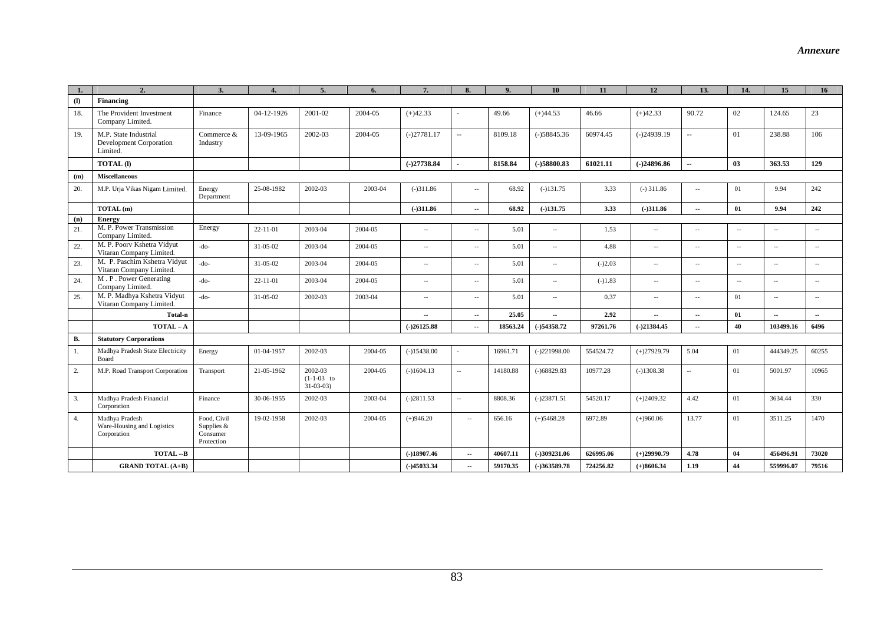*Annexure*

| 1. | 2. | 3. | 4. | 5. | 6. | 7. | 8. | 9. | 10 | 11 | 12 | 13. | 14. | 15 | 16 |
|---|---|---|---|---|---|---|---|---|---|---|---|---|---|---|---|
| **(l)** | **Financing** | | | | | | | | | | | | | | |
| 18. | The Provident Investment Company Limited. | Finance | 04-12-1926 | 2001-02 | 2004-05 | (+)42.33 | - | 49.66 | (+)44.53 | 46.66 | (+)42.33 | 90.72 | 02 | 124.65 | 23 |
| 19. | M.P. State Industrial Development Corporation Limited. | Commerce & Industry | 13-09-1965 | 2002-03 | 2004-05 | (-)27781.17 | -- | 8109.18 | (-)58845.36 | 60974.45 | (-)24939.19 | -- | 01 | 238.88 | 106 |
| | **TOTAL (l)** | | | | | **(-)27738.84** | **-** | **8158.84** | **(-)58800.83** | **61021.11** | **(-)24896.86** | **--** | **03** | **363.53** | **129** |
| **(m)** | **Miscellaneous** | | | | | | | | | | | | | | |
| 20. | M.P. Urja Vikas Nigam Limited. | Energy Department | 25-08-1982 | 2002-03 | 2003-04 | (-)311.86 | -- | 68.92 | (-)131.75 | 3.33 | (-) 311.86 | -- | 01 | 9.94 | 242 |
| | **TOTAL (m)** | | | | | **(-)311.86** | **--** | **68.92** | **(-)131.75** | **3.33** | **(-)311.86** | **--** | **01** | **9.94** | **242** |
| **(n)** | **Energy** | | | | | | | | | | | | | | |
| 21. | M. P. Power Transmission Company Limited. | Energy | 22-11-01 | 2003-04 | 2004-05 | -- | -- | 5.01 | -- | 1.53 | -- | -- | -- | -- | -- |
| 22. | M. P. Poorv Kshetra Vidyut Vitaran Company Limited. | -do- | 31-05-02 | 2003-04 | 2004-05 | -- | -- | 5.01 | -- | 4.88 | -- | -- | -- | -- | -- |
| 23. | M. P. Paschim Kshetra Vidyut Vitaran Company Limited. | -do- | 31-05-02 | 2003-04 | 2004-05 | -- | -- | 5.01 | -- | (-)2.03 | -- | -- | -- | -- | -- |
| 24. | M . P . Power Generating Company Limited. | -do- | 22-11-01 | 2003-04 | 2004-05 | -- | -- | 5.01 | -- | (-)1.83 | -- | -- | -- | -- | -- |
| 25. | M. P. Madhya Kshetra Vidyut Vitaran Company Limited. | -do- | 31-05-02 | 2002-03 | 2003-04 | -- | -- | 5.01 | -- | 0.37 | -- | -- | 01 | -- | -- |
| | **Total-n** | | | | | **--** | **--** | **25.05** | **--** | **2.92** | **--** | **--** | **01** | **--** | **--** |
| | **TOTAL – A** | | | | | **(-)26125.88** | **--** | **18563.24** | **(-)54358.72** | **97261.76** | **(-)21384.45** | **--** | **40** | **103499.16** | **6496** |
| **B.** | **Statutory Corporations** | | | | | | | | | | | | | | |
| 1. | Madhya Pradesh State Electricity Board | Energy | 01-04-1957 | 2002-03 | 2004-05 | (-)15438.00 | - | 16961.71 | (-)221998.00 | 554524.72 | (+)27929.79 | 5.04 | 01 | 444349.25 | 60255 |
| 2. | M.P. Road Transport Corporation | Transport | 21-05-1962 | 2002-03 (1-1-03 to 31-03-03) | 2004-05 | (-)1604.13 | -- | 14180.88 | (-)68829.83 | 10977.28 | (-)1308.38 | -- | 01 | 5001.97 | 10965 |
| 3. | Madhya Pradesh Financial Corporation | Finance | 30-06-1955 | 2002-03 | 2003-04 | (-)2811.53 | -- | 8808.36 | (-)23871.51 | 54520.17 | (+)2409.32 | 4.42 | 01 | 3634.44 | 330 |
| 4. | Madhya Pradesh Ware-Housing and Logistics Corporation | Food, Civil Supplies & Consumer Protection | 19-02-1958 | 2002-03 | 2004-05 | (+)946.20 | -- | 656.16 | (+)5468.28 | 6972.89 | (+)960.06 | 13.77 | 01 | 3511.25 | 1470 |
| | **TOTAL –B** | | | | | **(-)18907.46** | **--** | **40607.11** | **(-)309231.06** | **626995.06** | **(+)29990.79** | **4.78** | **04** | **456496.91** | **73020** |
| | **GRAND TOTAL (A+B)** | | | | | **(-)45033.34** | **--** | **59170.35** | **(-)363589.78** | **724256.82** | **(+)8606.34** | **1.19** | **44** | **559996.07** | **79516** |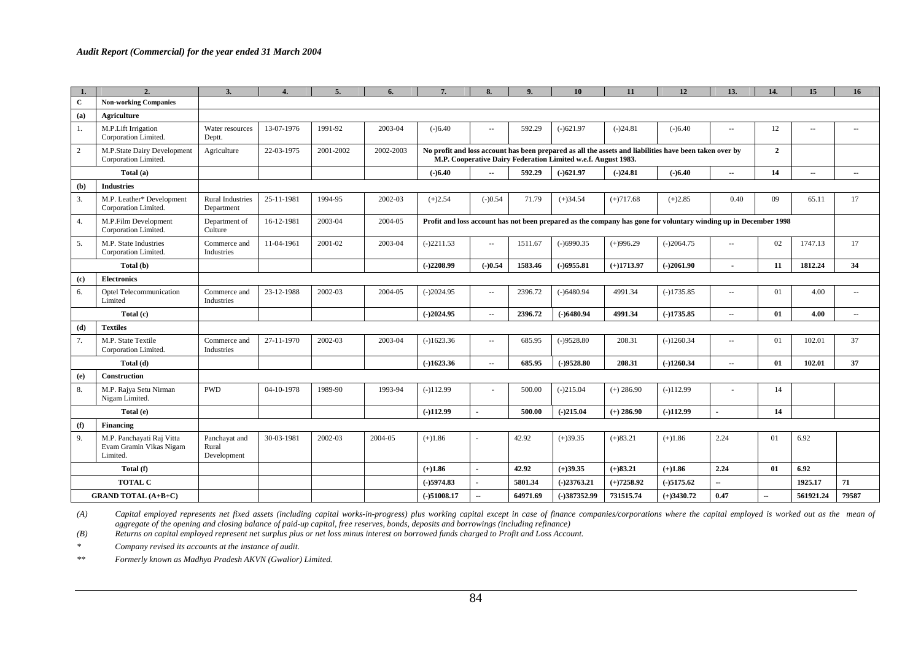| 1. | 2. | 3. | 4. | 5. | 6. | 7. | 8. | 9. | 10 | 11 | 12 | 13. | 14. | 15 | 16 |
|---|---|---|---|---|---|---|---|---|---|---|---|---|---|---|---|
| **C** | **Non-working Companies** | | | | | | | | | | | | | | |
| **(a)** | **Agriculture** | | | | | | | | | | | | | | |
| 1. | M.P.Lift Irrigation Corporation Limited. | Water resources Deptt. | 13-07-1976 | 1991-92 | 2003-04 | (-)6.40 | -- | 592.29 | (-)621.97 | (-)24.81 | (-)6.40 | -- | 12 | -- | -- |
| 2 | M.P.State Dairy Development Corporation Limited. | Agriculture | 22-03-1975 | 2001-2002 | 2002-2003 | **No profit and loss account has been prepared as all the assets and liabilities have been taken over by M.P. Cooperative Dairy Federation Limited w.e.f. August 1983.** | | | | | | | **2** | | |
| | **Total (a)** | | | | | **(-)6.40** | **--** | **592.29** | **(-)621.97** | **(-)24.81** | **(-)6.40** | **--** | **14** | **--** | **--** |
| **(b)** | **Industries** | | | | | | | | | | | | | | |
| 3. | M.P. Leather* Development Corporation Limited. | Rural Industries Department | 25-11-1981 | 1994-95 | 2002-03 | (+)2.54 | (-)0.54 | 71.79 | (+)34.54 | (+)717.68 | (+)2.85 | 0.40 | 09 | 65.11 | 17 |
| 4. | M.P.Film Development Corporation Limited. | Department of Culture | 16-12-1981 | 2003-04 | 2004-05 | **Profit and loss account has not been prepared as the company has gone for voluntary winding up in December 1998** | | | | | | | | | |
| 5. | M.P. State Industries Corporation Limited. | Commerce and Industries | 11-04-1961 | 2001-02 | 2003-04 | (-)2211.53 | -- | 1511.67 | (-)6990.35 | (+)996.29 | (-)2064.75 | -- | 02 | 1747.13 | 17 |
| | **Total (b)** | | | | | **(-)2208.99** | **(-)0.54** | **1583.46** | **(-)6955.81** | **(+)1713.97** | **(-)2061.90** | - | **11** | **1812.24** | **34** |
| **(c)** | **Electronics** | | | | | | | | | | | | | | |
| 6. | Optel Telecommunication Limited | Commerce and Industries | 23-12-1988 | 2002-03 | 2004-05 | (-)2024.95 | -- | 2396.72 | (-)6480.94 | 4991.34 | (-)1735.85 | -- | 01 | 4.00 | -- |
| | **Total (c)** | | | | | **(-)2024.95** | **--** | **2396.72** | **(-)6480.94** | **4991.34** | **(-)1735.85** | **--** | **01** | **4.00** | **--** |
| **(d)** | **Textiles** | | | | | | | | | | | | | | |
| 7. | M.P. State Textile Corporation Limited. | Commerce and Industries | 27-11-1970 | 2002-03 | 2003-04 | (-)1623.36 | -- | 685.95 | (-)9528.80 | 208.31 | (-)1260.34 | -- | 01 | 102.01 | 37 |
| | **Total (d)** | | | | | **(-)1623.36** | **--** | **685.95** | **(-)9528.80** | **208.31** | **(-)1260.34** | **--** | **01** | **102.01** | **37** |
| **(e)** | **Construction** | | | | | | | | | | | | | | |
| 8. | M.P. Rajya Setu Nirman Nigam Limited. | PWD | 04-10-1978 | 1989-90 | 1993-94 | (-)112.99 | - | 500.00 | (-)215.04 | (+) 286.90 | (-)112.99 | - | 14 | | |
| | **Total (e)** | | | | | **(-)112.99** | **-** | **500.00** | **(-)215.04** | **(+) 286.90** | **(-)112.99** | **-** | **14** | | |
| **(f)** | **Financing** | | | | | | | | | | | | | | |
| 9. | M.P. Panchayati Raj Vitta Evam Gramin Vikas Nigam Limited. | Panchayat and Rural Development | 30-03-1981 | 2002-03 | 2004-05 | (+)1.86 | - | 42.92 | (+)39.35 | (+)83.21 | (+)1.86 | 2.24 | 01 | 6.92 | |
| | **Total (f)** | | | | | **(+)1.86** | **-** | **42.92** | **(+)39.35** | **(+)83.21** | **(+)1.86** | **2.24** | **01** | **6.92** | |
| | **TOTAL C** | | | | | **(-)5974.83** | **-** | **5801.34** | **(-)23763.21** | **(+)7258.92** | **(-)5175.62** | **--** | | **1925.17** | **71** |
| | **GRAND TOTAL (A+B+C)** | | | | | **(-)51008.17** | **--** | **64971.69** | **(-)387352.99** | **731515.74** | **(+)3430.72** | **0.47** | **--** | **561921.24** | **79587** |

*(A) Capital employed represents net fixed assets (including capital works-in-progress) plus working capital except in case of finance companies/corporations where the capital employed is worked out as the mean of aggregate of the opening and closing balance of paid-up capital, free reserves, bonds, deposits and borrowings (including refinance)*

*(B) Returns on capital employed represent net surplus plus or net loss minus interest on borrowed funds charged to Profit and Loss Account.*

*\* Company revised its accounts at the instance of audit.*

*\*\* Formerly known as Madhya Pradesh AKVN (Gwalior) Limited.*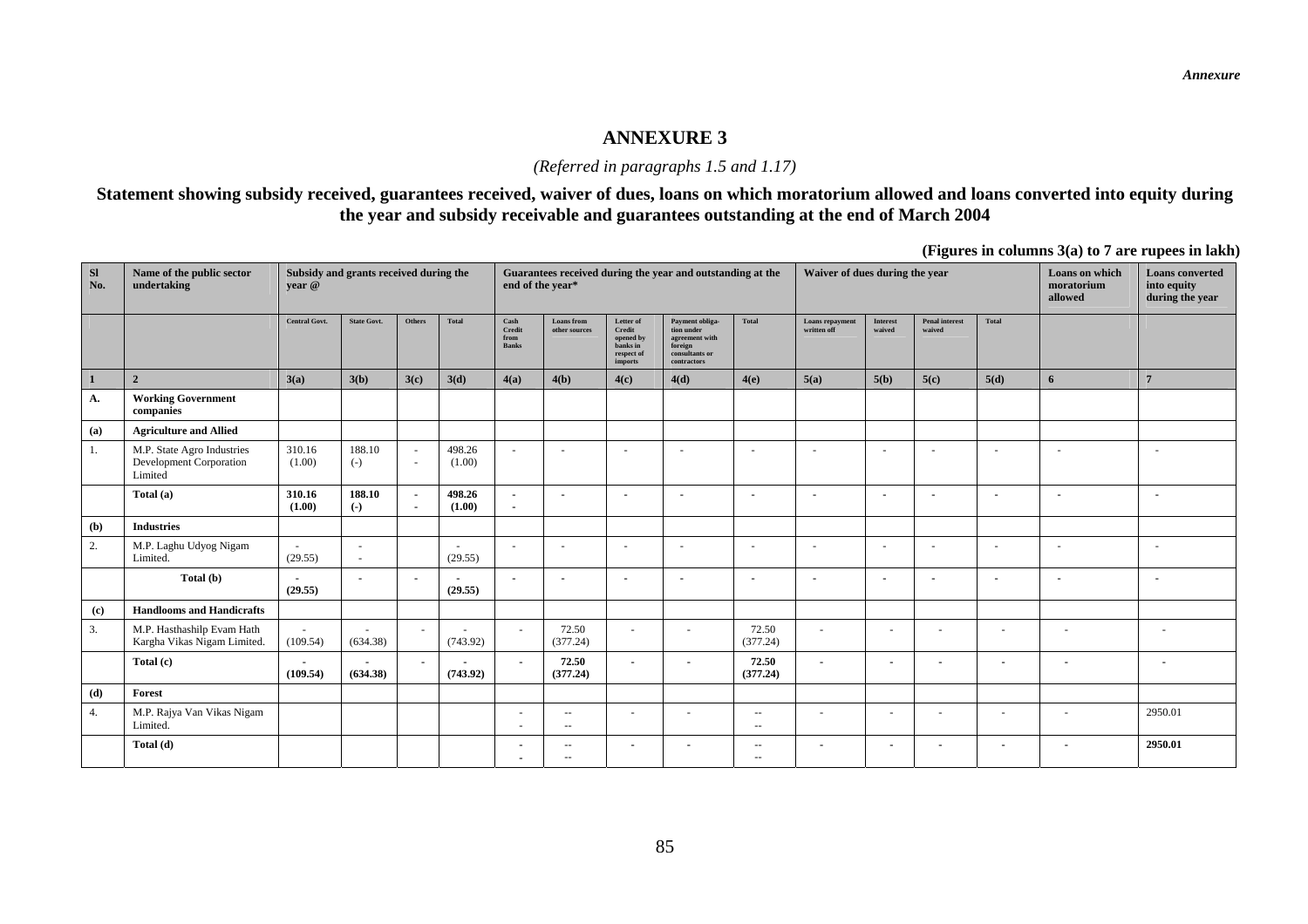*Annexure*

# ANNEXURE 3

*(Referred in paragraphs 1.5 and 1.17)*

**Statement showing subsidy received, guarantees received, waiver of dues, loans on which moratorium allowed and loans converted into equity during the year and subsidy receivable and guarantees outstanding at the end of March 2004**

**(Figures in columns 3(a) to 7 are rupees in lakh)**

| Sl No. | Name of the public sector undertaking | Subsidy and grants received during the year @ | | | | Guarantees received during the year and outstanding at the end of the year* | | | | | Waiver of dues during the year | | | | Loans on which moratorium allowed | Loans converted into equity during the year |
|---|---|---|---|---|---|---|---|---|---|---|---|---|---|---|---|---|
| | | Central Govt. | State Govt. | Others | Total | Cash Credit from Banks | Loans from other sources | Letter of Credit opened by banks in respect of imports | Payment obligation under agreement with foreign consultants or contractors | Total | Loans repayment written off | Interest waived | Penal interest waived | Total | | |
| **1** | **2** | **3(a)** | **3(b)** | **3(c)** | **3(d)** | **4(a)** | **4(b)** | **4(c)** | **4(d)** | **4(e)** | **5(a)** | **5(b)** | **5(c)** | **5(d)** | **6** | **7** |
| **A.** | **Working Government companies** | | | | | | | | | | | | | | | |
| **(a)** | **Agriculture and Allied** | | | | | | | | | | | | | | | |
| 1. | M.P. State Agro Industries Development Corporation Limited | 310.16 (1.00) | 188.10 (-) | - - | 498.26 (1.00) | - | - | - | - | - | - | - | - | - | - | - |
| | **Total (a)** | **310.16 (1.00)** | **188.10 (-)** | **- -** | **498.26 (1.00)** | **- -** | **-** | **-** | **-** | **-** | **-** | **-** | **-** | **-** | **-** | **-** |
| **(b)** | **Industries** | | | | | | | | | | | | | | | |
| 2. | M.P. Laghu Udyog Nigam Limited. | - (29.55) | - - | | - (29.55) | - | - | - | - | - | - | - | - | - | - | - |
| | **Total (b)** | **- (29.55)** | **-** | **-** | **- (29.55)** | **-** | **-** | **-** | **-** | **-** | **-** | **-** | **-** | **-** | **-** | **-** |
| **(c)** | **Handlooms and Handicrafts** | | | | | | | | | | | | | | | |
| 3. | M.P. Hasthashilp Evam Hath Kargha Vikas Nigam Limited. | - (109.54) | - (634.38) | - | - (743.92) | - | 72.50 (377.24) | - | - | 72.50 (377.24) | - | - | - | - | - | - |
| | **Total (c)** | **- (109.54)** | **- (634.38)** | **-** | **- (743.92)** | **-** | **72.50 (377.24)** | **-** | **-** | **72.50 (377.24)** | **-** | **-** | **-** | **-** | **-** | **-** |
| **(d)** | **Forest** | | | | | | | | | | | | | | | |
| 4. | M.P. Rajya Van Vikas Nigam Limited. | | | | | - - | -- -- | - | - | -- -- | - | - | - | - | - | 2950.01 |
| | **Total (d)** | | | | | **- -** | **-- --** | **-** | **-** | **-- --** | **-** | **-** | **-** | **-** | **-** | **2950.01** |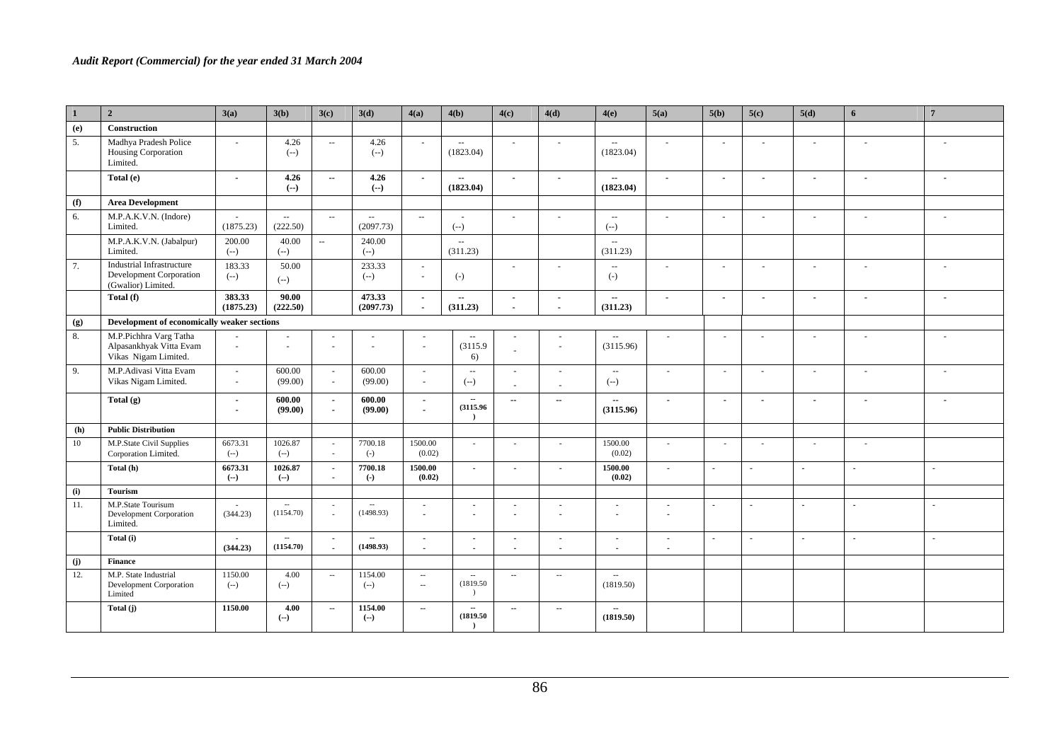| 1 | 2 | 3(a) | 3(b) | 3(c) | 3(d) | 4(a) | 4(b) | 4(c) | 4(d) | 4(e) | 5(a) | 5(b) | 5(c) | 5(d) | 6 | 7 |
|---|---|---|---|---|---|---|---|---|---|---|---|---|---|---|---|---|
| **(e)** | **Construction** | | | | | | | | | | | | | | | |
| 5. | Madhya Pradesh Police Housing Corporation Limited. | - | 4.26 (--) | -- | 4.26 (--) | - | -- (1823.04) | - | - | -- (1823.04) | - | - | - | - | - | - |
| | **Total (e)** | **-** | **4.26 (--)** | **--** | **4.26 (--)** | **-** | **-- (1823.04)** | **-** | **-** | **-- (1823.04)** | **-** | **-** | **-** | **-** | **-** | **-** |
| **(f)** | **Area Development** | | | | | | | | | | | | | | | |
| 6. | M.P.A.K.V.N. (Indore) Limited. | - (1875.23) | -- (222.50) | -- | -- (2097.73) | -- | - (--) | - | - | -- (--) | - | - | - | - | - | - |
| | M.P.A.K.V.N. (Jabalpur) Limited. | 200.00 (--) | 40.00 (--) | -- | 240.00 (--) | | -- (311.23) | | | -- (311.23) | | | | | | |
| 7. | Industrial Infrastructure Development Corporation (Gwalior) Limited. | 183.33 (--) | 50.00 (--) | | 233.33 (--) | - - | (-) | - | - | -- (-) | - | - | - | - | - | - |
| | **Total (f)** | **383.33 (1875.23)** | **90.00 (222.50)** | | **473.33 (2097.73)** | **- -** | **-- (311.23)** | **- -** | **- -** | **-- (311.23)** | **-** | **-** | **-** | **-** | **-** | **-** |
| **(g)** | **Development of economically weaker sections** | | | | | | | | | | | | | | | |
| 8. | M.P.Pichhra Varg Tatha Alpasankhyak Vitta Evam Vikas Nigam Limited. | - - | - - | - - | - - | - - | -- (3115.96) | - - | - - | -- (3115.96) | - | - | - | - | - | - |
| 9. | M.P.Adivasi Vitta Evam Vikas Nigam Limited. | - - | 600.00 (99.00) | - - | 600.00 (99.00) | - - | -- (--) | - - | - - | -- (--) | - | - | - | - | - | - |
| | **Total (g)** | **- -** | **600.00 (99.00)** | **- -** | **600.00 (99.00)** | **- -** | **-- (3115.96)** | **--** | **--** | **-- (3115.96)** | **-** | **-** | **-** | **-** | **-** | **-** |
| **(h)** | **Public Distribution** | | | | | | | | | | | | | | | |
| 10 | M.P.State Civil Supplies Corporation Limited. | 6673.31 (--) | 1026.87 (--) | - - | 7700.18 (-) | 1500.00 (0.02) | - | - | - | 1500.00 (0.02) | - | - | - | - | - | |
| | **Total (h)** | **6673.31 (--)** | **1026.87 (--)** | **- -** | **7700.18 (-)** | **1500.00 (0.02)** | **-** | **-** | **-** | **1500.00 (0.02)** | **-** | **-** | **-** | **-** | **-** | **-** |
| **(i)** | **Tourism** | | | | | | | | | | | | | | | |
| 11. | M.P.State Tourisum Development Corporation Limited. | - (344.23) | -- (1154.70) | - - | -- (1498.93) | - - | - - | - - | - - | - - | - - | - | - | - | - | - |
| | **Total (i)** | **- (344.23)** | **-- (1154.70)** | **- -** | **-- (1498.93)** | **- -** | **- -** | **- -** | **- -** | **- -** | **- -** | **-** | **-** | **-** | **-** | **-** |
| **(j)** | **Finance** | | | | | | | | | | | | | | | |
| 12. | M.P. State Industrial Development Corporation Limited | 1150.00 (--) | 4.00 (--) | -- | 1154.00 (--) | -- -- | -- (1819.50) | -- | -- | -- (1819.50) | | | | | | |
| | **Total (j)** | **1150.00** | **4.00 (--)** | **--** | **1154.00 (--)** | **--** | **-- (1819.50)** | **--** | **--** | **-- (1819.50)** | | | | | | |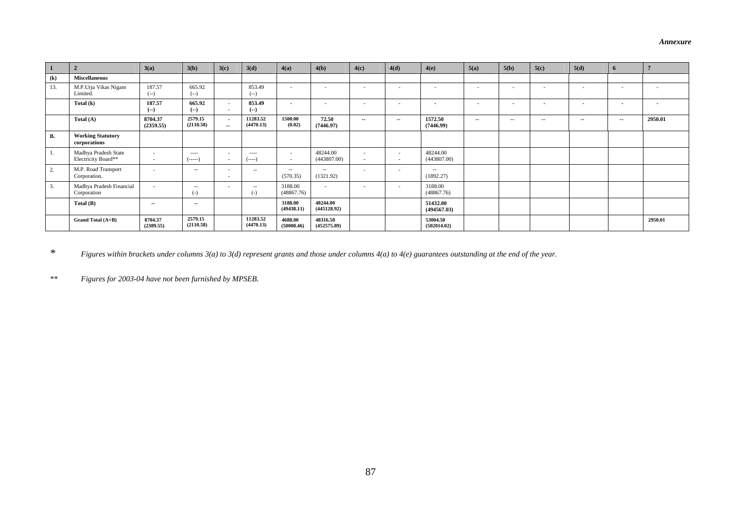*Annexure*

| 1 | 2 | 3(a) | 3(b) | 3(c) | 3(d) | 4(a) | 4(b) | 4(c) | 4(d) | 4(e) | 5(a) | 5(b) | 5(c) | 5(d) | 6 | 7 |
|---|---|---|---|---|---|---|---|---|---|---|---|---|---|---|---|---|
| **(k)** | **Miscellaneous** | | | | | | | | | | | | | | | |
| 13. | M.P.Urja Vikas Nigam Limited. | 187.57 (--) | 665.92 (--) | | 853.49 (--) | - | - | - | - | - | - | - | - | - | - | - |
| | **Total (k)** | **187.57 (--)** | **665.92 (--)** | - - | **853.49 (--)** | - | - | - | - | - | - | - | - | - | - | - |
| | **Total (A)** | **8704.37 (2359.55)** | **2579.15 (2110.58)** | - -- | **11283.52 (4470.13)** | **1500.00 (0.02)** | **72.50 (7446.97)** | -- | -- | **1572.50 (7446.99)** | -- | -- | -- | -- | -- | **2950.01** |
| **B.** | **Working Statutory corporations** | | | | | | | | | | | | | | | |
| 1. | Madhya Pradesh State Electricity Board** | - - | ---- (-----) | - - | ---- (----) | - - | 48244.00 (443807.00) | - - | - - | 48244.00 (443807.00) | | | | | | |
| 2. | M.P. Road Transport Corporation. | - | -- | - - | -- | -- (570.35) | -- (1321.92) | - | - | -- (1892.27) | | | | | | |
| 3. | Madhya Pradesh Financial Corporation | - | -- (-) | - | -- (-) | 3188.00 (48867.76) | - | - | - | 3188.00 (48867.76) | | | | | | |
| | **Total (B)** | -- | -- | | | **3188.00 (49438.11)** | **48244.00 (445128.92)** | | | **51432.00 (494567.03)** | | | | | | |
| | **Grand Total (A+B)** | **8704.37 (2389.55)** | **2579.15 (2110.58)** | | **11283.52 (4470.13)** | **4688.00 (50008.46)** | **48316.50 (452575.89)** | | | **53004.50 (502014.02)** | | | | | | **2950.01** |

\* *Figures within brackets under columns 3(a) to 3(d) represent grants and those under columns 4(a) to 4(e) guarantees outstanding at the end of the year.*

** *Figures for 2003-04 have not been furnished by MPSEB.*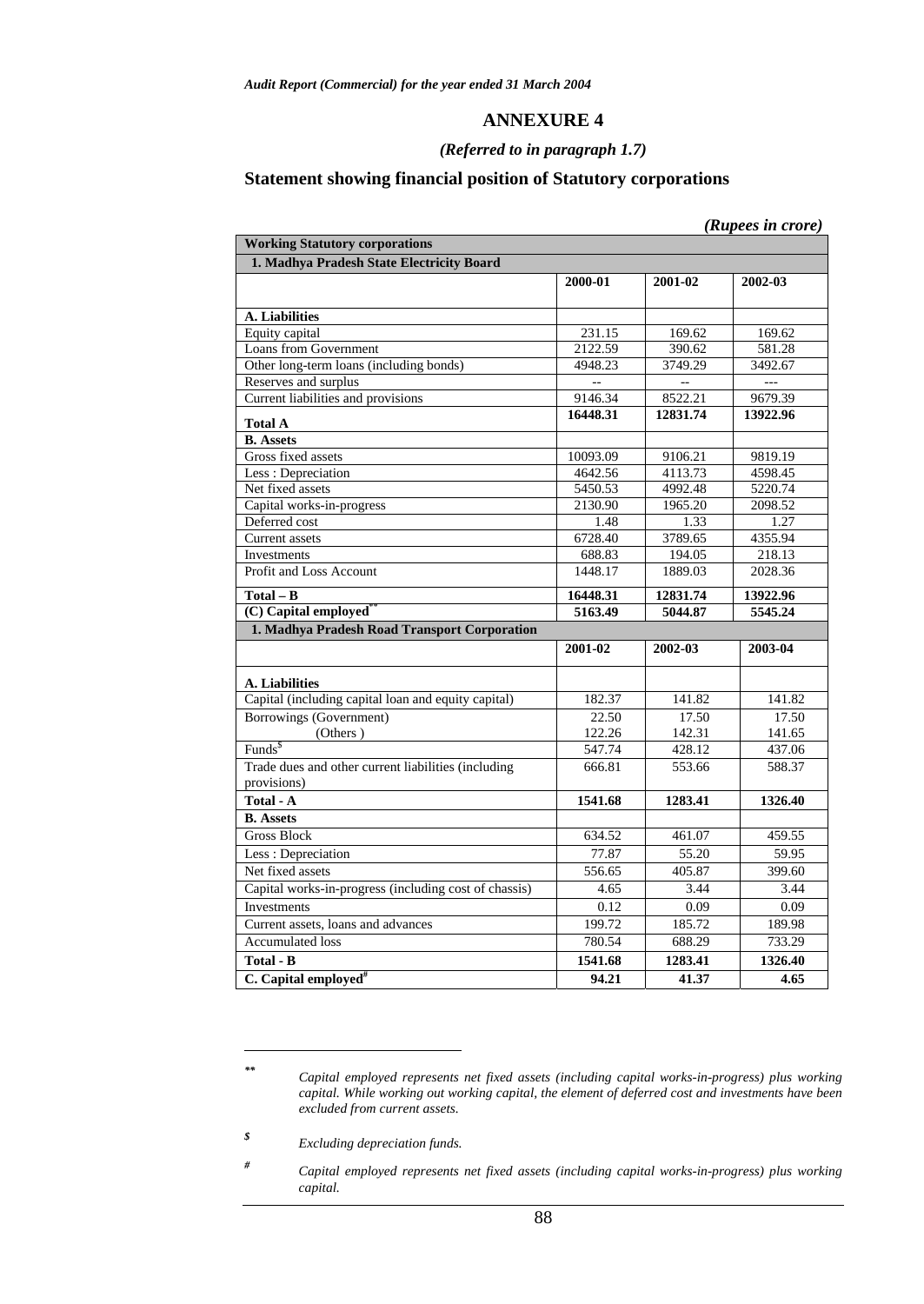## ANNEXURE 4

*(Referred to in paragraph 1.7)*

### Statement showing financial position of Statutory corporations

*(Rupees in crore)*

| Working Statutory corporations | | | |
|---|---|---|---|
| **1. Madhya Pradesh State Electricity Board** | | | |
| | **2000-01** | **2001-02** | **2002-03** |
| **A. Liabilities** | | | |
| Equity capital | 231.15 | 169.62 | 169.62 |
| Loans from Government | 2122.59 | 390.62 | 581.28 |
| Other long-term loans (including bonds) | 4948.23 | 3749.29 | 3492.67 |
| Reserves and surplus | -- | -- | --- |
| Current liabilities and provisions | 9146.34 | 8522.21 | 9679.39 |
| **Total A** | **16448.31** | **12831.74** | **13922.96** |
| **B. Assets** | | | |
| Gross fixed assets | 10093.09 | 9106.21 | 9819.19 |
| Less : Depreciation | 4642.56 | 4113.73 | 4598.45 |
| Net fixed assets | 5450.53 | 4992.48 | 5220.74 |
| Capital works-in-progress | 2130.90 | 1965.20 | 2098.52 |
| Deferred cost | 1.48 | 1.33 | 1.27 |
| Current assets | 6728.40 | 3789.65 | 4355.94 |
| Investments | 688.83 | 194.05 | 218.13 |
| Profit and Loss Account | 1448.17 | 1889.03 | 2028.36 |
| **Total – B** | **16448.31** | **12831.74** | **13922.96** |
| **(C) Capital employed\*\*** | **5163.49** | **5044.87** | **5545.24** |
| **1. Madhya Pradesh Road Transport Corporation** | | | |
| | **2001-02** | **2002-03** | **2003-04** |
| **A. Liabilities** | | | |
| Capital (including capital loan and equity capital) | 182.37 | 141.82 | 141.82 |
| Borrowings (Government) | 22.50 | 17.50 | 17.50 |
| (Others ) | 122.26 | 142.31 | 141.65 |
| Funds$ | 547.74 | 428.12 | 437.06 |
| Trade dues and other current liabilities (including provisions) | 666.81 | 553.66 | 588.37 |
| **Total - A** | **1541.68** | **1283.41** | **1326.40** |
| **B. Assets** | | | |
| Gross Block | 634.52 | 461.07 | 459.55 |
| Less : Depreciation | 77.87 | 55.20 | 59.95 |
| Net fixed assets | 556.65 | 405.87 | 399.60 |
| Capital works-in-progress (including cost of chassis) | 4.65 | 3.44 | 3.44 |
| Investments | 0.12 | 0.09 | 0.09 |
| Current assets, loans and advances | 199.72 | 185.72 | 189.98 |
| Accumulated loss | 780.54 | 688.29 | 733.29 |
| **Total - B** | **1541.68** | **1283.41** | **1326.40** |
| **C. Capital employed#** | **94.21** | **41.37** | **4.65** |

---

\*\* *Capital employed represents net fixed assets (including capital works-in-progress) plus working capital. While working out working capital, the element of deferred cost and investments have been excluded from current assets.*

$ *Excluding depreciation funds.*

# *Capital employed represents net fixed assets (including capital works-in-progress) plus working capital.*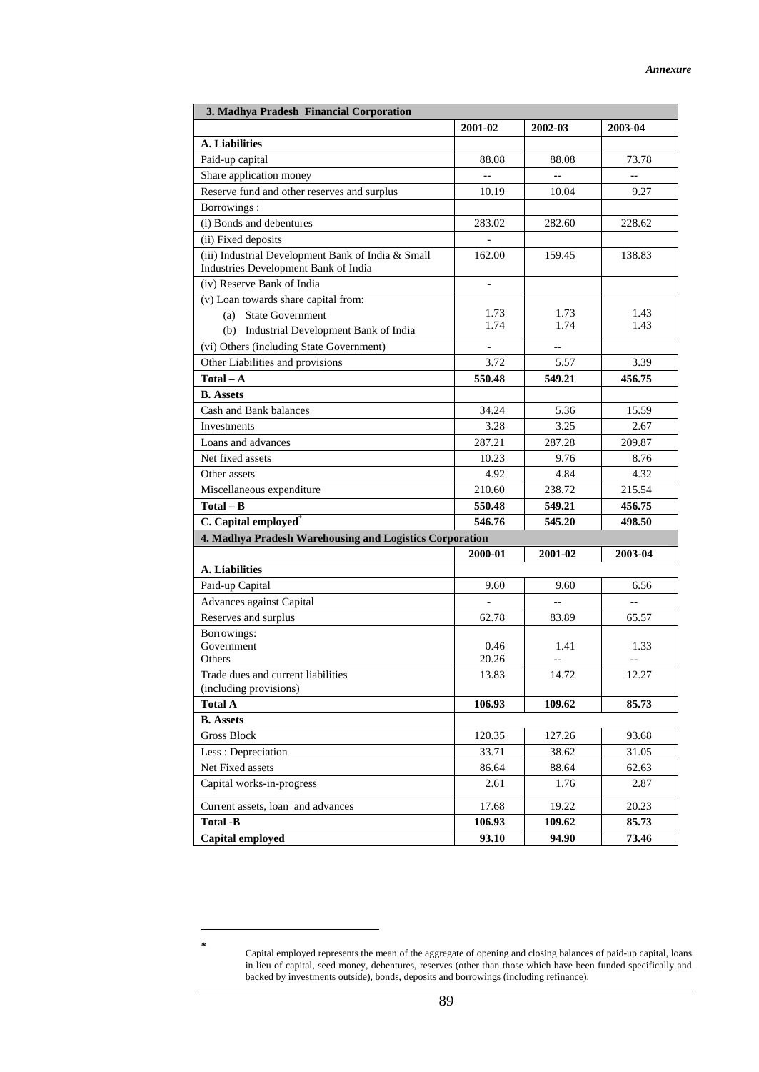*Annexure*

| 3. Madhya Pradesh Financial Corporation | | | |
|---|---|---|---|
| | 2001-02 | 2002-03 | 2003-04 |
| **A. Liabilities** | | | |
| Paid-up capital | 88.08 | 88.08 | 73.78 |
| Share application money | -- | -- | -- |
| Reserve fund and other reserves and surplus | 10.19 | 10.04 | 9.27 |
| Borrowings : | | | |
| (i) Bonds and debentures | 283.02 | 282.60 | 228.62 |
| (ii) Fixed deposits | - | | |
| (iii) Industrial Development Bank of India & Small Industries Development Bank of India | 162.00 | 159.45 | 138.83 |
| (iv) Reserve Bank of India | - | | |
| (v) Loan towards share capital from: | | | |
| (a) State Government | 1.73 | 1.73 | 1.43 |
| (b) Industrial Development Bank of India | 1.74 | 1.74 | 1.43 |
| (vi) Others (including State Government) | - | -- | |
| Other Liabilities and provisions | 3.72 | 5.57 | 3.39 |
| **Total – A** | **550.48** | **549.21** | **456.75** |
| **B. Assets** | | | |
| Cash and Bank balances | 34.24 | 5.36 | 15.59 |
| Investments | 3.28 | 3.25 | 2.67 |
| Loans and advances | 287.21 | 287.28 | 209.87 |
| Net fixed assets | 10.23 | 9.76 | 8.76 |
| Other assets | 4.92 | 4.84 | 4.32 |
| Miscellaneous expenditure | 210.60 | 238.72 | 215.54 |
| **Total – B** | **550.48** | **549.21** | **456.75** |
| **C. Capital employed*** | **546.76** | **545.20** | **498.50** |

| 4. Madhya Pradesh Warehousing and Logistics Corporation | | | |
|---|---|---|---|
| | 2000-01 | 2001-02 | 2003-04 |
| **A. Liabilities** | | | |
| Paid-up Capital | 9.60 | 9.60 | 6.56 |
| Advances against Capital | - | -- | -- |
| Reserves and surplus | 62.78 | 83.89 | 65.57 |
| Borrowings: | | | |
| Government | 0.46 | 1.41 | 1.33 |
| Others | 20.26 | -- | -- |
| Trade dues and current liabilities (including provisions) | 13.83 | 14.72 | 12.27 |
| **Total A** | **106.93** | **109.62** | **85.73** |
| **B. Assets** | | | |
| Gross Block | 120.35 | 127.26 | 93.68 |
| Less : Depreciation | 33.71 | 38.62 | 31.05 |
| Net Fixed assets | 86.64 | 88.64 | 62.63 |
| Capital works-in-progress | 2.61 | 1.76 | 2.87 |
| Current assets, loan and advances | 17.68 | 19.22 | 20.23 |
| **Total -B** | **106.93** | **109.62** | **85.73** |
| **Capital employed** | **93.10** | **94.90** | **73.46** |

* Capital employed represents the mean of the aggregate of opening and closing balances of paid-up capital, loans in lieu of capital, seed money, debentures, reserves (other than those which have been funded specifically and backed by investments outside), bonds, deposits and borrowings (including refinance).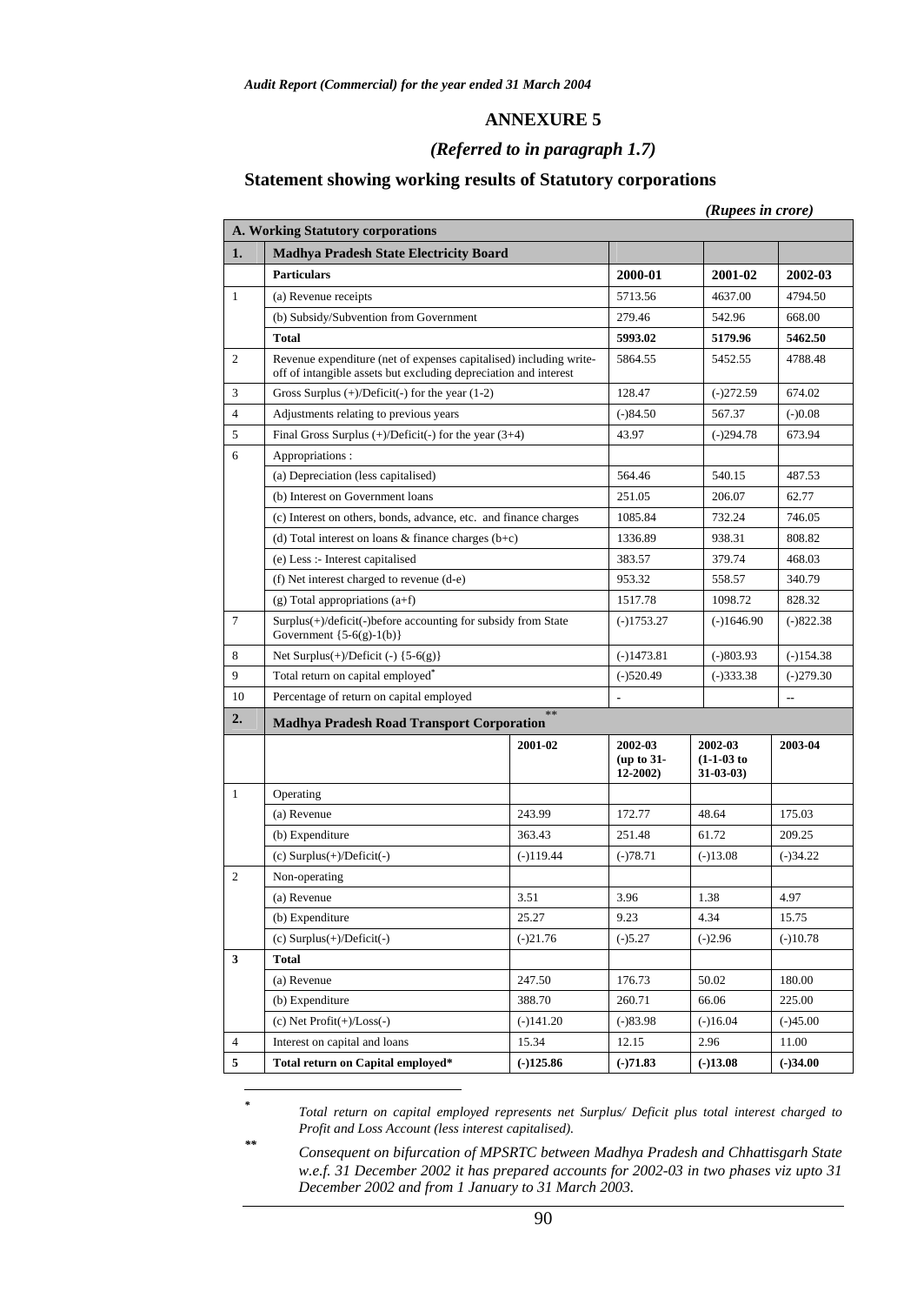## ANNEXURE 5

### *(Referred to in paragraph 1.7)*

### Statement showing working results of Statutory corporations

*(Rupees in crore)*

| | **A. Working Statutory corporations** | | | |
|---|---|---|---|---|
| **1.** | **Madhya Pradesh State Electricity Board** | | | |
| | **Particulars** | **2000-01** | **2001-02** | **2002-03** |
| 1 | (a) Revenue receipts | 5713.56 | 4637.00 | 4794.50 |
| | (b) Subsidy/Subvention from Government | 279.46 | 542.96 | 668.00 |
| | **Total** | **5993.02** | **5179.96** | **5462.50** |
| 2 | Revenue expenditure (net of expenses capitalised) including write-off of intangible assets but excluding depreciation and interest | 5864.55 | 5452.55 | 4788.48 |
| 3 | Gross Surplus (+)/Deficit(-) for the year (1-2) | 128.47 | (-)272.59 | 674.02 |
| 4 | Adjustments relating to previous years | (-)84.50 | 567.37 | (-)0.08 |
| 5 | Final Gross Surplus (+)/Deficit(-) for the year (3+4) | 43.97 | (-)294.78 | 673.94 |
| 6 | Appropriations : | | | |
| | (a) Depreciation (less capitalised) | 564.46 | 540.15 | 487.53 |
| | (b) Interest on Government loans | 251.05 | 206.07 | 62.77 |
| | (c) Interest on others, bonds, advance, etc. and finance charges | 1085.84 | 732.24 | 746.05 |
| | (d) Total interest on loans & finance charges (b+c) | 1336.89 | 938.31 | 808.82 |
| | (e) Less :- Interest capitalised | 383.57 | 379.74 | 468.03 |
| | (f) Net interest charged to revenue (d-e) | 953.32 | 558.57 | 340.79 |
| | (g) Total appropriations (a+f) | 1517.78 | 1098.72 | 828.32 |
| 7 | Surplus(+)/deficit(-)before accounting for subsidy from State Government {5-6(g)-1(b)} | (-)1753.27 | (-)1646.90 | (-)822.38 |
| 8 | Net Surplus(+)/Deficit (-) {5-6(g)} | (-)1473.81 | (-)803.93 | (-)154.38 |
| 9 | Total return on capital employed* | (-)520.49 | (-)333.38 | (-)279.30 |
| 10 | Percentage of return on capital employed | - | | -- |

| | | | | | |
|---|---|---|---|---|---|
| **2.** | **Madhya Pradesh Road Transport Corporation****[**]** | | | | |
| | | **2001-02** | **2002-03 (up to 31-12-2002)** | **2002-03 (1-1-03 to 31-03-03)** | **2003-04** |
| 1 | Operating | | | | |
| | (a) Revenue | 243.99 | 172.77 | 48.64 | 175.03 |
| | (b) Expenditure | 363.43 | 251.48 | 61.72 | 209.25 |
| | (c) Surplus(+)/Deficit(-) | (-)119.44 | (-)78.71 | (-)13.08 | (-)34.22 |
| 2 | Non-operating | | | | |
| | (a) Revenue | 3.51 | 3.96 | 1.38 | 4.97 |
| | (b) Expenditure | 25.27 | 9.23 | 4.34 | 15.75 |
| | (c) Surplus(+)/Deficit(-) | (-)21.76 | (-)5.27 | (-)2.96 | (-)10.78 |
| **3** | **Total** | | | | |
| | (a) Revenue | 247.50 | 176.73 | 50.02 | 180.00 |
| | (b) Expenditure | 388.70 | 260.71 | 66.06 | 225.00 |
| | (c) Net Profit(+)/Loss(-) | (-)141.20 | (-)83.98 | (-)16.04 | (-)45.00 |
| 4 | Interest on capital and loans | 15.34 | 12.15 | 2.96 | 11.00 |
| **5** | **Total return on Capital employed*** | **(-)125.86** | **(-)71.83** | **(-)13.08** | **(-)34.00** |

\* *Total return on capital employed represents net Surplus/ Deficit plus total interest charged to Profit and Loss Account (less interest capitalised).*

\*\* *Consequent on bifurcation of MPSRTC between Madhya Pradesh and Chhattisgarh State w.e.f. 31 December 2002 it has prepared accounts for 2002-03 in two phases viz upto 31 December 2002 and from 1 January to 31 March 2003.*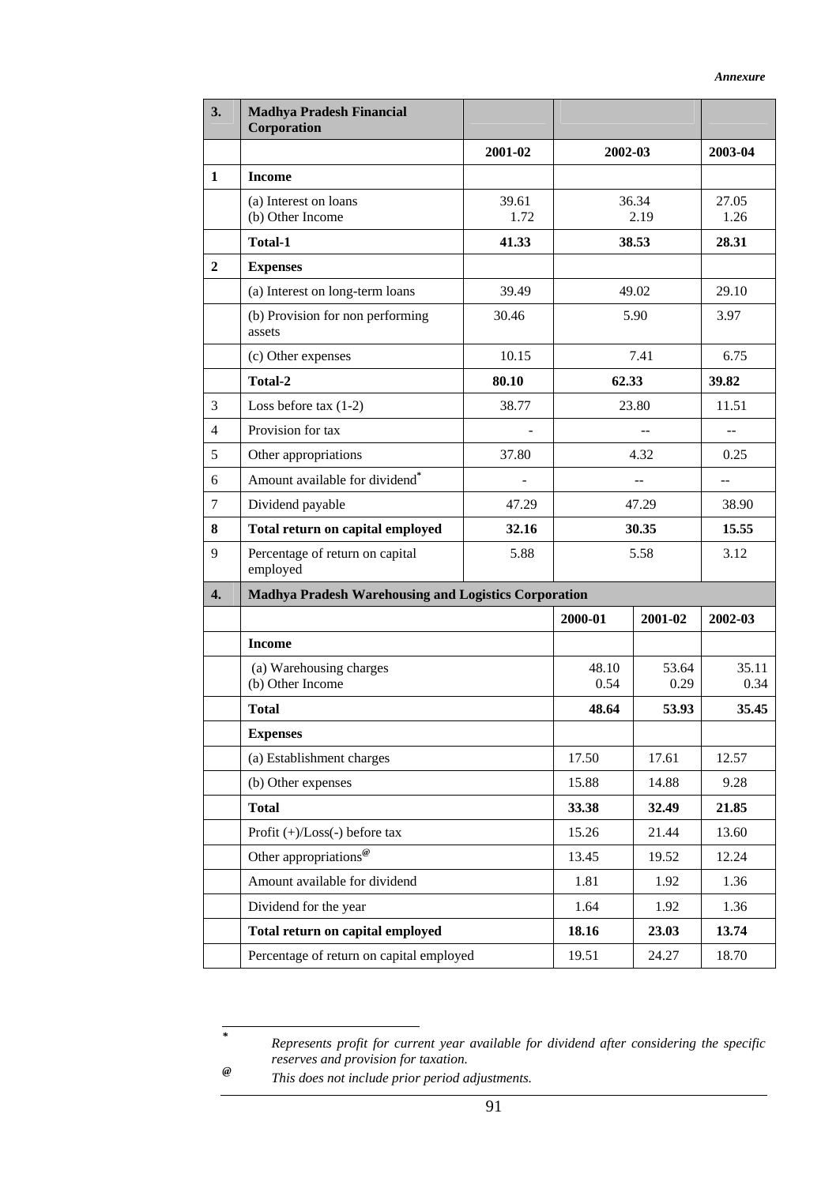*Annexure*

| 3. | Madhya Pradesh Financial Corporation | | | |
|---|---|---|---|---|
| | | 2001-02 | 2002-03 | 2003-04 |
| 1 | **Income** | | | |
| | (a) Interest on loans<br>(b) Other Income | 39.61<br>1.72 | 36.34<br>2.19 | 27.05<br>1.26 |
| | **Total-1** | **41.33** | **38.53** | **28.31** |
| 2 | **Expenses** | | | |
| | (a) Interest on long-term loans | 39.49 | 49.02 | 29.10 |
| | (b) Provision for non performing assets | 30.46 | 5.90 | 3.97 |
| | (c) Other expenses | 10.15 | 7.41 | 6.75 |
| | **Total-2** | **80.10** | **62.33** | **39.82** |
| 3 | Loss before tax (1-2) | 38.77 | 23.80 | 11.51 |
| 4 | Provision for tax | - | -- | -- |
| 5 | Other appropriations | 37.80 | 4.32 | 0.25 |
| 6 | Amount available for dividend* | - | -- | -- |
| 7 | Dividend payable | 47.29 | 47.29 | 38.90 |
| 8 | **Total return on capital employed** | **32.16** | **30.35** | **15.55** |
| 9 | Percentage of return on capital employed | 5.88 | 5.58 | 3.12 |

| 4. | Madhya Pradesh Warehousing and Logistics Corporation | | | |
|---|---|---|---|---|
| | | 2000-01 | 2001-02 | 2002-03 |
| | **Income** | | | |
| | (a) Warehousing charges<br>(b) Other Income | 48.10<br>0.54 | 53.64<br>0.29 | 35.11<br>0.34 |
| | **Total** | **48.64** | **53.93** | **35.45** |
| | **Expenses** | | | |
| | (a) Establishment charges | 17.50 | 17.61 | 12.57 |
| | (b) Other expenses | 15.88 | 14.88 | 9.28 |
| | **Total** | **33.38** | **32.49** | **21.85** |
| | Profit (+)/Loss(-) before tax | 15.26 | 21.44 | 13.60 |
| | Other appropriations@ | 13.45 | 19.52 | 12.24 |
| | Amount available for dividend | 1.81 | 1.92 | 1.36 |
| | Dividend for the year | 1.64 | 1.92 | 1.36 |
| | **Total return on capital employed** | **18.16** | **23.03** | **13.74** |
| | Percentage of return on capital employed | 19.51 | 24.27 | 18.70 |

\* *Represents profit for current year available for dividend after considering the specific reserves and provision for taxation.*

@ *This does not include prior period adjustments.*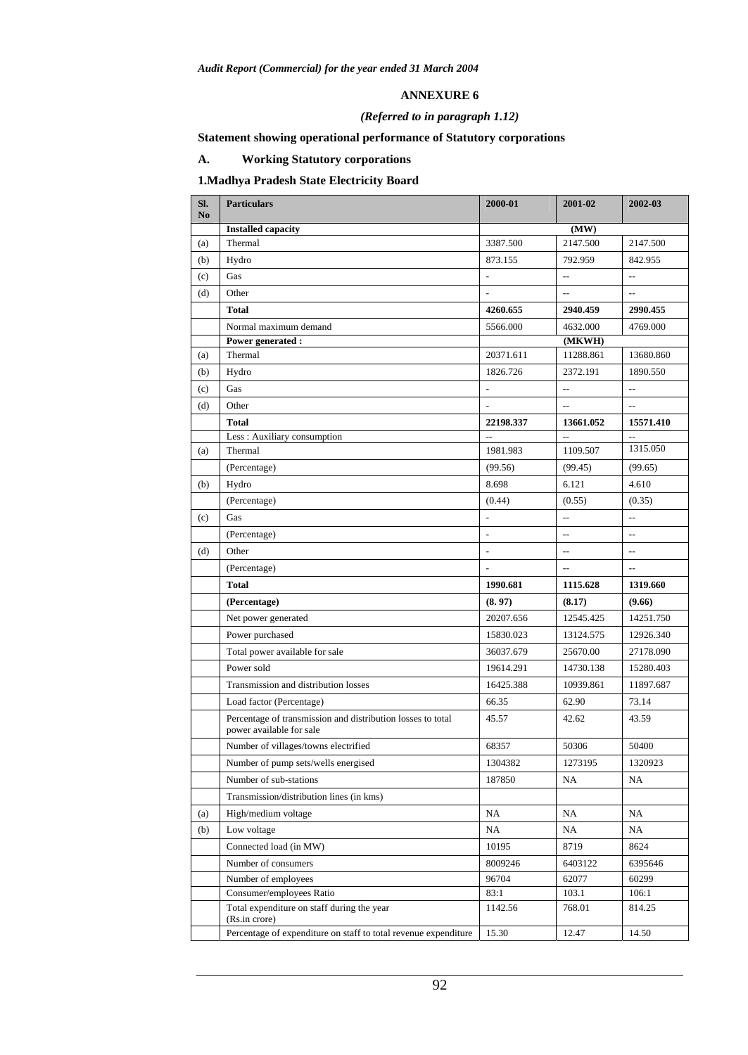## ANNEXURE 6

*(Referred to in paragraph 1.12)*

**Statement showing operational performance of Statutory corporations**

### A. Working Statutory corporations

### 1. Madhya Pradesh State Electricity Board

| Sl. No | Particulars | 2000-01 | 2001-02 | 2002-03 |
|---|---|---|---|---|
| | **Installed capacity** | | (MW) | |
| (a) | Thermal | 3387.500 | 2147.500 | 2147.500 |
| (b) | Hydro | 873.155 | 792.959 | 842.955 |
| (c) | Gas | - | -- | -- |
| (d) | Other | - | -- | -- |
| | **Total** | **4260.655** | **2940.459** | **2990.455** |
| | Normal maximum demand | 5566.000 | 4632.000 | 4769.000 |
| | **Power generated :** | | (MKWH) | |
| (a) | Thermal | 20371.611 | 11288.861 | 13680.860 |
| (b) | Hydro | 1826.726 | 2372.191 | 1890.550 |
| (c) | Gas | - | -- | -- |
| (d) | Other | - | -- | -- |
| | **Total** | **22198.337** | **13661.052** | **15571.410** |
| | Less : Auxiliary consumption | -- | -- | -- |
| (a) | Thermal | 1981.983 | 1109.507 | 1315.050 |
| | (Percentage) | (99.56) | (99.45) | (99.65) |
| (b) | Hydro | 8.698 | 6.121 | 4.610 |
| | (Percentage) | (0.44) | (0.55) | (0.35) |
| (c) | Gas | - | -- | -- |
| | (Percentage) | - | -- | -- |
| (d) | Other | - | -- | -- |
| | (Percentage) | - | -- | -- |
| | **Total** | **1990.681** | **1115.628** | **1319.660** |
| | **(Percentage)** | **(8. 97)** | **(8.17)** | **(9.66)** |
| | Net power generated | 20207.656 | 12545.425 | 14251.750 |
| | Power purchased | 15830.023 | 13124.575 | 12926.340 |
| | Total power available for sale | 36037.679 | 25670.00 | 27178.090 |
| | Power sold | 19614.291 | 14730.138 | 15280.403 |
| | Transmission and distribution losses | 16425.388 | 10939.861 | 11897.687 |
| | Load factor (Percentage) | 66.35 | 62.90 | 73.14 |
| | Percentage of transmission and distribution losses to total power available for sale | 45.57 | 42.62 | 43.59 |
| | Number of villages/towns electrified | 68357 | 50306 | 50400 |
| | Number of pump sets/wells energised | 1304382 | 1273195 | 1320923 |
| | Number of sub-stations | 187850 | NA | NA |
| | Transmission/distribution lines (in kms) | | | |
| (a) | High/medium voltage | NA | NA | NA |
| (b) | Low voltage | NA | NA | NA |
| | Connected load (in MW) | 10195 | 8719 | 8624 |
| | Number of consumers | 8009246 | 6403122 | 6395646 |
| | Number of employees | 96704 | 62077 | 60299 |
| | Consumer/employees Ratio | 83:1 | 103.1 | 106:1 |
| | Total expenditure on staff during the year (Rs.in crore) | 1142.56 | 768.01 | 814.25 |
| | Percentage of expenditure on staff to total revenue expenditure | 15.30 | 12.47 | 14.50 |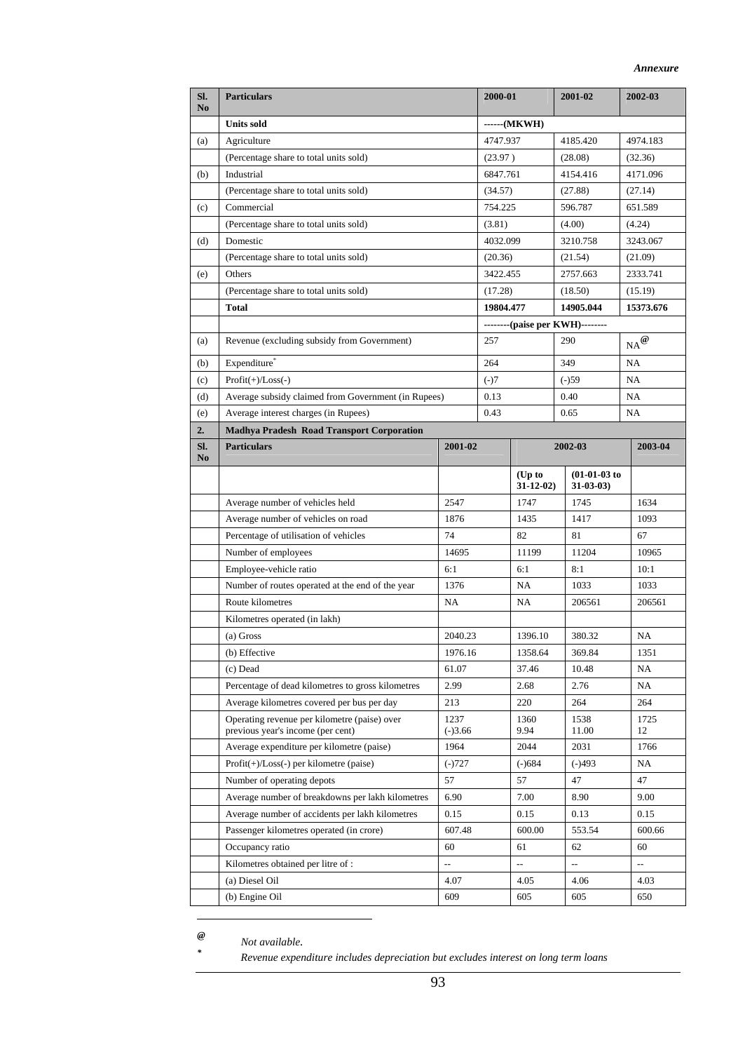*Annexure*

| Sl. No | Particulars | 2000-01 | 2001-02 | 2002-03 |
|---|---|---|---|---|
| | **Units sold** | ------(MKWH) | | |
| (a) | Agriculture | 4747.937 | 4185.420 | 4974.183 |
| | (Percentage share to total units sold) | (23.97 ) | (28.08) | (32.36) |
| (b) | Industrial | 6847.761 | 4154.416 | 4171.096 |
| | (Percentage share to total units sold) | (34.57) | (27.88) | (27.14) |
| (c) | Commercial | 754.225 | 596.787 | 651.589 |
| | (Percentage share to total units sold) | (3.81) | (4.00) | (4.24) |
| (d) | Domestic | 4032.099 | 3210.758 | 3243.067 |
| | (Percentage share to total units sold) | (20.36) | (21.54) | (21.09) |
| (e) | Others | 3422.455 | 2757.663 | 2333.741 |
| | (Percentage share to total units sold) | (17.28) | (18.50) | (15.19) |
| | **Total** | **19804.477** | **14905.044** | **15373.676** |
| | | --------(paise per KWH)-------- | | |
| (a) | Revenue (excluding subsidy from Government) | 257 | 290 | NA@ |
| (b) | Expenditure* | 264 | 349 | NA |
| (c) | Profit(+)/Loss(-) | (-)7 | (-)59 | NA |
| (d) | Average subsidy claimed from Government (in Rupees) | 0.13 | 0.40 | NA |
| (e) | Average interest charges (in Rupees) | 0.43 | 0.65 | NA |

**2. Madhya Pradesh Road Transport Corporation**

| Sl. No | Particulars | 2001-02 | 2002-03 | | 2003-04 |
|---|---|---|---|---|---|
| | | | (Up to 31-12-02) | (01-01-03 to 31-03-03) | |
| | Average number of vehicles held | 2547 | 1747 | 1745 | 1634 |
| | Average number of vehicles on road | 1876 | 1435 | 1417 | 1093 |
| | Percentage of utilisation of vehicles | 74 | 82 | 81 | 67 |
| | Number of employees | 14695 | 11199 | 11204 | 10965 |
| | Employee-vehicle ratio | 6:1 | 6:1 | 8:1 | 10:1 |
| | Number of routes operated at the end of the year | 1376 | NA | 1033 | 1033 |
| | Route kilometres | NA | NA | 206561 | 206561 |
| | Kilometres operated (in lakh) | | | | |
| | (a) Gross | 2040.23 | 1396.10 | 380.32 | NA |
| | (b) Effective | 1976.16 | 1358.64 | 369.84 | 1351 |
| | (c) Dead | 61.07 | 37.46 | 10.48 | NA |
| | Percentage of dead kilometres to gross kilometres | 2.99 | 2.68 | 2.76 | NA |
| | Average kilometres covered per bus per day | 213 | 220 | 264 | 264 |
| | Operating revenue per kilometre (paise) over previous year's income (per cent) | 1237<br>(-)3.66 | 1360<br>9.94 | 1538<br>11.00 | 1725<br>12 |
| | Average expenditure per kilometre (paise) | 1964 | 2044 | 2031 | 1766 |
| | Profit(+)/Loss(-) per kilometre (paise) | (-)727 | (-)684 | (-)493 | NA |
| | Number of operating depots | 57 | 57 | 47 | 47 |
| | Average number of breakdowns per lakh kilometres | 6.90 | 7.00 | 8.90 | 9.00 |
| | Average number of accidents per lakh kilometres | 0.15 | 0.15 | 0.13 | 0.15 |
| | Passenger kilometres operated (in crore) | 607.48 | 600.00 | 553.54 | 600.66 |
| | Occupancy ratio | 60 | 61 | 62 | 60 |
| | Kilometres obtained per litre of : | -- | -- | -- | -- |
| | (a) Diesel Oil | 4.07 | 4.05 | 4.06 | 4.03 |
| | (b) Engine Oil | 609 | 605 | 605 | 650 |

---

@ *Not available.*

\* *Revenue expenditure includes depreciation but excludes interest on long term loans*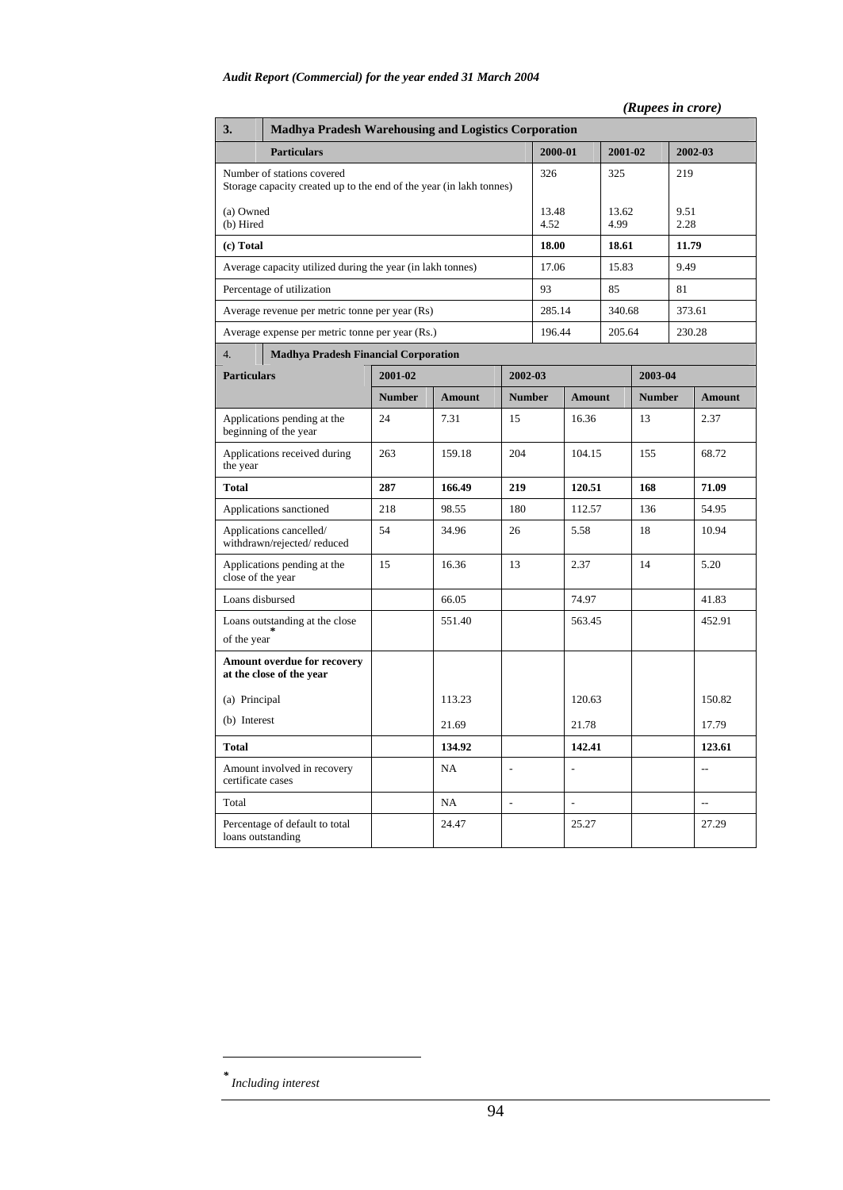*(Rupees in crore)*

| 3. | Madhya Pradesh Warehousing and Logistics Corporation | | |
|---|---|---|---|
| **Particulars** | **2000-01** | **2001-02** | **2002-03** |
| Number of stations covered | 326 | 325 | 219 |
| Storage capacity created up to the end of the year (in lakh tonnes) | | | |
| (a) Owned | 13.48 | 13.62 | 9.51 |
| (b) Hired | 4.52 | 4.99 | 2.28 |
| **(c) Total** | **18.00** | **18.61** | **11.79** |
| Average capacity utilized during the year (in lakh tonnes) | 17.06 | 15.83 | 9.49 |
| Percentage of utilization | 93 | 85 | 81 |
| Average revenue per metric tonne per year (Rs) | 285.14 | 340.68 | 373.61 |
| Average expense per metric tonne per year (Rs.) | 196.44 | 205.64 | 230.28 |

| 4. Madhya Pradesh Financial Corporation | | | | | | |
|---|---|---|---|---|---|---|
| **Particulars** | **2001-02** | | **2002-03** | | **2003-04** | |
| | **Number** | **Amount** | **Number** | **Amount** | **Number** | **Amount** |
| Applications pending at the beginning of the year | 24 | 7.31 | 15 | 16.36 | 13 | 2.37 |
| Applications received during the year | 263 | 159.18 | 204 | 104.15 | 155 | 68.72 |
| **Total** | **287** | **166.49** | **219** | **120.51** | **168** | **71.09** |
| Applications sanctioned | 218 | 98.55 | 180 | 112.57 | 136 | 54.95 |
| Applications cancelled/ withdrawn/rejected/ reduced | 54 | 34.96 | 26 | 5.58 | 18 | 10.94 |
| Applications pending at the close of the year | 15 | 16.36 | 13 | 2.37 | 14 | 5.20 |
| Loans disbursed | | 66.05 | | 74.97 | | 41.83 |
| Loans outstanding at the close of the year* | | 551.40 | | 563.45 | | 452.91 |
| **Amount overdue for recovery at the close of the year** | | | | | | |
| (a) Principal | | 113.23 | | 120.63 | | 150.82 |
| (b) Interest | | 21.69 | | 21.78 | | 17.79 |
| **Total** | | **134.92** | | **142.41** | | **123.61** |
| Amount involved in recovery certificate cases | | NA | - | - | | -- |
| Total | | NA | - | - | | -- |
| Percentage of default to total loans outstanding | | 24.47 | | 25.27 | | 27.29 |

\* *Including interest*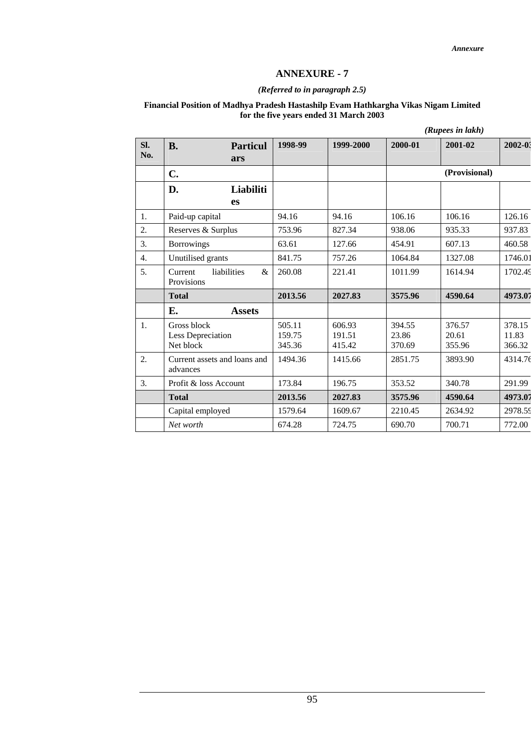## ANNEXURE - 7

*(Referred to in paragraph 2.5)*

**Financial Position of Madhya Pradesh Hastashilp Evam Hathkargha Vikas Nigam Limited for the five years ended 31 March 2003**

*(Rupees in lakh)*

| Sl. No. | B. Particulars | 1998-99 | 1999-2000 | 2000-01 | 2001-02 | 2002-03 |
|---|---|---|---|---|---|---|
| | C. | | | | (Provisional) | |
| | D. Liabilities | | | | | |
| 1. | Paid-up capital | 94.16 | 94.16 | 106.16 | 106.16 | 126.16 |
| 2. | Reserves & Surplus | 753.96 | 827.34 | 938.06 | 935.33 | 937.83 |
| 3. | Borrowings | 63.61 | 127.66 | 454.91 | 607.13 | 460.58 |
| 4. | Unutilised grants | 841.75 | 757.26 | 1064.84 | 1327.08 | 1746.01 |
| 5. | Current liabilities & Provisions | 260.08 | 221.41 | 1011.99 | 1614.94 | 1702.49 |
| | **Total** | **2013.56** | **2027.83** | **3575.96** | **4590.64** | **4973.07** |
| | E. Assets | | | | | |
| 1. | Gross block<br>Less Depreciation<br>Net block | 505.11<br>159.75<br>345.36 | 606.93<br>191.51<br>415.42 | 394.55<br>23.86<br>370.69 | 376.57<br>20.61<br>355.96 | 378.15<br>11.83<br>366.32 |
| 2. | Current assets and loans and advances | 1494.36 | 1415.66 | 2851.75 | 3893.90 | 4314.76 |
| 3. | Profit & loss Account | 173.84 | 196.75 | 353.52 | 340.78 | 291.99 |
| | **Total** | **2013.56** | **2027.83** | **3575.96** | **4590.64** | **4973.07** |
| | Capital employed | 1579.64 | 1609.67 | 2210.45 | 2634.92 | 2978.59 |
| | *Net worth* | 674.28 | 724.75 | 690.70 | 700.71 | 772.00 |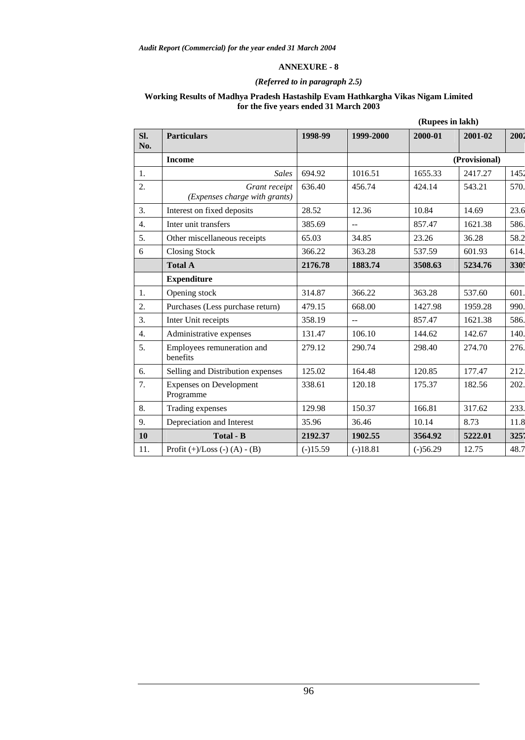## ANNEXURE - 8

*(Referred to in paragraph 2.5)*

**Working Results of Madhya Pradesh Hastashilp Evam Hathkargha Vikas Nigam Limited for the five years ended 31 March 2003**

**(Rupees in lakh)**

| Sl. No. | Particulars | 1998-99 | 1999-2000 | 2000-01 | 2001-02 | 2002 |
|---|---|---|---|---|---|---|
| | **Income** | | | | (Provisional) | |
| 1. | *Sales* | 694.92 | 1016.51 | 1655.33 | 2417.27 | 1452 |
| 2. | *Grant receipt (Expenses charge with grants)* | 636.40 | 456.74 | 424.14 | 543.21 | 570. |
| 3. | Interest on fixed deposits | 28.52 | 12.36 | 10.84 | 14.69 | 23.6 |
| 4. | Inter unit transfers | 385.69 | -- | 857.47 | 1621.38 | 586. |
| 5. | Other miscellaneous receipts | 65.03 | 34.85 | 23.26 | 36.28 | 58.2 |
| 6 | Closing Stock | 366.22 | 363.28 | 537.59 | 601.93 | 614. |
| | **Total A** | **2176.78** | **1883.74** | **3508.63** | **5234.76** | **3305** |
| | **Expenditure** | | | | | |
| 1. | Opening stock | 314.87 | 366.22 | 363.28 | 537.60 | 601. |
| 2. | Purchases (Less purchase return) | 479.15 | 668.00 | 1427.98 | 1959.28 | 990. |
| 3. | Inter Unit receipts | 358.19 | -- | 857.47 | 1621.38 | 586. |
| 4. | Administrative expenses | 131.47 | 106.10 | 144.62 | 142.67 | 140. |
| 5. | Employees remuneration and benefits | 279.12 | 290.74 | 298.40 | 274.70 | 276. |
| 6. | Selling and Distribution expenses | 125.02 | 164.48 | 120.85 | 177.47 | 212. |
| 7. | Expenses on Development Programme | 338.61 | 120.18 | 175.37 | 182.56 | 202. |
| 8. | Trading expenses | 129.98 | 150.37 | 166.81 | 317.62 | 233. |
| 9. | Depreciation and Interest | 35.96 | 36.46 | 10.14 | 8.73 | 11.8 |
| **10** | **Total - B** | **2192.37** | **1902.55** | **3564.92** | **5222.01** | **3257** |
| 11. | Profit (+)/Loss (-) (A) - (B) | (-)15.59 | (-)18.81 | (-)56.29 | 12.75 | 48.7 |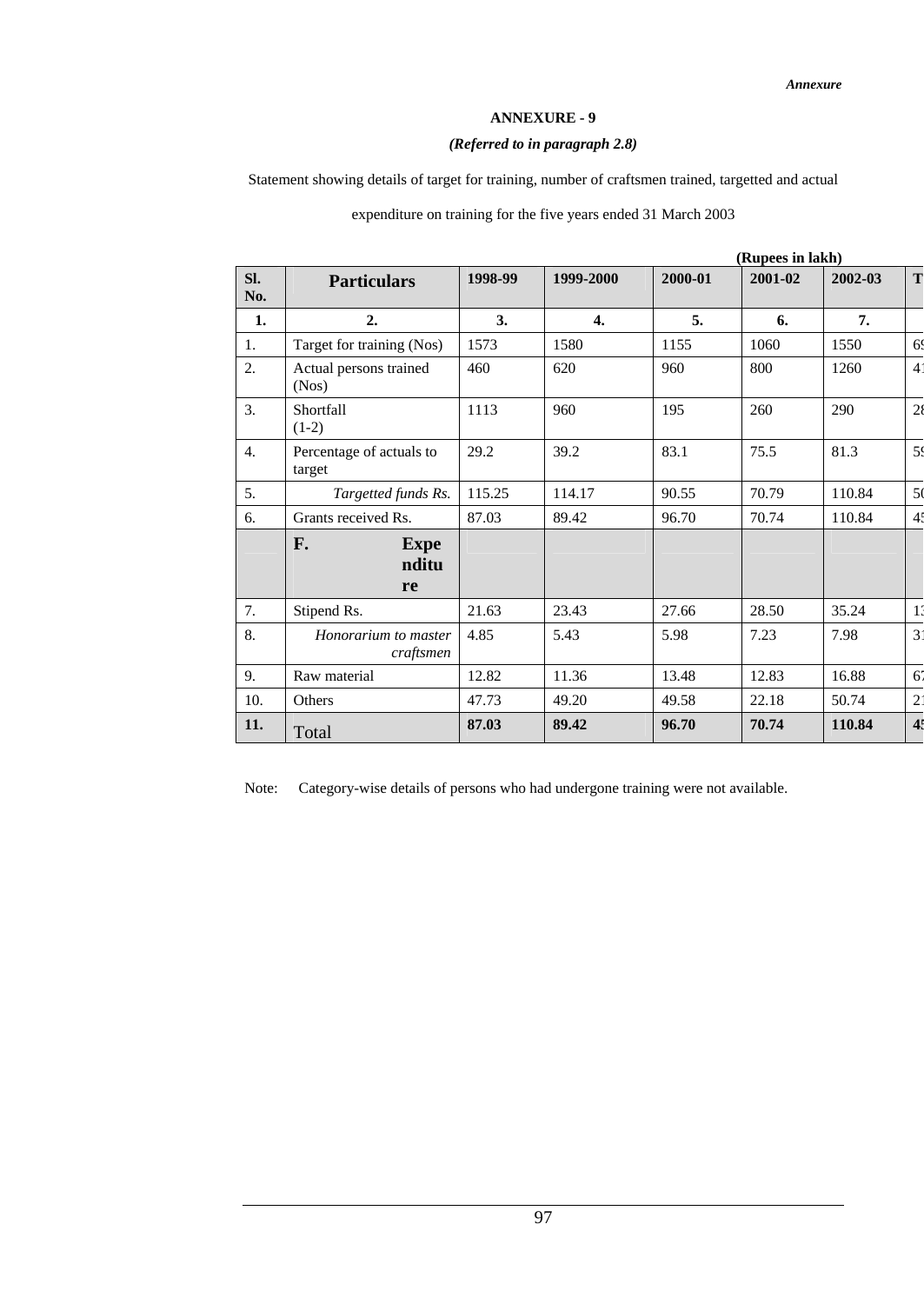*Annexure*

**ANNEXURE - 9**

***(Referred to in paragraph 2.8)***

Statement showing details of target for training, number of craftsmen trained, targetted and actual expenditure on training for the five years ended 31 March 2003

**(Rupees in lakh)**

| Sl. No. | Particulars | 1998-99 | 1999-2000 | 2000-01 | 2001-02 | 2002-03 | T |
|---|---|---|---|---|---|---|---|
| 1. | 2. | 3. | 4. | 5. | 6. | 7. | |
| 1. | Target for training (Nos) | 1573 | 1580 | 1155 | 1060 | 1550 | 69 |
| 2. | Actual persons trained (Nos) | 460 | 620 | 960 | 800 | 1260 | 41 |
| 3. | Shortfall (1-2) | 1113 | 960 | 195 | 260 | 290 | 28 |
| 4. | Percentage of actuals to target | 29.2 | 39.2 | 83.1 | 75.5 | 81.3 | 59 |
| 5. | *Targetted funds Rs.* | 115.25 | 114.17 | 90.55 | 70.79 | 110.84 | 50 |
| 6. | Grants received Rs. | 87.03 | 89.42 | 96.70 | 70.74 | 110.84 | 45 |
| | **F. Expenditure** | | | | | | |
| 7. | Stipend Rs. | 21.63 | 23.43 | 27.66 | 28.50 | 35.24 | 13 |
| 8. | *Honorarium to master craftsmen* | 4.85 | 5.43 | 5.98 | 7.23 | 7.98 | 31 |
| 9. | Raw material | 12.82 | 11.36 | 13.48 | 12.83 | 16.88 | 67 |
| 10. | Others | 47.73 | 49.20 | 49.58 | 22.18 | 50.74 | 21 |
| **11.** | Total | **87.03** | **89.42** | **96.70** | **70.74** | **110.84** | **45** |

Note: Category-wise details of persons who had undergone training were not available.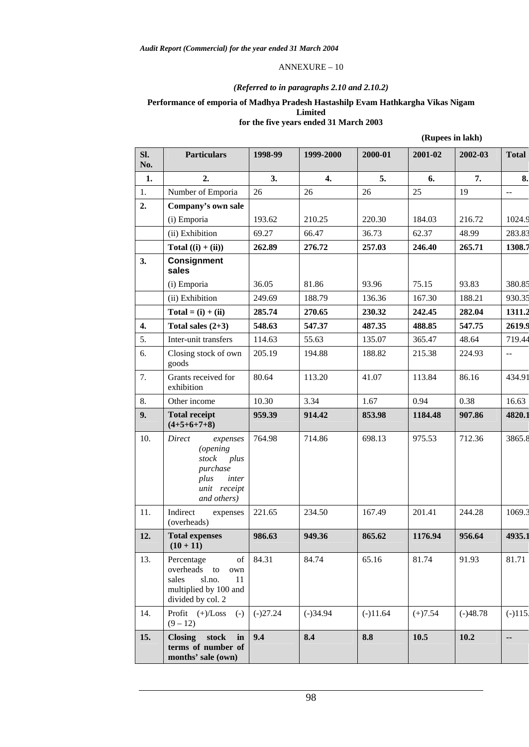ANNEXURE – 10

*(Referred to in paragraphs 2.10 and 2.10.2)*

**Performance of emporia of Madhya Pradesh Hastashilp Evam Hathkargha Vikas Nigam Limited for the five years ended 31 March 2003**

**(Rupees in lakh)**

| Sl. No. | Particulars | 1998-99 | 1999-2000 | 2000-01 | 2001-02 | 2002-03 | Total |
|---|---|---|---|---|---|---|---|
| **1.** | **2.** | **3.** | **4.** | **5.** | **6.** | **7.** | **8.** |
| 1. | Number of Emporia | 26 | 26 | 26 | 25 | 19 | -- |
| **2.** | **Company's own sale** | | | | | | |
| | (i) Emporia | 193.62 | 210.25 | 220.30 | 184.03 | 216.72 | 1024.9 |
| | (ii) Exhibition | 69.27 | 66.47 | 36.73 | 62.37 | 48.99 | 283.83 |
| | **Total ((i) + (ii))** | **262.89** | **276.72** | **257.03** | **246.40** | **265.71** | **1308.7** |
| **3.** | **Consignment sales** | | | | | | |
| | (i) Emporia | 36.05 | 81.86 | 93.96 | 75.15 | 93.83 | 380.85 |
| | (ii) Exhibition | 249.69 | 188.79 | 136.36 | 167.30 | 188.21 | 930.35 |
| | **Total = (i) + (ii)** | **285.74** | **270.65** | **230.32** | **242.45** | **282.04** | **1311.2** |
| **4.** | **Total sales (2+3)** | **548.63** | **547.37** | **487.35** | **488.85** | **547.75** | **2619.9** |
| 5. | Inter-unit transfers | 114.63 | 55.63 | 135.07 | 365.47 | 48.64 | 719.44 |
| 6. | Closing stock of own goods | 205.19 | 194.88 | 188.82 | 215.38 | 224.93 | -- |
| 7. | Grants received for exhibition | 80.64 | 113.20 | 41.07 | 113.84 | 86.16 | 434.91 |
| 8. | Other income | 10.30 | 3.34 | 1.67 | 0.94 | 0.38 | 16.63 |
| **9.** | **Total receipt (4+5+6+7+8)** | **959.39** | **914.42** | **853.98** | **1184.48** | **907.86** | **4820.1** |
| 10. | *Direct expenses (opening stock plus purchase plus inter unit receipt and others)* | 764.98 | 714.86 | 698.13 | 975.53 | 712.36 | 3865.8 |
| 11. | Indirect expenses (overheads) | 221.65 | 234.50 | 167.49 | 201.41 | 244.28 | 1069.3 |
| **12.** | **Total expenses (10 + 11)** | **986.63** | **949.36** | **865.62** | **1176.94** | **956.64** | **4935.1** |
| 13. | Percentage of overheads to own sales sl.no. 11 multiplied by 100 and divided by col. 2 | 84.31 | 84.74 | 65.16 | 81.74 | 91.93 | 81.71 |
| 14. | Profit (+)/Loss (-) (9 – 12) | (-)27.24 | (-)34.94 | (-)11.64 | (+)7.54 | (-)48.78 | (-)115. |
| **15.** | **Closing stock in terms of number of months' sale (own)** | **9.4** | **8.4** | **8.8** | **10.5** | **10.2** | **--** |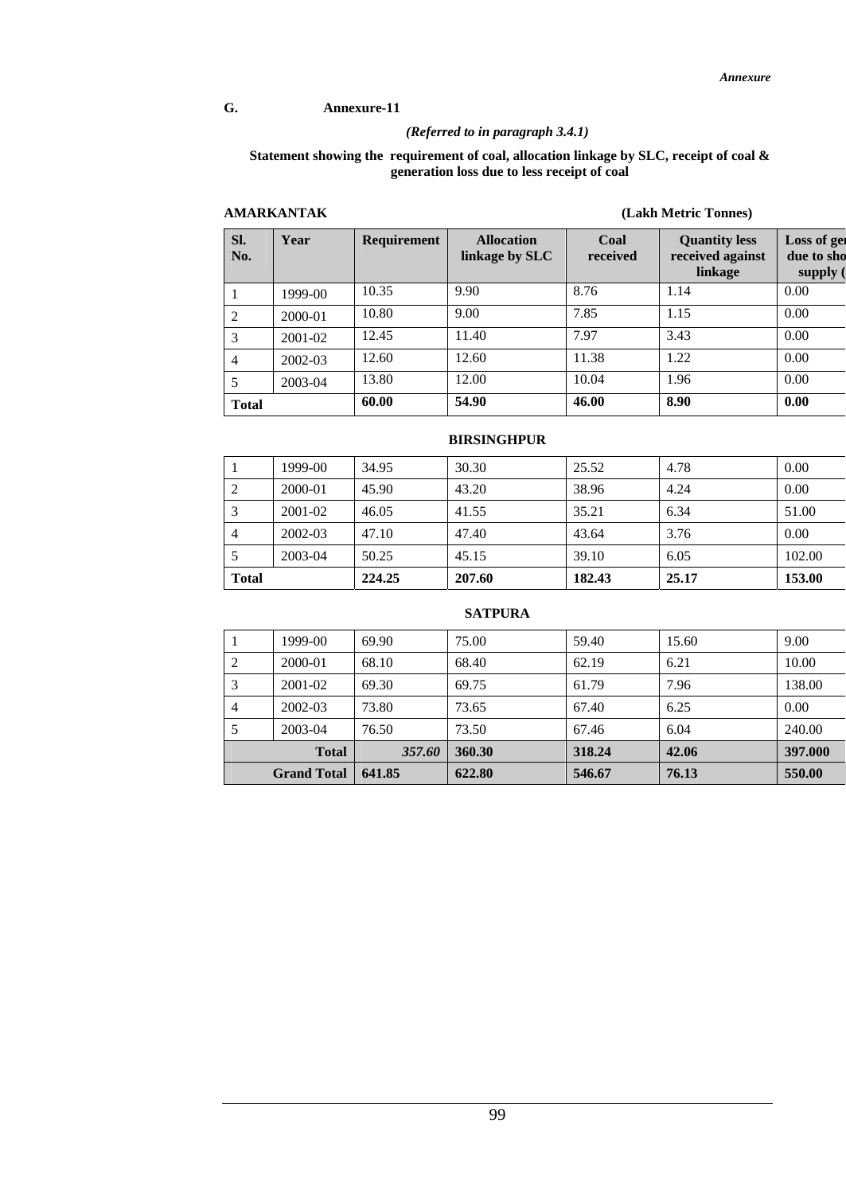G. **Annexure-11**

***(Referred to in paragraph 3.4.1)***

**Statement showing the requirement of coal, allocation linkage by SLC, receipt of coal & generation loss due to less receipt of coal**

**AMARKANTAK** **(Lakh Metric Tonnes)**

| Sl. No. | Year | Requirement | Allocation linkage by SLC | Coal received | Quantity less received against linkage | Loss of ge due to sho supply ( |
|---|---|---|---|---|---|---|
| 1 | 1999-00 | 10.35 | 9.90 | 8.76 | 1.14 | 0.00 |
| 2 | 2000-01 | 10.80 | 9.00 | 7.85 | 1.15 | 0.00 |
| 3 | 2001-02 | 12.45 | 11.40 | 7.97 | 3.43 | 0.00 |
| 4 | 2002-03 | 12.60 | 12.60 | 11.38 | 1.22 | 0.00 |
| 5 | 2003-04 | 13.80 | 12.00 | 10.04 | 1.96 | 0.00 |
| **Total** | | **60.00** | **54.90** | **46.00** | **8.90** | **0.00** |

**BIRSINGHPUR**

| Sl. No. | Year | Requirement | Allocation linkage by SLC | Coal received | Quantity less received against linkage | Loss of ge due to sho supply ( |
|---|---|---|---|---|---|---|
| 1 | 1999-00 | 34.95 | 30.30 | 25.52 | 4.78 | 0.00 |
| 2 | 2000-01 | 45.90 | 43.20 | 38.96 | 4.24 | 0.00 |
| 3 | 2001-02 | 46.05 | 41.55 | 35.21 | 6.34 | 51.00 |
| 4 | 2002-03 | 47.10 | 47.40 | 43.64 | 3.76 | 0.00 |
| 5 | 2003-04 | 50.25 | 45.15 | 39.10 | 6.05 | 102.00 |
| **Total** | | **224.25** | **207.60** | **182.43** | **25.17** | **153.00** |

**SATPURA**

| Sl. No. | Year | Requirement | Allocation linkage by SLC | Coal received | Quantity less received against linkage | Loss of ge due to sho supply ( |
|---|---|---|---|---|---|---|
| 1 | 1999-00 | 69.90 | 75.00 | 59.40 | 15.60 | 9.00 |
| 2 | 2000-01 | 68.10 | 68.40 | 62.19 | 6.21 | 10.00 |
| 3 | 2001-02 | 69.30 | 69.75 | 61.79 | 7.96 | 138.00 |
| 4 | 2002-03 | 73.80 | 73.65 | 67.40 | 6.25 | 0.00 |
| 5 | 2003-04 | 76.50 | 73.50 | 67.46 | 6.04 | 240.00 |
| | **Total** | ***357.60*** | **360.30** | **318.24** | **42.06** | **397.000** |
| | **Grand Total** | **641.85** | **622.80** | **546.67** | **76.13** | **550.00** |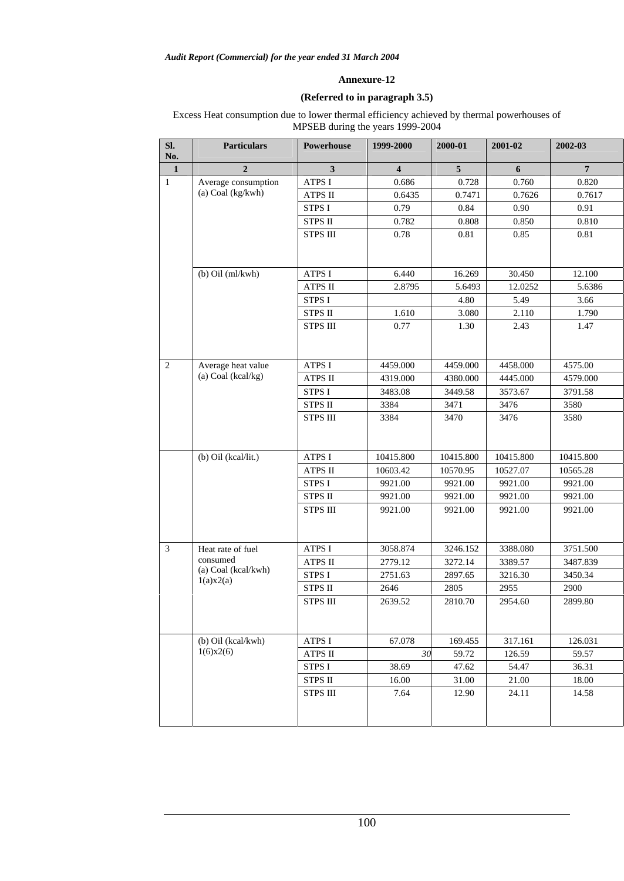*Audit Report (Commercial) for the year ended 31 March 2004*

**Annexure-12**

**(Referred to in paragraph 3.5)**

Excess Heat consumption due to lower thermal efficiency achieved by thermal powerhouses of MPSEB during the years 1999-2004

| Sl. No. | Particulars | Powerhouse | 1999-2000 | 2000-01 | 2001-02 | 2002-03 |
|---|---|---|---|---|---|---|
| 1 | 2 | 3 | 4 | 5 | 6 | 7 |
| 1 | Average consumption (a) Coal (kg/kwh) | ATPS I | 0.686 | 0.728 | 0.760 | 0.820 |
| | | ATPS II | 0.6435 | 0.7471 | 0.7626 | 0.7617 |
| | | STPS I | 0.79 | 0.84 | 0.90 | 0.91 |
| | | STPS II | 0.782 | 0.808 | 0.850 | 0.810 |
| | | STPS III | 0.78 | 0.81 | 0.85 | 0.81 |
| | (b) Oil (ml/kwh) | ATPS I | 6.440 | 16.269 | 30.450 | 12.100 |
| | | ATPS II | 2.8795 | 5.6493 | 12.0252 | 5.6386 |
| | | STPS I | | 4.80 | 5.49 | 3.66 |
| | | STPS II | 1.610 | 3.080 | 2.110 | 1.790 |
| | | STPS III | 0.77 | 1.30 | 2.43 | 1.47 |
| 2 | Average heat value (a) Coal (kcal/kg) | ATPS I | 4459.000 | 4459.000 | 4458.000 | 4575.00 |
| | | ATPS II | 4319.000 | 4380.000 | 4445.000 | 4579.000 |
| | | STPS I | 3483.08 | 3449.58 | 3573.67 | 3791.58 |
| | | STPS II | 3384 | 3471 | 3476 | 3580 |
| | | STPS III | 3384 | 3470 | 3476 | 3580 |
| | (b) Oil (kcal/lit.) | ATPS I | 10415.800 | 10415.800 | 10415.800 | 10415.800 |
| | | ATPS II | 10603.42 | 10570.95 | 10527.07 | 10565.28 |
| | | STPS I | 9921.00 | 9921.00 | 9921.00 | 9921.00 |
| | | STPS II | 9921.00 | 9921.00 | 9921.00 | 9921.00 |
| | | STPS III | 9921.00 | 9921.00 | 9921.00 | 9921.00 |
| 3 | Heat rate of fuel consumed (a) Coal (kcal/kwh) 1(a)x2(a) | ATPS I | 3058.874 | 3246.152 | 3388.080 | 3751.500 |
| | | ATPS II | 2779.12 | 3272.14 | 3389.57 | 3487.839 |
| | | STPS I | 2751.63 | 2897.65 | 3216.30 | 3450.34 |
| | | STPS II | 2646 | 2805 | 2955 | 2900 |
| | | STPS III | 2639.52 | 2810.70 | 2954.60 | 2899.80 |
| | (b) Oil (kcal/kwh) 1(6)x2(6) | ATPS I | 67.078 | 169.455 | 317.161 | 126.031 |
| | | ATPS II | 30 | 59.72 | 126.59 | 59.57 |
| | | STPS I | 38.69 | 47.62 | 54.47 | 36.31 |
| | | STPS II | 16.00 | 31.00 | 21.00 | 18.00 |
| | | STPS III | 7.64 | 12.90 | 24.11 | 14.58 |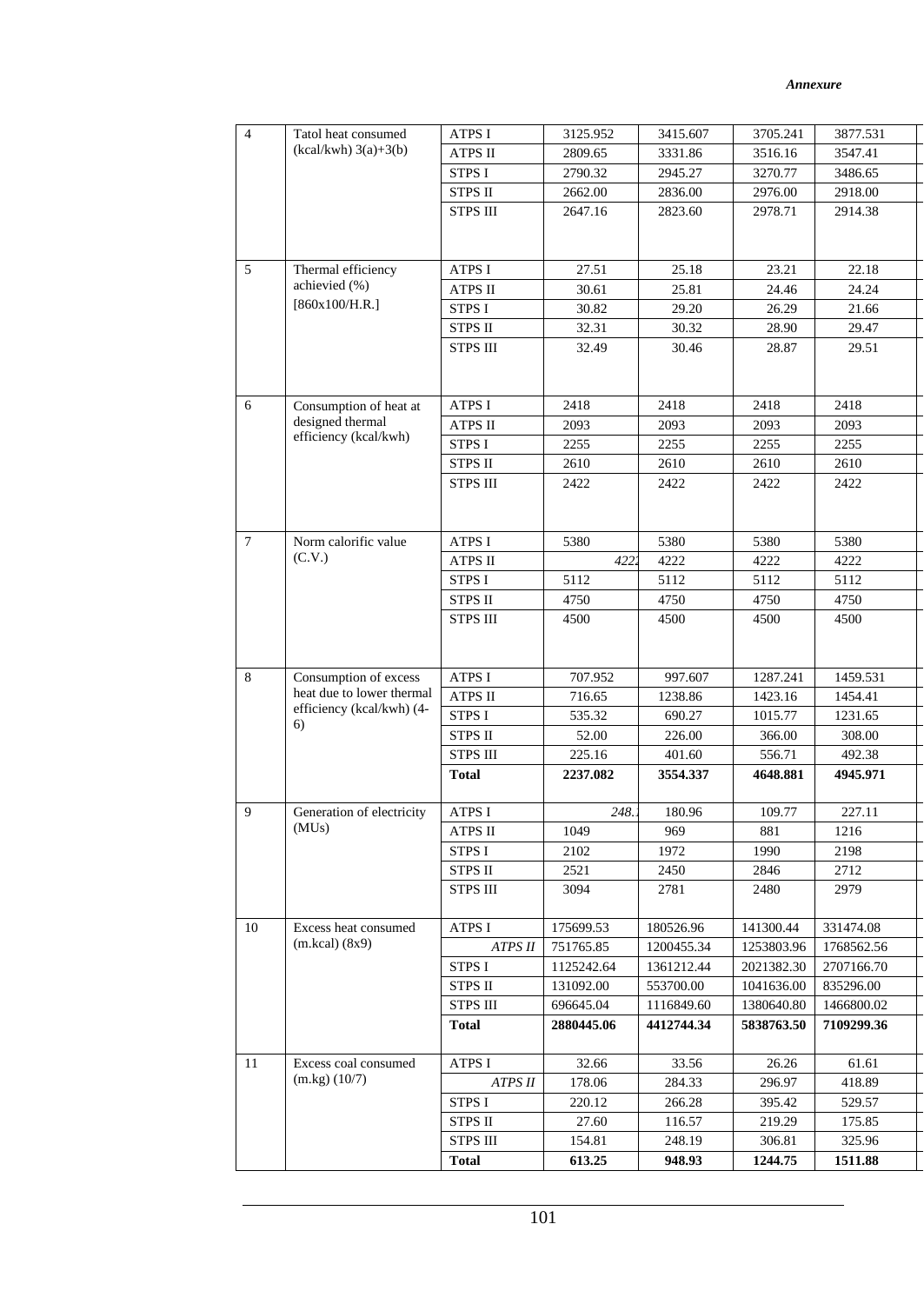*Annexure*

| 4 | Tatol heat consumed (kcal/kwh) 3(a)+3(b) | ATPS I | 3125.952 | 3415.607 | 3705.241 | 3877.531 |
|---|---|---|---|---|---|---|
| | | ATPS II | 2809.65 | 3331.86 | 3516.16 | 3547.41 |
| | | STPS I | 2790.32 | 2945.27 | 3270.77 | 3486.65 |
| | | STPS II | 2662.00 | 2836.00 | 2976.00 | 2918.00 |
| | | STPS III | 2647.16 | 2823.60 | 2978.71 | 2914.38 |
| 5 | Thermal efficiency achievied (%) [860x100/H.R.] | ATPS I | 27.51 | 25.18 | 23.21 | 22.18 |
| | | ATPS II | 30.61 | 25.81 | 24.46 | 24.24 |
| | | STPS I | 30.82 | 29.20 | 26.29 | 21.66 |
| | | STPS II | 32.31 | 30.32 | 28.90 | 29.47 |
| | | STPS III | 32.49 | 30.46 | 28.87 | 29.51 |
| 6 | Consumption of heat at designed thermal efficiency (kcal/kwh) | ATPS I | 2418 | 2418 | 2418 | 2418 |
| | | ATPS II | 2093 | 2093 | 2093 | 2093 |
| | | STPS I | 2255 | 2255 | 2255 | 2255 |
| | | STPS II | 2610 | 2610 | 2610 | 2610 |
| | | STPS III | 2422 | 2422 | 2422 | 2422 |
| 7 | Norm calorific value (C.V.) | ATPS I | 5380 | 5380 | 5380 | 5380 |
| | | ATPS II | 4222 | 4222 | 4222 | 4222 |
| | | STPS I | 5112 | 5112 | 5112 | 5112 |
| | | STPS II | 4750 | 4750 | 4750 | 4750 |
| | | STPS III | 4500 | 4500 | 4500 | 4500 |
| 8 | Consumption of excess heat due to lower thermal efficiency (kcal/kwh) (4-6) | ATPS I | 707.952 | 997.607 | 1287.241 | 1459.531 |
| | | ATPS II | 716.65 | 1238.86 | 1423.16 | 1454.41 |
| | | STPS I | 535.32 | 690.27 | 1015.77 | 1231.65 |
| | | STPS II | 52.00 | 226.00 | 366.00 | 308.00 |
| | | STPS III | 225.16 | 401.60 | 556.71 | 492.38 |
| | | **Total** | **2237.082** | **3554.337** | **4648.881** | **4945.971** |
| 9 | Generation of electricity (MUs) | ATPS I | 248. | 180.96 | 109.77 | 227.11 |
| | | ATPS II | 1049 | 969 | 881 | 1216 |
| | | STPS I | 2102 | 1972 | 1990 | 2198 |
| | | STPS II | 2521 | 2450 | 2846 | 2712 |
| | | STPS III | 3094 | 2781 | 2480 | 2979 |
| 10 | Excess heat consumed (m.kcal) (8x9) | ATPS I | 175699.53 | 180526.96 | 141300.44 | 331474.08 |
| | | *ATPS II* | 751765.85 | 1200455.34 | 1253803.96 | 1768562.56 |
| | | STPS I | 1125242.64 | 1361212.44 | 2021382.30 | 2707166.70 |
| | | STPS II | 131092.00 | 553700.00 | 1041636.00 | 835296.00 |
| | | STPS III | 696645.04 | 1116849.60 | 1380640.80 | 1466800.02 |
| | | **Total** | **2880445.06** | **4412744.34** | **5838763.50** | **7109299.36** |
| 11 | Excess coal consumed (m.kg) (10/7) | ATPS I | 32.66 | 33.56 | 26.26 | 61.61 |
| | | *ATPS II* | 178.06 | 284.33 | 296.97 | 418.89 |
| | | STPS I | 220.12 | 266.28 | 395.42 | 529.57 |
| | | STPS II | 27.60 | 116.57 | 219.29 | 175.85 |
| | | STPS III | 154.81 | 248.19 | 306.81 | 325.96 |
| | | **Total** | **613.25** | **948.93** | **1244.75** | **1511.88** |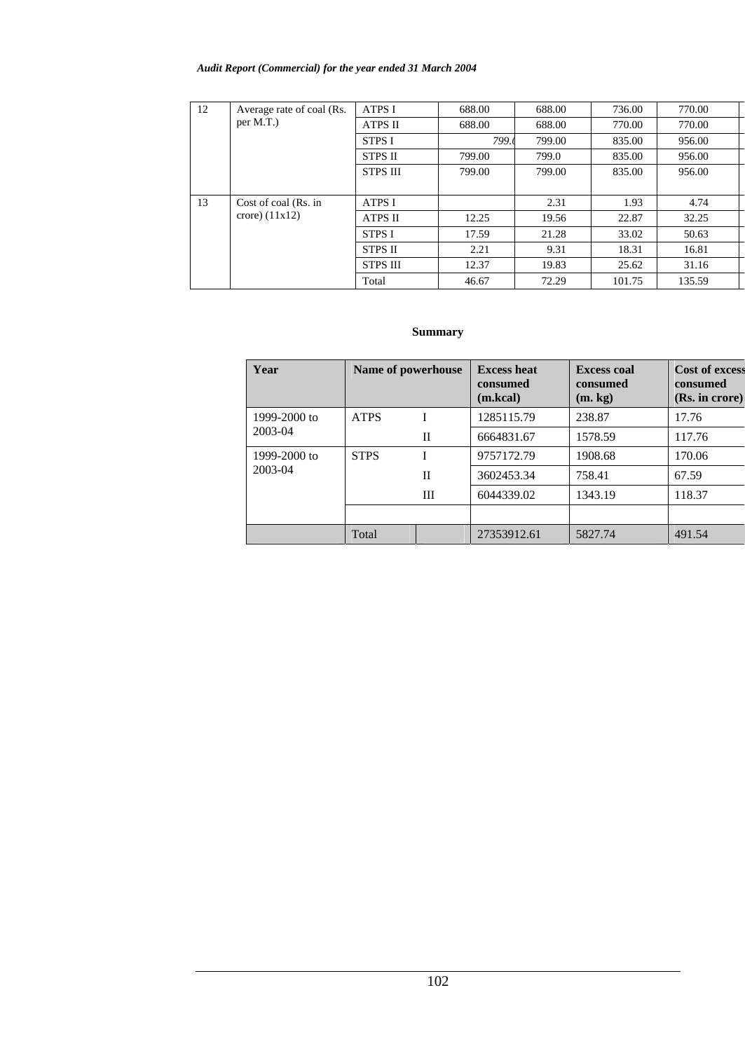| 12 | Average rate of coal (Rs. per M.T.) | ATPS I | 688.00 | 688.00 | 736.00 | 770.00 |
|---|---|---|---|---|---|---|
| | | ATPS II | 688.00 | 688.00 | 770.00 | 770.00 |
| | | STPS I | 799.0 | 799.00 | 835.00 | 956.00 |
| | | STPS II | 799.00 | 799.0 | 835.00 | 956.00 |
| | | STPS III | 799.00 | 799.00 | 835.00 | 956.00 |
| 13 | Cost of coal (Rs. in crore) (11x12) | ATPS I | | 2.31 | 1.93 | 4.74 |
| | | ATPS II | 12.25 | 19.56 | 22.87 | 32.25 |
| | | STPS I | 17.59 | 21.28 | 33.02 | 50.63 |
| | | STPS II | 2.21 | 9.31 | 18.31 | 16.81 |
| | | STPS III | 12.37 | 19.83 | 25.62 | 31.16 |
| | | Total | 46.67 | 72.29 | 101.75 | 135.59 |

**Summary**

| Year | Name of powerhouse | | Excess heat consumed (m.kcal) | Excess coal consumed (m. kg) | Cost of excess consumed (Rs. in crore) |
|---|---|---|---|---|---|
| 1999-2000 to 2003-04 | ATPS | I | 1285115.79 | 238.87 | 17.76 |
| | | II | 6664831.67 | 1578.59 | 117.76 |
| 1999-2000 to 2003-04 | STPS | I | 9757172.79 | 1908.68 | 170.06 |
| | | II | 3602453.34 | 758.41 | 67.59 |
| | | III | 6044339.02 | 1343.19 | 118.37 |
| | | | | | |
| | Total | | 27353912.61 | 5827.74 | 491.54 |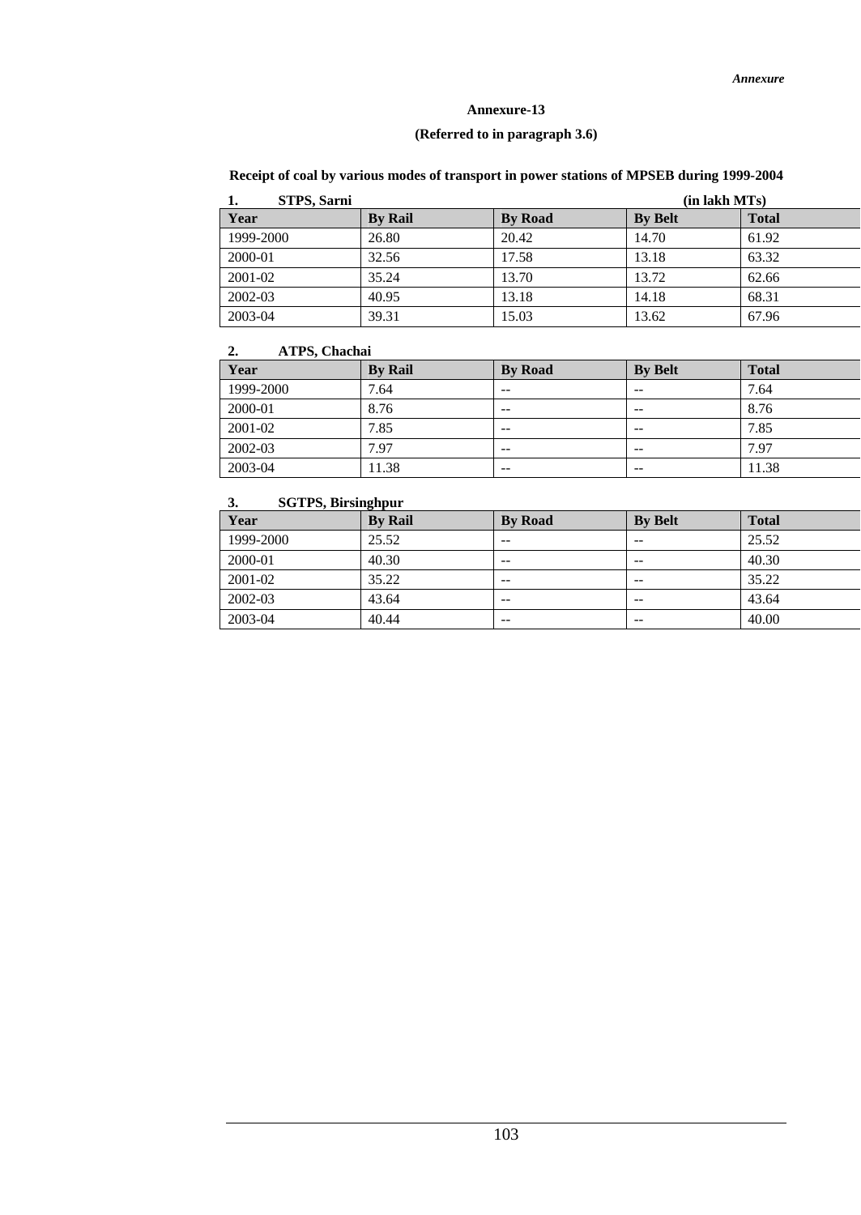**Annexure-13**

**(Referred to in paragraph 3.6)**

**Receipt of coal by various modes of transport in power stations of MPSEB during 1999-2004**

**1. STPS, Sarni** **(in lakh MTs)**

| Year | By Rail | By Road | By Belt | Total |
|---|---|---|---|---|
| 1999-2000 | 26.80 | 20.42 | 14.70 | 61.92 |
| 2000-01 | 32.56 | 17.58 | 13.18 | 63.32 |
| 2001-02 | 35.24 | 13.70 | 13.72 | 62.66 |
| 2002-03 | 40.95 | 13.18 | 14.18 | 68.31 |
| 2003-04 | 39.31 | 15.03 | 13.62 | 67.96 |

**2. ATPS, Chachai**

| Year | By Rail | By Road | By Belt | Total |
|---|---|---|---|---|
| 1999-2000 | 7.64 | -- | -- | 7.64 |
| 2000-01 | 8.76 | -- | -- | 8.76 |
| 2001-02 | 7.85 | -- | -- | 7.85 |
| 2002-03 | 7.97 | -- | -- | 7.97 |
| 2003-04 | 11.38 | -- | -- | 11.38 |

**3. SGTPS, Birsinghpur**

| Year | By Rail | By Road | By Belt | Total |
|---|---|---|---|---|
| 1999-2000 | 25.52 | -- | -- | 25.52 |
| 2000-01 | 40.30 | -- | -- | 40.30 |
| 2001-02 | 35.22 | -- | -- | 35.22 |
| 2002-03 | 43.64 | -- | -- | 43.64 |
| 2003-04 | 40.44 | -- | -- | 40.00 |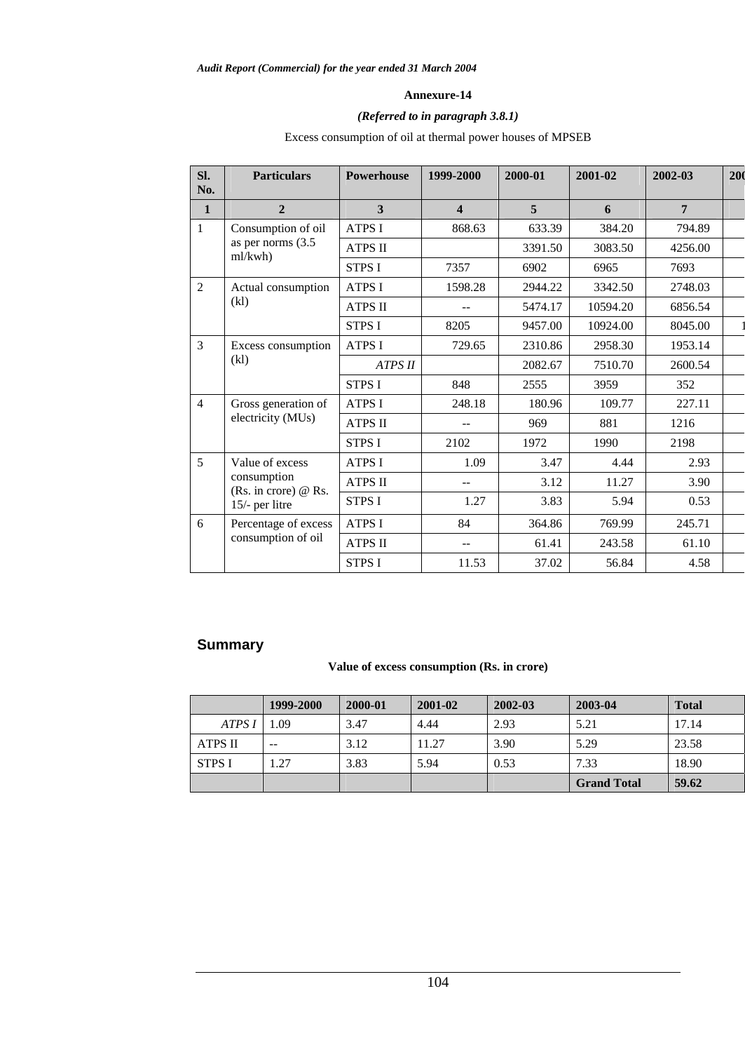Annexure-14

*(Referred to in paragraph 3.8.1)*

Excess consumption of oil at thermal power houses of MPSEB

| Sl. No. | Particulars | Powerhouse | 1999-2000 | 2000-01 | 2001-02 | 2002-03 | 200 |
|---|---|---|---|---|---|---|---|
| 1 | 2 | 3 | 4 | 5 | 6 | 7 | |
| 1 | Consumption of oil as per norms (3.5 ml/kwh) | ATPS I | 868.63 | 633.39 | 384.20 | 794.89 | |
| | | ATPS II | | 3391.50 | 3083.50 | 4256.00 | |
| | | STPS I | 7357 | 6902 | 6965 | 7693 | |
| 2 | Actual consumption (kl) | ATPS I | 1598.28 | 2944.22 | 3342.50 | 2748.03 | |
| | | ATPS II | -- | 5474.17 | 10594.20 | 6856.54 | |
| | | STPS I | 8205 | 9457.00 | 10924.00 | 8045.00 | 1 |
| 3 | Excess consumption (kl) | ATPS I | 729.65 | 2310.86 | 2958.30 | 1953.14 | |
| | | *ATPS II* | | 2082.67 | 7510.70 | 2600.54 | |
| | | STPS I | 848 | 2555 | 3959 | 352 | |
| 4 | Gross generation of electricity (MUs) | ATPS I | 248.18 | 180.96 | 109.77 | 227.11 | |
| | | ATPS II | -- | 969 | 881 | 1216 | |
| | | STPS I | 2102 | 1972 | 1990 | 2198 | |
| 5 | Value of excess consumption (Rs. in crore) @ Rs. 15/- per litre | ATPS I | 1.09 | 3.47 | 4.44 | 2.93 | |
| | | ATPS II | -- | 3.12 | 11.27 | 3.90 | |
| | | STPS I | 1.27 | 3.83 | 5.94 | 0.53 | |
| 6 | Percentage of excess consumption of oil | ATPS I | 84 | 364.86 | 769.99 | 245.71 | |
| | | ATPS II | -- | 61.41 | 243.58 | 61.10 | |
| | | STPS I | 11.53 | 37.02 | 56.84 | 4.58 | |

## Summary

**Value of excess consumption (Rs. in crore)**

| | 1999-2000 | 2000-01 | 2001-02 | 2002-03 | 2003-04 | Total |
|---|---|---|---|---|---|---|
| *ATPS I* | 1.09 | 3.47 | 4.44 | 2.93 | 5.21 | 17.14 |
| ATPS II | -- | 3.12 | 11.27 | 3.90 | 5.29 | 23.58 |
| STPS I | 1.27 | 3.83 | 5.94 | 0.53 | 7.33 | 18.90 |
| | | | | | **Grand Total** | **59.62** |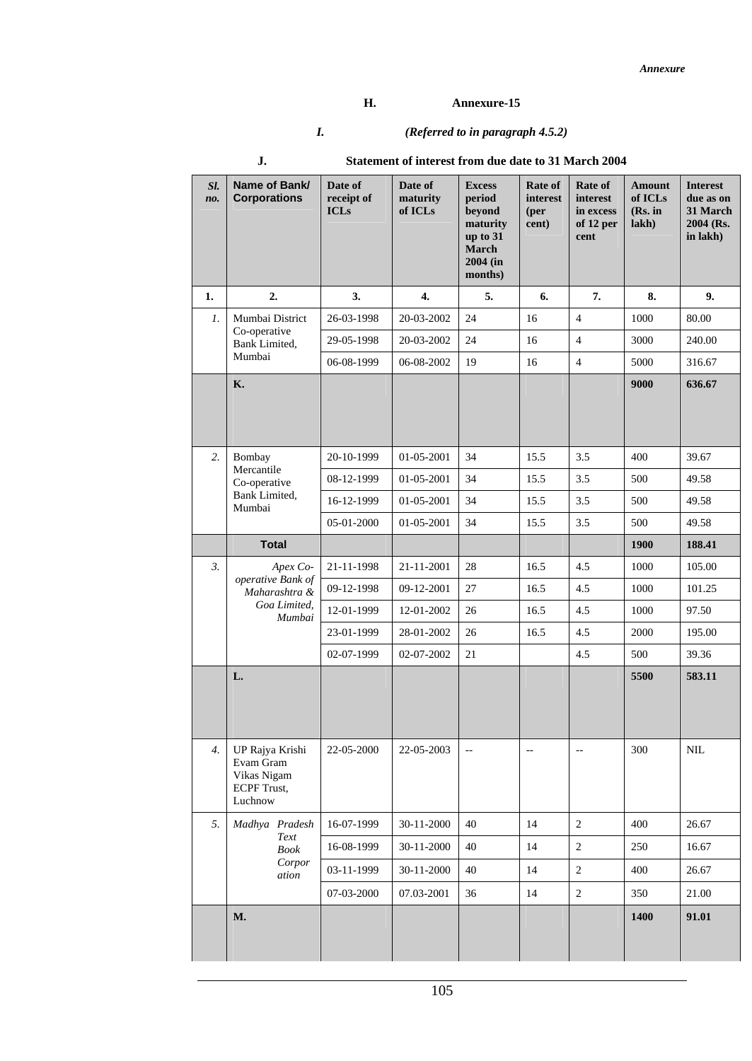**H. Annexure-15**

***I. (Referred to in paragraph 4.5.2)***

**J. Statement of interest from due date to 31 March 2004**

| *Sl. no.* | **Name of Bank/ Corporations** | **Date of receipt of ICLs** | **Date of maturity of ICLs** | **Excess period beyond maturity up to 31 March 2004 (in months)** | **Rate of interest (per cent)** | **Rate of interest in excess of 12 per cent** | **Amount of ICLs (Rs. in lakh)** | **Interest due as on 31 March 2004 (Rs. in lakh)** |
|---|---|---|---|---|---|---|---|---|
| **1.** | **2.** | **3.** | **4.** | **5.** | **6.** | **7.** | **8.** | **9.** |
| *1.* | Mumbai District Co-operative Bank Limited, Mumbai | 26-03-1998 | 20-03-2002 | 24 | 16 | 4 | 1000 | 80.00 |
| | | 29-05-1998 | 20-03-2002 | 24 | 16 | 4 | 3000 | 240.00 |
| | | 06-08-1999 | 06-08-2002 | 19 | 16 | 4 | 5000 | 316.67 |
| | **K.** | | | | | | **9000** | **636.67** |
| *2.* | Bombay Mercantile Co-operative Bank Limited, Mumbai | 20-10-1999 | 01-05-2001 | 34 | 15.5 | 3.5 | 400 | 39.67 |
| | | 08-12-1999 | 01-05-2001 | 34 | 15.5 | 3.5 | 500 | 49.58 |
| | | 16-12-1999 | 01-05-2001 | 34 | 15.5 | 3.5 | 500 | 49.58 |
| | | 05-01-2000 | 01-05-2001 | 34 | 15.5 | 3.5 | 500 | 49.58 |
| | **Total** | | | | | | **1900** | **188.41** |
| *3.* | *Apex Co-operative Bank of Maharashtra & Goa Limited, Mumbai* | 21-11-1998 | 21-11-2001 | 28 | 16.5 | 4.5 | 1000 | 105.00 |
| | | 09-12-1998 | 09-12-2001 | 27 | 16.5 | 4.5 | 1000 | 101.25 |
| | | 12-01-1999 | 12-01-2002 | 26 | 16.5 | 4.5 | 1000 | 97.50 |
| | | 23-01-1999 | 28-01-2002 | 26 | 16.5 | 4.5 | 2000 | 195.00 |
| | | 02-07-1999 | 02-07-2002 | 21 | | 4.5 | 500 | 39.36 |
| | **L.** | | | | | | **5500** | **583.11** |
| *4.* | UP Rajya Krishi Evam Gram Vikas Nigam ECPF Trust, Luchnow | 22-05-2000 | 22-05-2003 | -- | -- | -- | 300 | NIL |
| *5.* | *Madhya Pradesh Text Book Corporation* | 16-07-1999 | 30-11-2000 | 40 | 14 | 2 | 400 | 26.67 |
| | | 16-08-1999 | 30-11-2000 | 40 | 14 | 2 | 250 | 16.67 |
| | | 03-11-1999 | 30-11-2000 | 40 | 14 | 2 | 400 | 26.67 |
| | | 07-03-2000 | 07-03-2001 | 36 | 14 | 2 | 350 | 21.00 |
| | **M.** | | | | | | **1400** | **91.01** |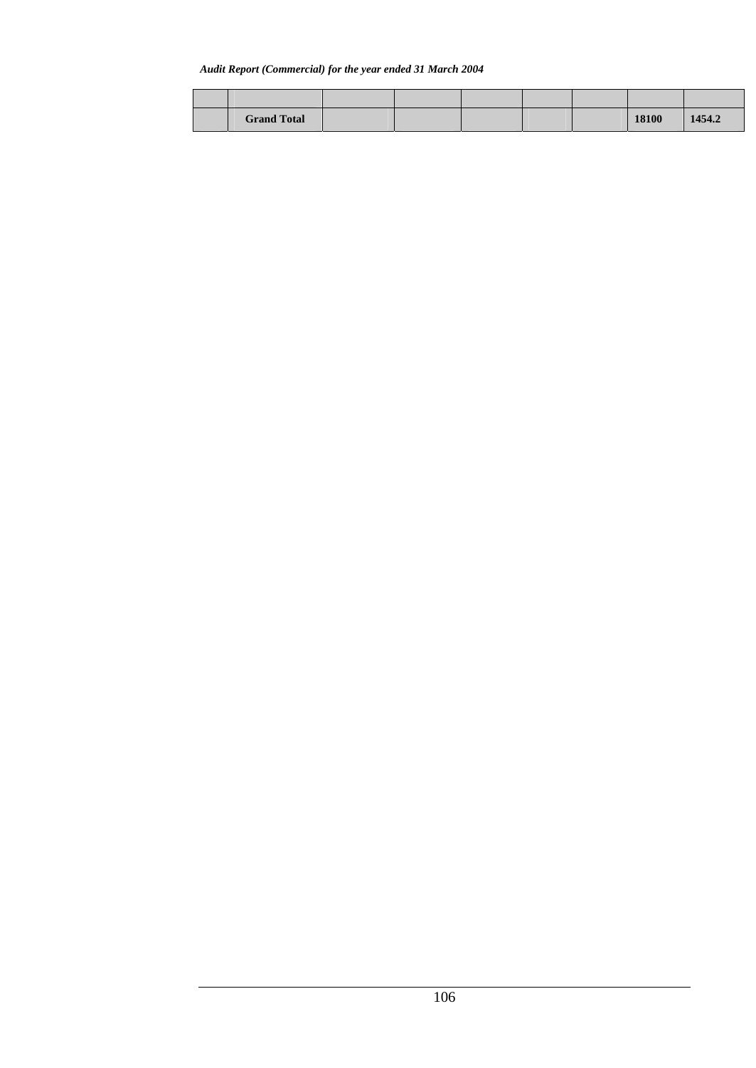| | | | | | | | | |
|---|---|---|---|---|---|---|---|---|
| | **Grand Total** | | | | | | **18100** | **1454.2** |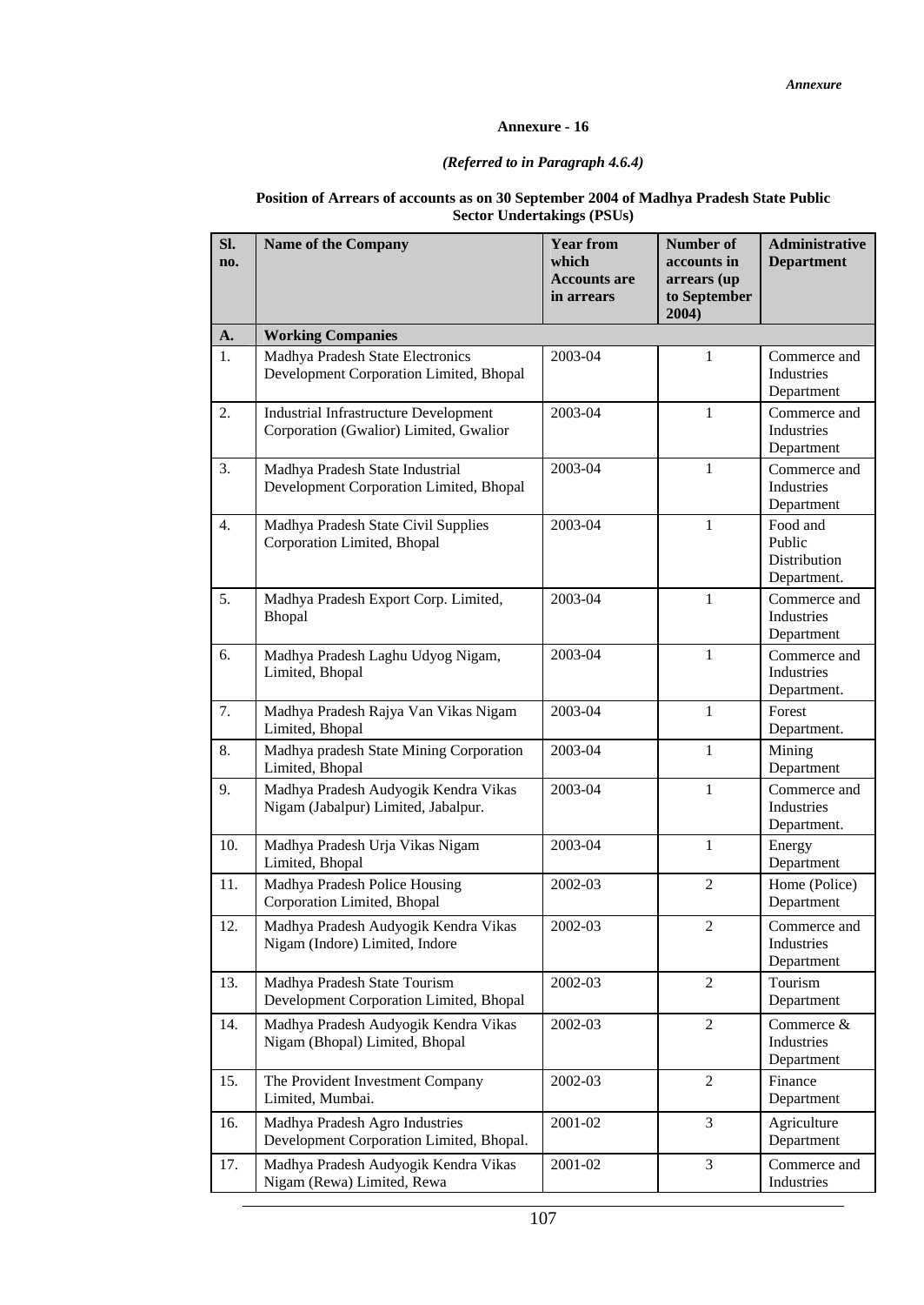## Annexure - 16

*(Referred to in Paragraph 4.6.4)*

**Position of Arrears of accounts as on 30 September 2004 of Madhya Pradesh State Public Sector Undertakings (PSUs)**

| Sl. no. | Name of the Company | Year from which Accounts are in arrears | Number of accounts in arrears (up to September 2004) | Administrative Department |
|---|---|---|---|---|
| **A.** | **Working Companies** | | | |
| 1. | Madhya Pradesh State Electronics Development Corporation Limited, Bhopal | 2003-04 | 1 | Commerce and Industries Department |
| 2. | Industrial Infrastructure Development Corporation (Gwalior) Limited, Gwalior | 2003-04 | 1 | Commerce and Industries Department |
| 3. | Madhya Pradesh State Industrial Development Corporation Limited, Bhopal | 2003-04 | 1 | Commerce and Industries Department |
| 4. | Madhya Pradesh State Civil Supplies Corporation Limited, Bhopal | 2003-04 | 1 | Food and Public Distribution Department. |
| 5. | Madhya Pradesh Export Corp. Limited, Bhopal | 2003-04 | 1 | Commerce and Industries Department |
| 6. | Madhya Pradesh Laghu Udyog Nigam, Limited, Bhopal | 2003-04 | 1 | Commerce and Industries Department. |
| 7. | Madhya Pradesh Rajya Van Vikas Nigam Limited, Bhopal | 2003-04 | 1 | Forest Department. |
| 8. | Madhya pradesh State Mining Corporation Limited, Bhopal | 2003-04 | 1 | Mining Department |
| 9. | Madhya Pradesh Audyogik Kendra Vikas Nigam (Jabalpur) Limited, Jabalpur. | 2003-04 | 1 | Commerce and Industries Department. |
| 10. | Madhya Pradesh Urja Vikas Nigam Limited, Bhopal | 2003-04 | 1 | Energy Department |
| 11. | Madhya Pradesh Police Housing Corporation Limited, Bhopal | 2002-03 | 2 | Home (Police) Department |
| 12. | Madhya Pradesh Audyogik Kendra Vikas Nigam (Indore) Limited, Indore | 2002-03 | 2 | Commerce and Industries Department |
| 13. | Madhya Pradesh State Tourism Development Corporation Limited, Bhopal | 2002-03 | 2 | Tourism Department |
| 14. | Madhya Pradesh Audyogik Kendra Vikas Nigam (Bhopal) Limited, Bhopal | 2002-03 | 2 | Commerce & Industries Department |
| 15. | The Provident Investment Company Limited, Mumbai. | 2002-03 | 2 | Finance Department |
| 16. | Madhya Pradesh Agro Industries Development Corporation Limited, Bhopal. | 2001-02 | 3 | Agriculture Department |
| 17. | Madhya Pradesh Audyogik Kendra Vikas Nigam (Rewa) Limited, Rewa | 2001-02 | 3 | Commerce and Industries |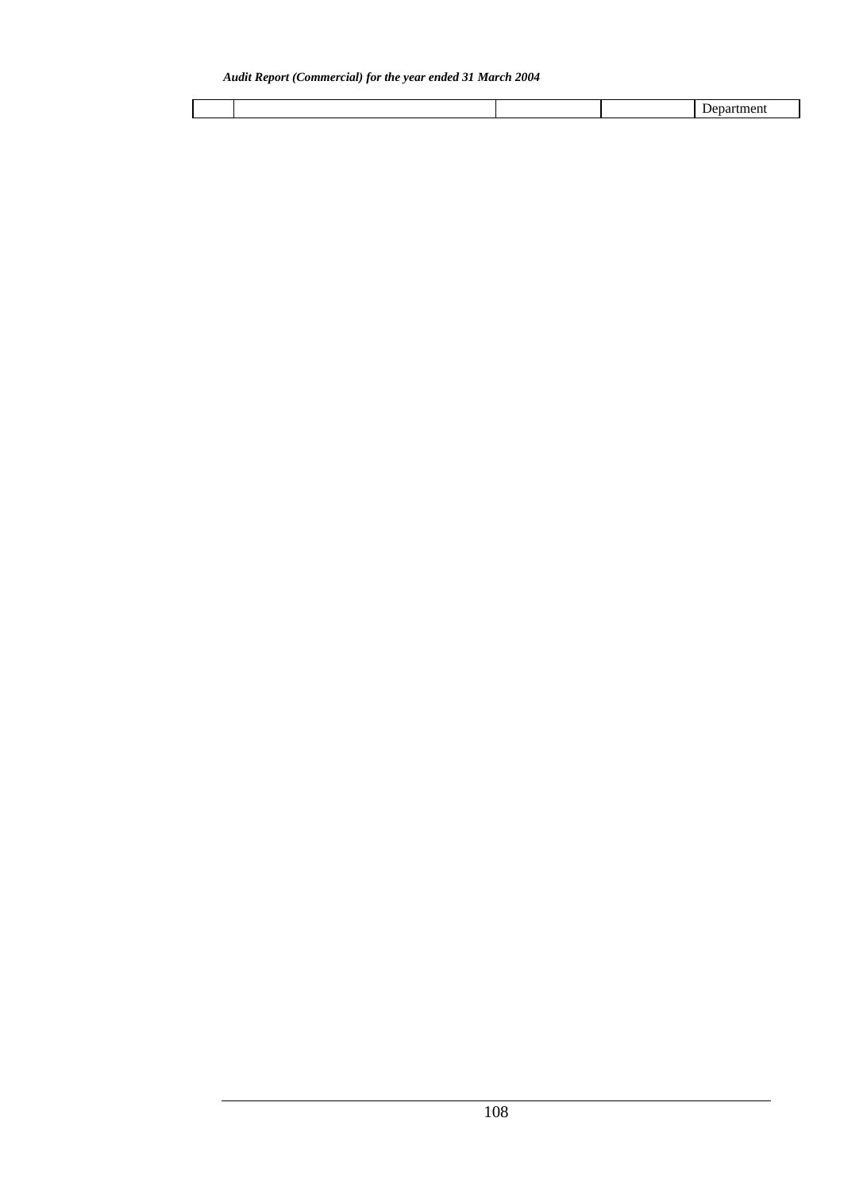| | | | | |
|---|---|---|---|---|
| | | | | Department |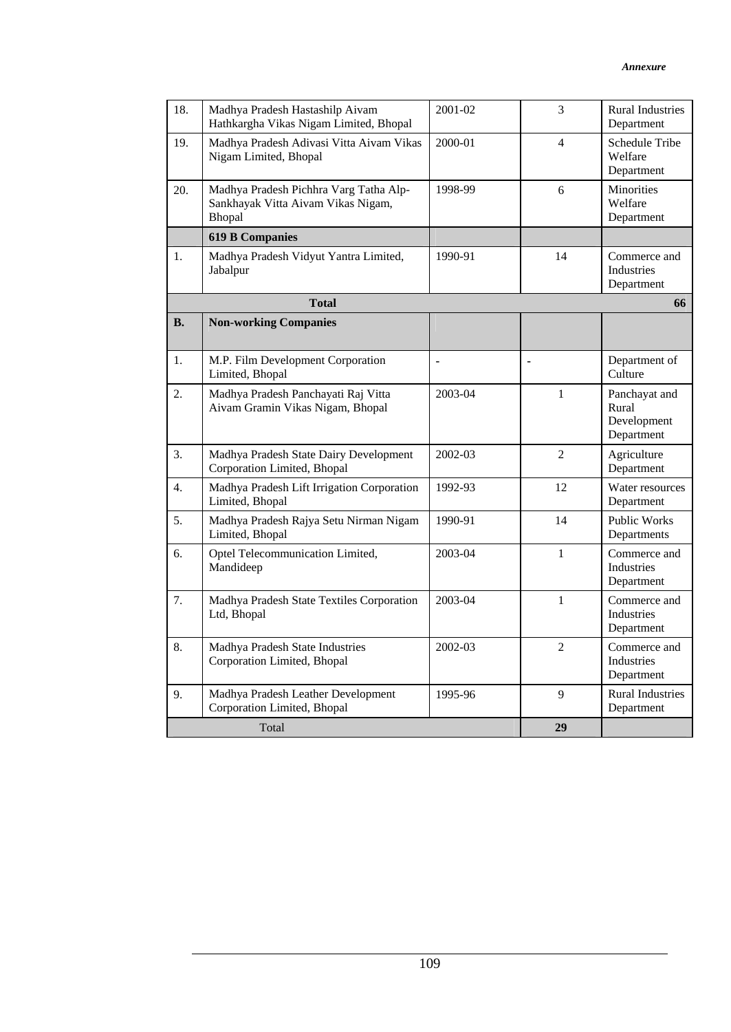| | | | | |
|---|---|---|---|---|
| 18. | Madhya Pradesh Hastashilp Aivam Hathkargha Vikas Nigam Limited, Bhopal | 2001-02 | 3 | Rural Industries Department |
| 19. | Madhya Pradesh Adivasi Vitta Aivam Vikas Nigam Limited, Bhopal | 2000-01 | 4 | Schedule Tribe Welfare Department |
| 20. | Madhya Pradesh Pichhra Varg Tatha Alp-Sankhayak Vitta Aivam Vikas Nigam, Bhopal | 1998-99 | 6 | Minorities Welfare Department |
| | **619 B Companies** | | | |
| 1. | Madhya Pradesh Vidyut Yantra Limited, Jabalpur | 1990-91 | 14 | Commerce and Industries Department |
| | **Total** | | | **66** |
| **B.** | **Non-working Companies** | | | |
| 1. | M.P. Film Development Corporation Limited, Bhopal | - | - | Department of Culture |
| 2. | Madhya Pradesh Panchayati Raj Vitta Aivam Gramin Vikas Nigam, Bhopal | 2003-04 | 1 | Panchayat and Rural Development Department |
| 3. | Madhya Pradesh State Dairy Development Corporation Limited, Bhopal | 2002-03 | 2 | Agriculture Department |
| 4. | Madhya Pradesh Lift Irrigation Corporation Limited, Bhopal | 1992-93 | 12 | Water resources Department |
| 5. | Madhya Pradesh Rajya Setu Nirman Nigam Limited, Bhopal | 1990-91 | 14 | Public Works Departments |
| 6. | Optel Telecommunication Limited, Mandideep | 2003-04 | 1 | Commerce and Industries Department |
| 7. | Madhya Pradesh State Textiles Corporation Ltd, Bhopal | 2003-04 | 1 | Commerce and Industries Department |
| 8. | Madhya Pradesh State Industries Corporation Limited, Bhopal | 2002-03 | 2 | Commerce and Industries Department |
| 9. | Madhya Pradesh Leather Development Corporation Limited, Bhopal | 1995-96 | 9 | Rural Industries Department |
| | Total | | **29** | |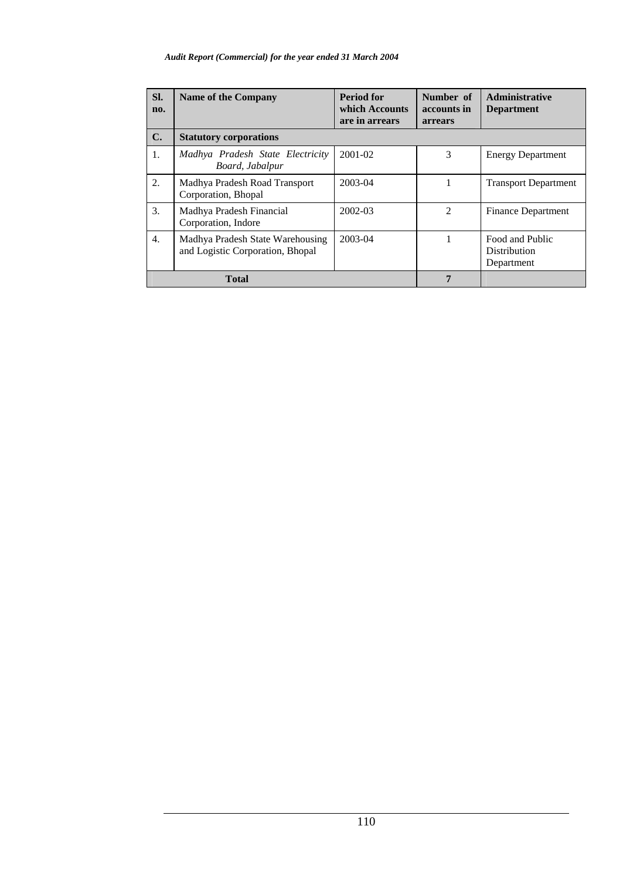| Sl. no. | Name of the Company | Period for which Accounts are in arrears | Number of accounts in arrears | Administrative Department |
|---|---|---|---|---|
| **C.** | **Statutory corporations** | | | |
| 1. | *Madhya Pradesh State Electricity Board, Jabalpur* | 2001-02 | 3 | Energy Department |
| 2. | Madhya Pradesh Road Transport Corporation, Bhopal | 2003-04 | 1 | Transport Department |
| 3. | Madhya Pradesh Financial Corporation, Indore | 2002-03 | 2 | Finance Department |
| 4. | Madhya Pradesh State Warehousing and Logistic Corporation, Bhopal | 2003-04 | 1 | Food and Public Distribution Department |
| | **Total** | | **7** | |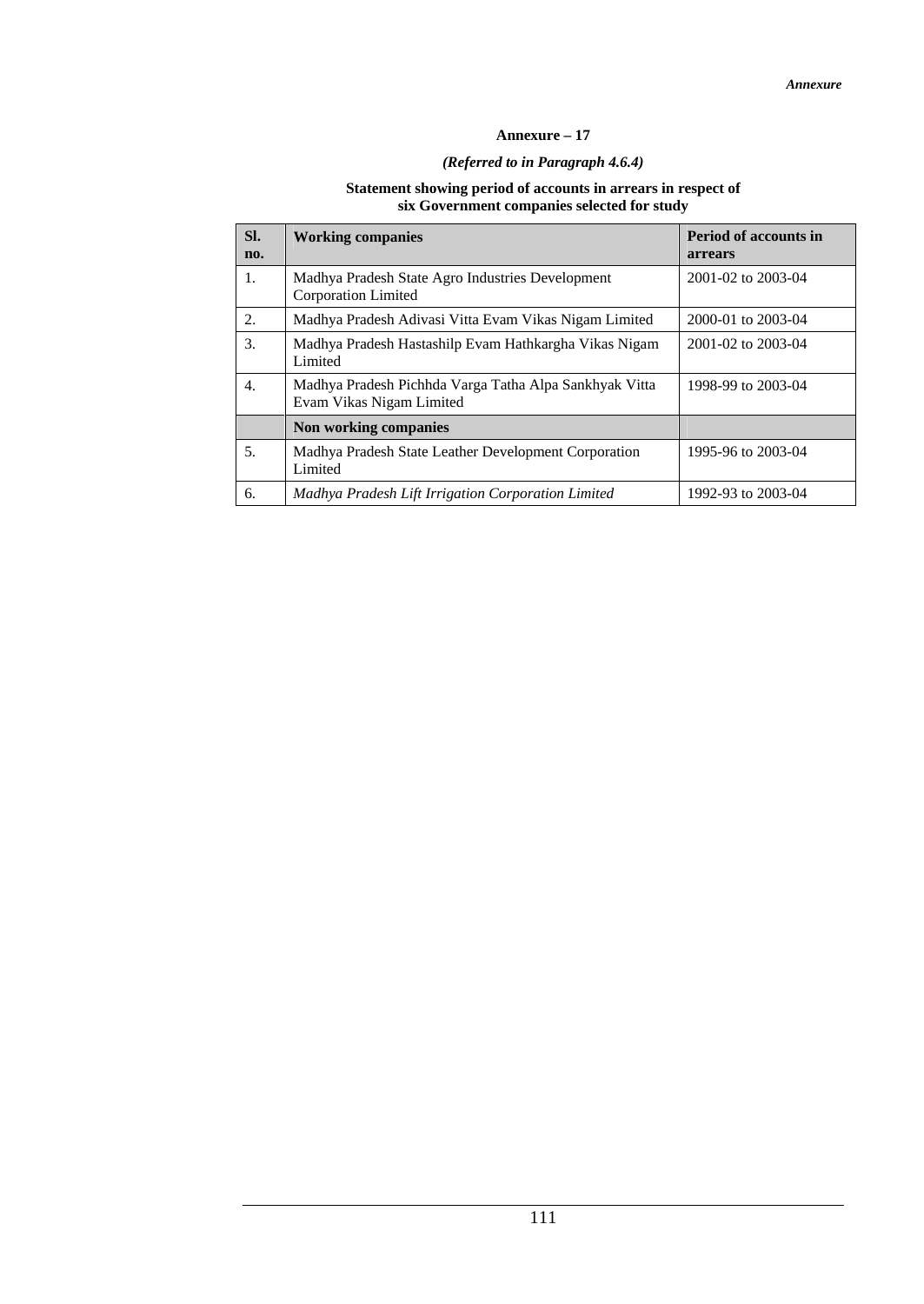## Annexure – 17

*(Referred to in Paragraph 4.6.4)*

**Statement showing period of accounts in arrears in respect of six Government companies selected for study**

| Sl. no. | Working companies | Period of accounts in arrears |
|---|---|---|
| 1. | Madhya Pradesh State Agro Industries Development Corporation Limited | 2001-02 to 2003-04 |
| 2. | Madhya Pradesh Adivasi Vitta Evam Vikas Nigam Limited | 2000-01 to 2003-04 |
| 3. | Madhya Pradesh Hastashilp Evam Hathkargha Vikas Nigam Limited | 2001-02 to 2003-04 |
| 4. | Madhya Pradesh Pichhda Varga Tatha Alpa Sankhyak Vitta Evam Vikas Nigam Limited | 1998-99 to 2003-04 |
| | **Non working companies** | |
| 5. | Madhya Pradesh State Leather Development Corporation Limited | 1995-96 to 2003-04 |
| 6. | *Madhya Pradesh Lift Irrigation Corporation Limited* | 1992-93 to 2003-04 |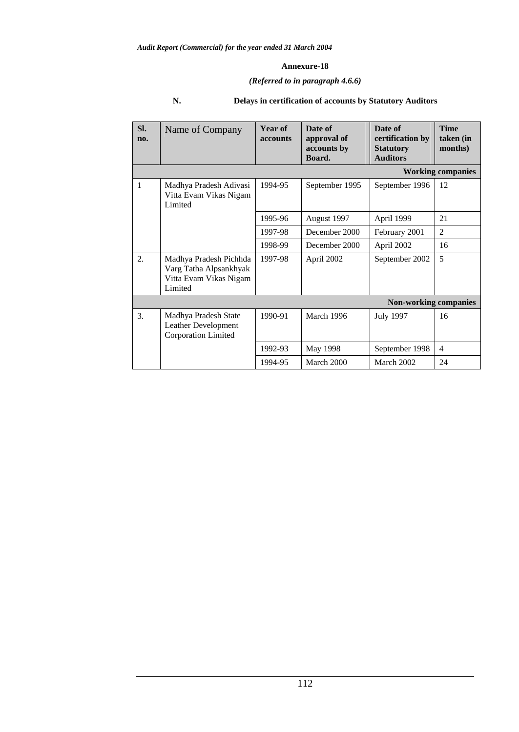**Annexure-18**

***(Referred to in paragraph 4.6.6)***

**N. Delays in certification of accounts by Statutory Auditors**

| Sl. no. | Name of Company | Year of accounts | Date of approval of accounts by Board. | Date of certification by Statutory Auditors | Time taken (in months) |
|---|---|---|---|---|---|
| | | | | | **Working companies** |
| 1 | Madhya Pradesh Adivasi Vitta Evam Vikas Nigam Limited | 1994-95 | September 1995 | September 1996 | 12 |
| | | 1995-96 | August 1997 | April 1999 | 21 |
| | | 1997-98 | December 2000 | February 2001 | 2 |
| | | 1998-99 | December 2000 | April 2002 | 16 |
| 2. | Madhya Pradesh Pichhda Varg Tatha Alpsankhyak Vitta Evam Vikas Nigam Limited | 1997-98 | April 2002 | September 2002 | 5 |
| | | | | | **Non-working companies** |
| 3. | Madhya Pradesh State Leather Development Corporation Limited | 1990-91 | March 1996 | July 1997 | 16 |
| | | 1992-93 | May 1998 | September 1998 | 4 |
| | | 1994-95 | March 2000 | March 2002 | 24 |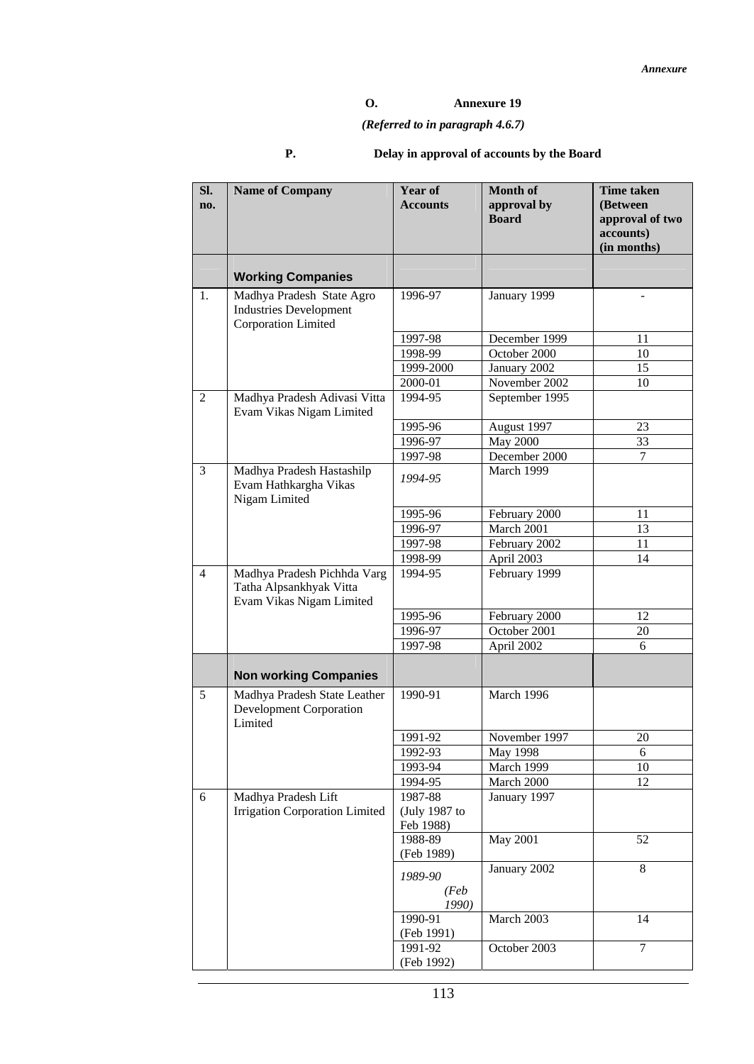*Annexure*

**O. Annexure 19**

*(Referred to in paragraph 4.6.7)*

**P. Delay in approval of accounts by the Board**

| Sl. no. | Name of Company | Year of Accounts | Month of approval by Board | Time taken (Between approval of two accounts) (in months) |
|---|---|---|---|---|
| | **Working Companies** | | | |
| 1. | Madhya Pradesh State Agro Industries Development Corporation Limited | 1996-97 | January 1999 | - |
| | | 1997-98 | December 1999 | 11 |
| | | 1998-99 | October 2000 | 10 |
| | | 1999-2000 | January 2002 | 15 |
| | | 2000-01 | November 2002 | 10 |
| 2 | Madhya Pradesh Adivasi Vitta Evam Vikas Nigam Limited | 1994-95 | September 1995 | |
| | | 1995-96 | August 1997 | 23 |
| | | 1996-97 | May 2000 | 33 |
| | | 1997-98 | December 2000 | 7 |
| 3 | Madhya Pradesh Hastashilp Evam Hathkargha Vikas Nigam Limited | *1994-95* | March 1999 | |
| | | 1995-96 | February 2000 | 11 |
| | | 1996-97 | March 2001 | 13 |
| | | 1997-98 | February 2002 | 11 |
| | | 1998-99 | April 2003 | 14 |
| 4 | Madhya Pradesh Pichhda Varg Tatha Alpsankhyak Vitta Evam Vikas Nigam Limited | 1994-95 | February 1999 | |
| | | 1995-96 | February 2000 | 12 |
| | | 1996-97 | October 2001 | 20 |
| | | 1997-98 | April 2002 | 6 |
| | **Non working Companies** | | | |
| 5 | Madhya Pradesh State Leather Development Corporation Limited | 1990-91 | March 1996 | |
| | | 1991-92 | November 1997 | 20 |
| | | 1992-93 | May 1998 | 6 |
| | | 1993-94 | March 1999 | 10 |
| | | 1994-95 | March 2000 | 12 |
| 6 | Madhya Pradesh Lift Irrigation Corporation Limited | 1987-88 (July 1987 to Feb 1988) | January 1997 | |
| | | 1988-89 (Feb 1989) | May 2001 | 52 |
| | | *1989-90 (Feb 1990)* | January 2002 | 8 |
| | | 1990-91 (Feb 1991) | March 2003 | 14 |
| | | 1991-92 (Feb 1992) | October 2003 | 7 |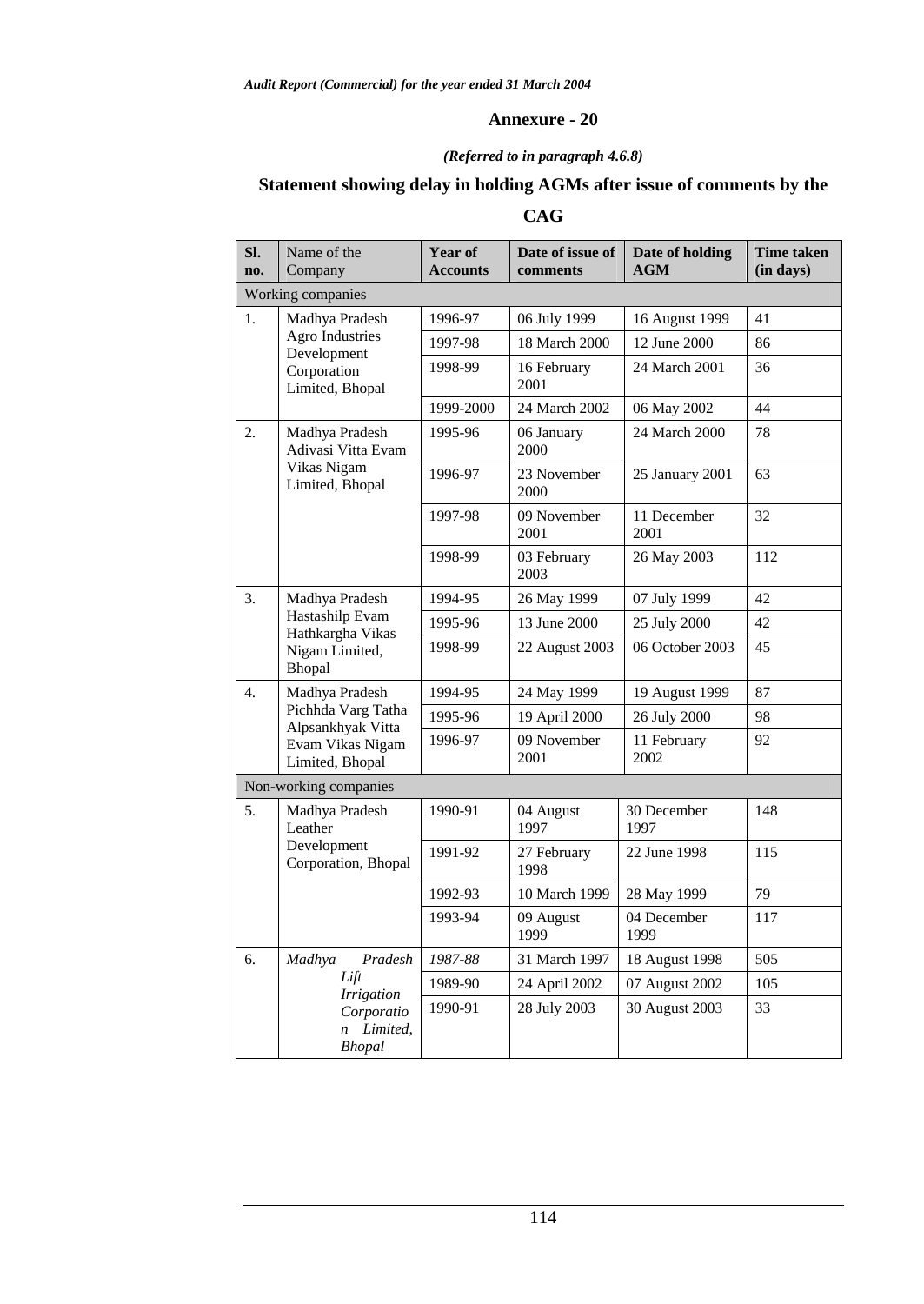## Annexure - 20

*(Referred to in paragraph 4.6.8)*

### Statement showing delay in holding AGMs after issue of comments by the CAG

| Sl. no. | Name of the Company | Year of Accounts | Date of issue of comments | Date of holding AGM | Time taken (in days) |
|---|---|---|---|---|---|
| Working companies | | | | | |
| 1. | Madhya Pradesh Agro Industries Development Corporation Limited, Bhopal | 1996-97 | 06 July 1999 | 16 August 1999 | 41 |
| | | 1997-98 | 18 March 2000 | 12 June 2000 | 86 |
| | | 1998-99 | 16 February 2001 | 24 March 2001 | 36 |
| | | 1999-2000 | 24 March 2002 | 06 May 2002 | 44 |
| 2. | Madhya Pradesh Adivasi Vitta Evam Vikas Nigam Limited, Bhopal | 1995-96 | 06 January 2000 | 24 March 2000 | 78 |
| | | 1996-97 | 23 November 2000 | 25 January 2001 | 63 |
| | | 1997-98 | 09 November 2001 | 11 December 2001 | 32 |
| | | 1998-99 | 03 February 2003 | 26 May 2003 | 112 |
| 3. | Madhya Pradesh Hastashilp Evam Hathkargha Vikas Nigam Limited, Bhopal | 1994-95 | 26 May 1999 | 07 July 1999 | 42 |
| | | 1995-96 | 13 June 2000 | 25 July 2000 | 42 |
| | | 1998-99 | 22 August 2003 | 06 October 2003 | 45 |
| 4. | Madhya Pradesh Pichhda Varg Tatha Alpsankhyak Vitta Evam Vikas Nigam Limited, Bhopal | 1994-95 | 24 May 1999 | 19 August 1999 | 87 |
| | | 1995-96 | 19 April 2000 | 26 July 2000 | 98 |
| | | 1996-97 | 09 November 2001 | 11 February 2002 | 92 |
| Non-working companies | | | | | |
| 5. | Madhya Pradesh Leather Development Corporation, Bhopal | 1990-91 | 04 August 1997 | 30 December 1997 | 148 |
| | | 1991-92 | 27 February 1998 | 22 June 1998 | 115 |
| | | 1992-93 | 10 March 1999 | 28 May 1999 | 79 |
| | | 1993-94 | 09 August 1999 | 04 December 1999 | 117 |
| 6. | *Madhya Pradesh Lift Irrigation Corporation Limited, Bhopal* | *1987-88* | 31 March 1997 | 18 August 1998 | 505 |
| | | 1989-90 | 24 April 2002 | 07 August 2002 | 105 |
| | | 1990-91 | 28 July 2003 | 30 August 2003 | 33 |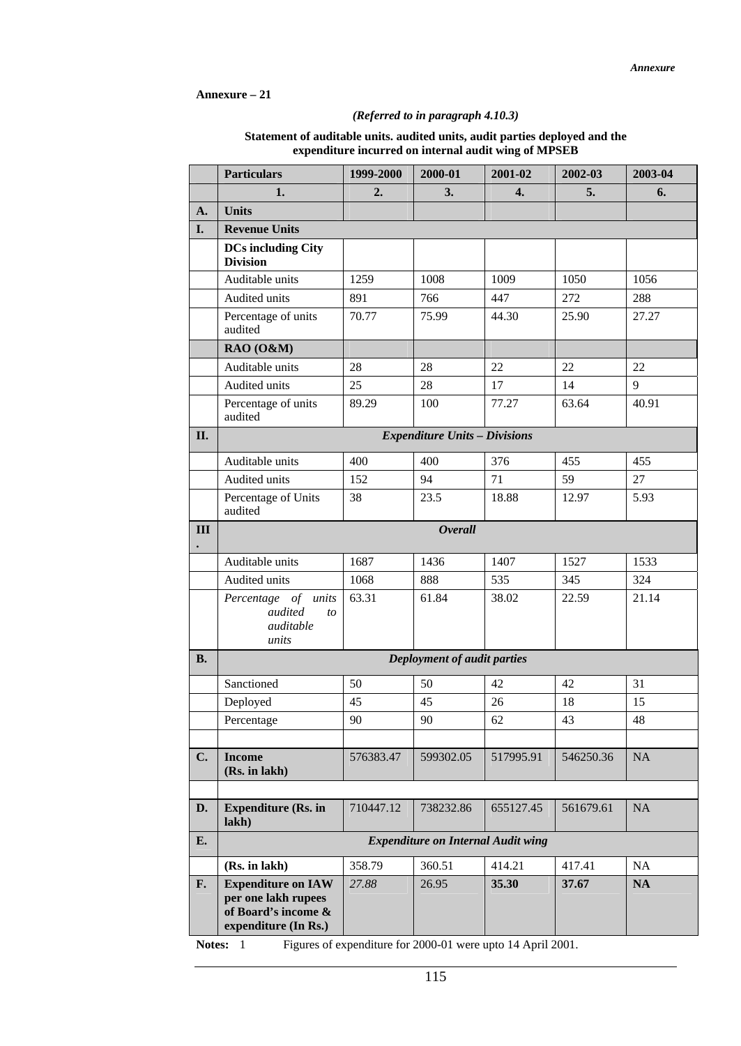**Annexure – 21**

*(Referred to in paragraph 4.10.3)*

**Statement of auditable units. audited units, audit parties deployed and the expenditure incurred on internal audit wing of MPSEB**

| | Particulars | 1999-2000 | 2000-01 | 2001-02 | 2002-03 | 2003-04 |
|---|---|---|---|---|---|---|
| | **1.** | **2.** | **3.** | **4.** | **5.** | **6.** |
| **A.** | **Units** | | | | | |
| **I.** | **Revenue Units** | | | | | |
| | **DCs including City Division** | | | | | |
| | Auditable units | 1259 | 1008 | 1009 | 1050 | 1056 |
| | Audited units | 891 | 766 | 447 | 272 | 288 |
| | Percentage of units audited | 70.77 | 75.99 | 44.30 | 25.90 | 27.27 |
| | **RAO (O&M)** | | | | | |
| | Auditable units | 28 | 28 | 22 | 22 | 22 |
| | Audited units | 25 | 28 | 17 | 14 | 9 |
| | Percentage of units audited | 89.29 | 100 | 77.27 | 63.64 | 40.91 |
| **II.** | ***Expenditure Units – Divisions*** | | | | | |
| | Auditable units | 400 | 400 | 376 | 455 | 455 |
| | Audited units | 152 | 94 | 71 | 59 | 27 |
| | Percentage of Units audited | 38 | 23.5 | 18.88 | 12.97 | 5.93 |
| **III.** | ***Overall*** | | | | | |
| | Auditable units | 1687 | 1436 | 1407 | 1527 | 1533 |
| | Audited units | 1068 | 888 | 535 | 345 | 324 |
| | *Percentage of units audited to auditable units* | 63.31 | 61.84 | 38.02 | 22.59 | 21.14 |
| **B.** | ***Deployment of audit parties*** | | | | | |
| | Sanctioned | 50 | 50 | 42 | 42 | 31 |
| | Deployed | 45 | 45 | 26 | 18 | 15 |
| | Percentage | 90 | 90 | 62 | 43 | 48 |
| | | | | | | |
| **C.** | **Income (Rs. in lakh)** | 576383.47 | 599302.05 | 517995.91 | 546250.36 | NA |
| | | | | | | |
| **D.** | **Expenditure (Rs. in lakh)** | 710447.12 | 738232.86 | 655127.45 | 561679.61 | NA |
| **E.** | ***Expenditure on Internal Audit wing*** | | | | | |
| | **(Rs. in lakh)** | 358.79 | 360.51 | 414.21 | 417.41 | NA |
| **F.** | **Expenditure on IAW per one lakh rupees of Board's income & expenditure (In Rs.)** | *27.88* | 26.95 | **35.30** | **37.67** | **NA** |

**Notes:** 1 Figures of expenditure for 2000-01 were upto 14 April 2001.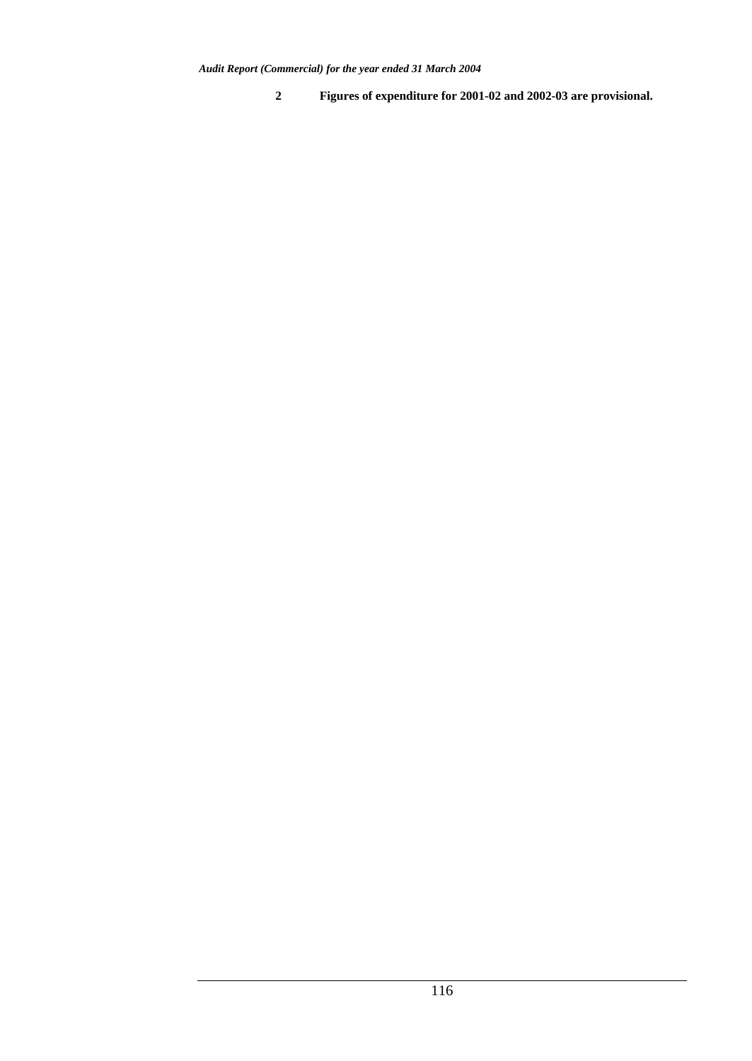**2 Figures of expenditure for 2001-02 and 2002-03 are provisional.**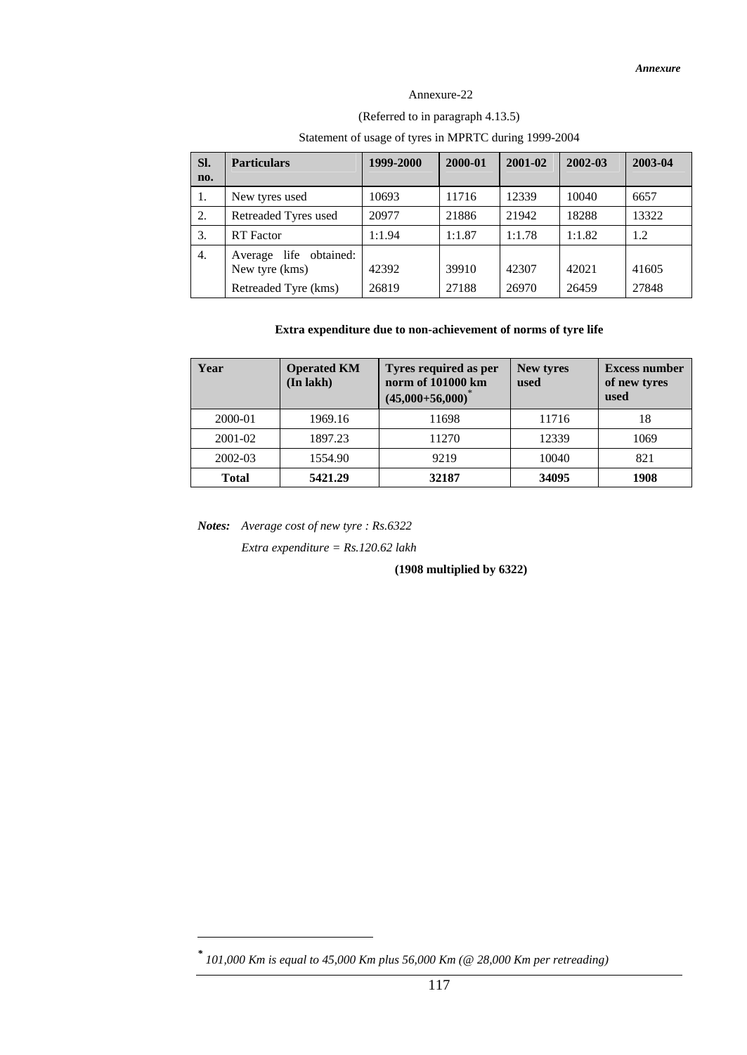Annexure-22

(Referred to in paragraph 4.13.5)

Statement of usage of tyres in MPRTC during 1999-2004

| Sl. no. | Particulars | 1999-2000 | 2000-01 | 2001-02 | 2002-03 | 2003-04 |
|---|---|---|---|---|---|---|
| 1. | New tyres used | 10693 | 11716 | 12339 | 10040 | 6657 |
| 2. | Retreaded Tyres used | 20977 | 21886 | 21942 | 18288 | 13322 |
| 3. | RT Factor | 1:1.94 | 1:1.87 | 1:1.78 | 1:1.82 | 1.2 |
| 4. | Average life obtained: New tyre (kms) | 42392 | 39910 | 42307 | 42021 | 41605 |
| | Retreaded Tyre (kms) | 26819 | 27188 | 26970 | 26459 | 27848 |

**Extra expenditure due to non-achievement of norms of tyre life**

| Year | Operated KM (In lakh) | Tyres required as per norm of 101000 km (45,000+56,000)* | New tyres used | Excess number of new tyres used |
|---|---|---|---|---|
| 2000-01 | 1969.16 | 11698 | 11716 | 18 |
| 2001-02 | 1897.23 | 11270 | 12339 | 1069 |
| 2002-03 | 1554.90 | 9219 | 10040 | 821 |
| **Total** | **5421.29** | **32187** | **34095** | **1908** |

***Notes:*** *Average cost of new tyre : Rs.6322*

*Extra expenditure = Rs.120.62 lakh*

**(1908 multiplied by 6322)**

* *101,000 Km is equal to 45,000 Km plus 56,000 Km (@ 28,000 Km per retreading)*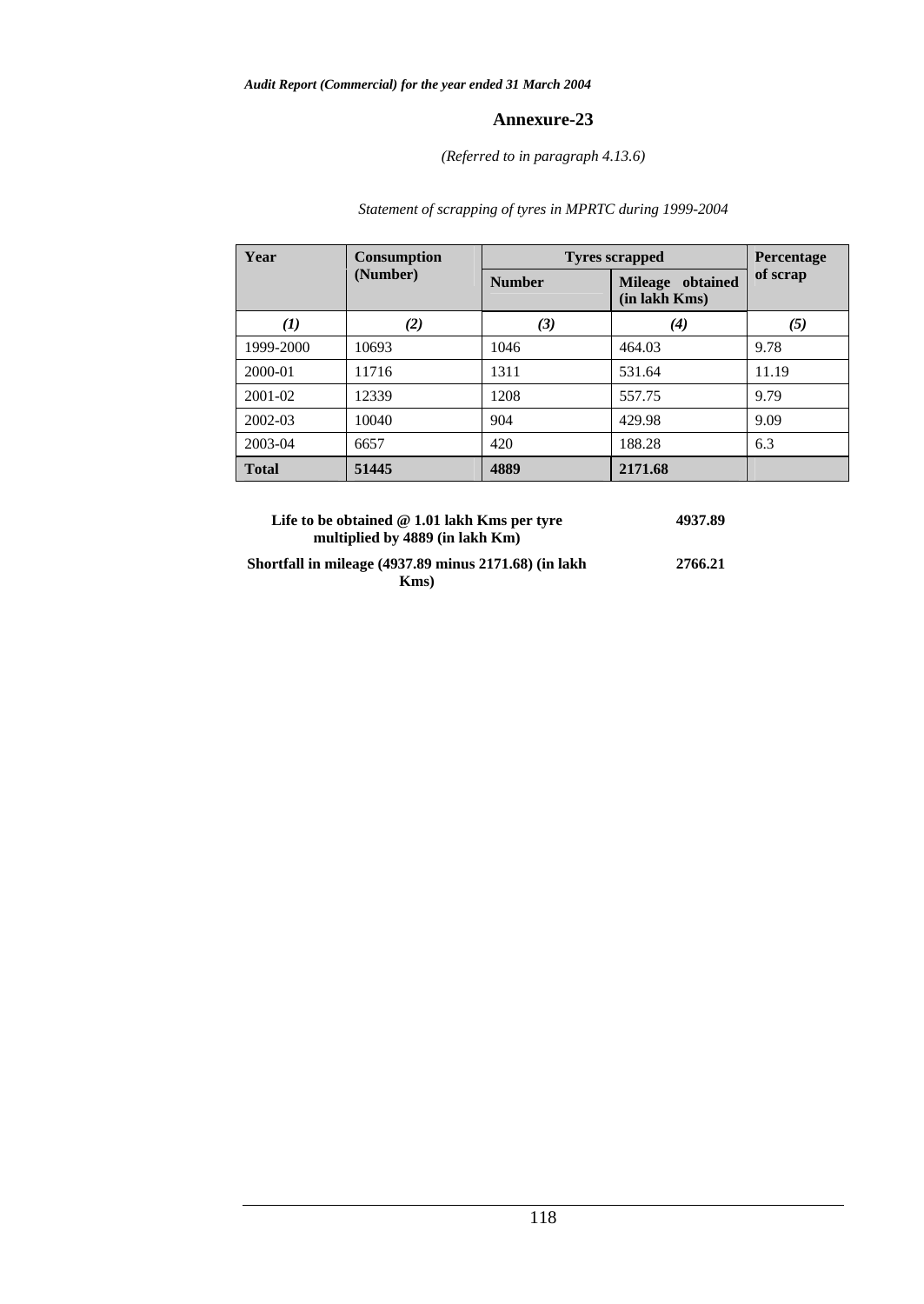## Annexure-23

*(Referred to in paragraph 4.13.6)*

*Statement of scrapping of tyres in MPRTC during 1999-2004*

| Year | Consumption (Number) | Tyres scrapped | | Percentage of scrap |
|---|---|---|---|---|
| | | Number | Mileage obtained (in lakh Kms) | |
| *(1)* | *(2)* | *(3)* | *(4)* | *(5)* |
| 1999-2000 | 10693 | 1046 | 464.03 | 9.78 |
| 2000-01 | 11716 | 1311 | 531.64 | 11.19 |
| 2001-02 | 12339 | 1208 | 557.75 | 9.79 |
| 2002-03 | 10040 | 904 | 429.98 | 9.09 |
| 2003-04 | 6657 | 420 | 188.28 | 6.3 |
| **Total** | **51445** | **4889** | **2171.68** | |

| | |
|---|---|
| **Life to be obtained @ 1.01 lakh Kms per tyre multiplied by 4889 (in lakh Km)** | **4937.89** |
| **Shortfall in mileage (4937.89 minus 2171.68) (in lakh Kms)** | **2766.21** |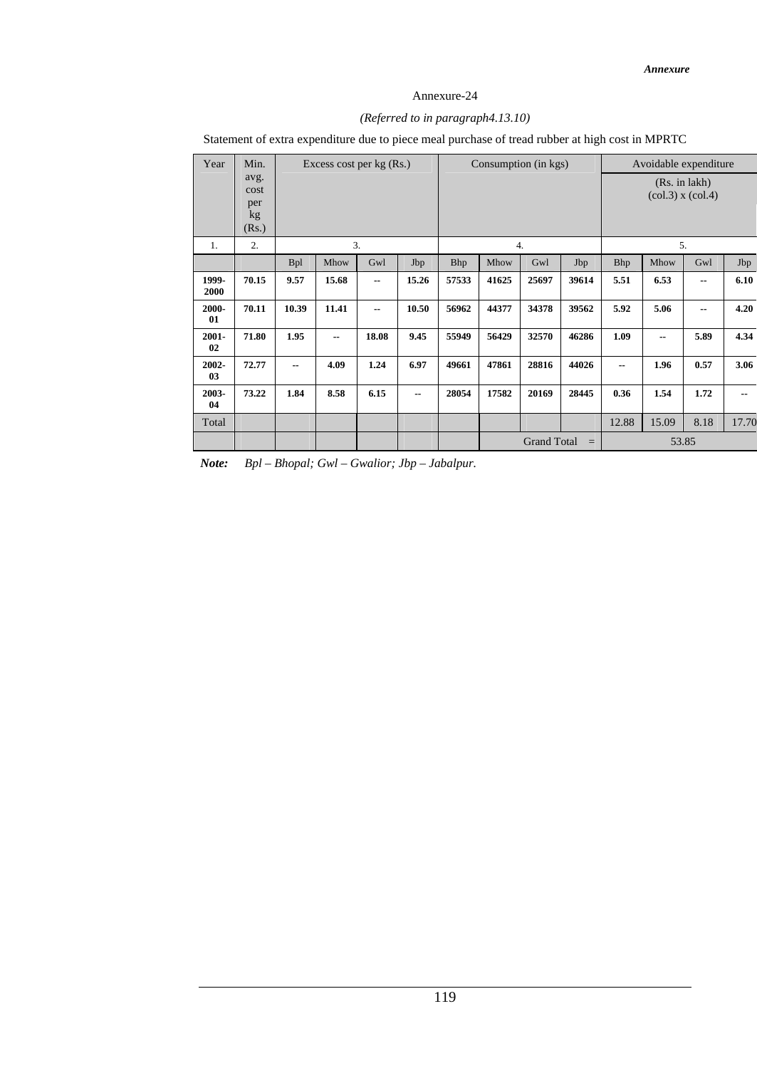Annexure-24

*(Referred to in paragraph4.13.10)*

Statement of extra expenditure due to piece meal purchase of tread rubber at high cost in MPRTC

| Year | Min. avg. cost per kg (Rs.) | Excess cost per kg (Rs.) | | | | Consumption (in kgs) | | | | Avoidable expenditure (Rs. in lakh) (col.3) x (col.4) | | | |
|---|---|---|---|---|---|---|---|---|---|---|---|---|---|
| 1. | 2. | 3. | | | | 4. | | | | 5. | | | |
| | | Bpl | Mhow | Gwl | Jbp | Bhp | Mhow | Gwl | Jbp | Bhp | Mhow | Gwl | Jbp |
| **1999-2000** | **70.15** | **9.57** | **15.68** | **--** | **15.26** | **57533** | **41625** | **25697** | **39614** | **5.51** | **6.53** | **--** | **6.10** |
| **2000-01** | **70.11** | **10.39** | **11.41** | **--** | **10.50** | **56962** | **44377** | **34378** | **39562** | **5.92** | **5.06** | **--** | **4.20** |
| **2001-02** | **71.80** | **1.95** | **--** | **18.08** | **9.45** | **55949** | **56429** | **32570** | **46286** | **1.09** | **--** | **5.89** | **4.34** |
| **2002-03** | **72.77** | **--** | **4.09** | **1.24** | **6.97** | **49661** | **47861** | **28816** | **44026** | **--** | **1.96** | **0.57** | **3.06** |
| **2003-04** | **73.22** | **1.84** | **8.58** | **6.15** | **--** | **28054** | **17582** | **20169** | **28445** | **0.36** | **1.54** | **1.72** | **--** |
| Total | | | | | | | | | | 12.88 | 15.09 | 8.18 | 17.70 |
| | | | | | | | | Grand Total | = | 53.85 | | | |

***Note:*** *Bpl – Bhopal; Gwl – Gwalior; Jbp – Jabalpur.*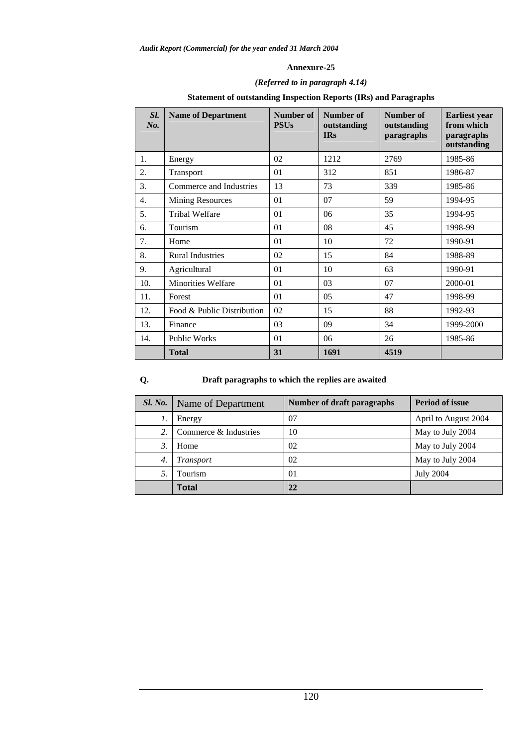## Annexure-25

*(Referred to in paragraph 4.14)*

### Statement of outstanding Inspection Reports (IRs) and Paragraphs

| *Sl. No.* | Name of Department | Number of PSUs | Number of outstanding IRs | Number of outstanding paragraphs | Earliest year from which paragraphs outstanding |
|---|---|---|---|---|---|
| 1. | Energy | 02 | 1212 | 2769 | 1985-86 |
| 2. | Transport | 01 | 312 | 851 | 1986-87 |
| 3. | Commerce and Industries | 13 | 73 | 339 | 1985-86 |
| 4. | Mining Resources | 01 | 07 | 59 | 1994-95 |
| 5. | Tribal Welfare | 01 | 06 | 35 | 1994-95 |
| 6. | Tourism | 01 | 08 | 45 | 1998-99 |
| 7. | Home | 01 | 10 | 72 | 1990-91 |
| 8. | Rural Industries | 02 | 15 | 84 | 1988-89 |
| 9. | Agricultural | 01 | 10 | 63 | 1990-91 |
| 10. | Minorities Welfare | 01 | 03 | 07 | 2000-01 |
| 11. | Forest | 01 | 05 | 47 | 1998-99 |
| 12. | Food & Public Distribution | 02 | 15 | 88 | 1992-93 |
| 13. | Finance | 03 | 09 | 34 | 1999-2000 |
| 14. | Public Works | 01 | 06 | 26 | 1985-86 |
| | **Total** | **31** | **1691** | **4519** | |

**Q. Draft paragraphs to which the replies are awaited**

| *Sl. No.* | Name of Department | Number of draft paragraphs | Period of issue |
|---|---|---|---|
| *1.* | Energy | 07 | April to August 2004 |
| *2.* | Commerce & Industries | 10 | May to July 2004 |
| *3.* | Home | 02 | May to July 2004 |
| *4.* | *Transport* | 02 | May to July 2004 |
| *5.* | Tourism | 01 | July 2004 |
| | **Total** | **22** | |